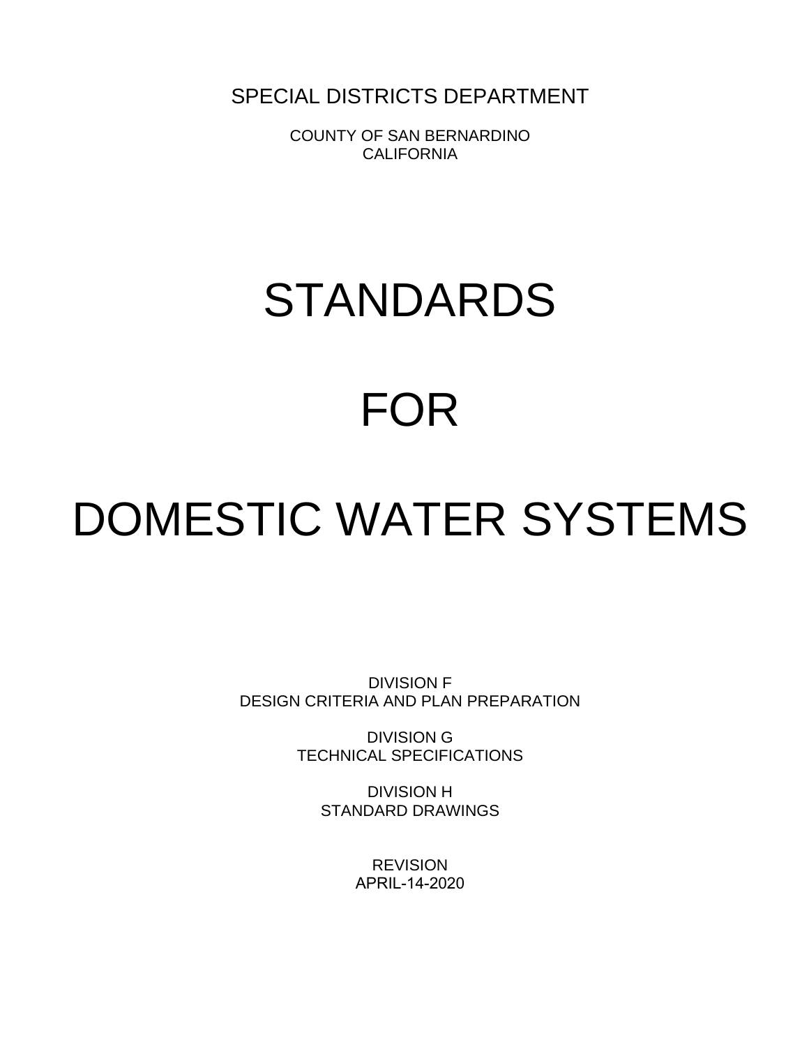SPECIAL DISTRICTS DEPARTMENT

COUNTY OF SAN BERNARDINO
CALIFORNIA

# STANDARDS

# FOR

# DOMESTIC WATER SYSTEMS

DIVISION F
DESIGN CRITERIA AND PLAN PREPARATION

DIVISION G
TECHNICAL SPECIFICATIONS

DIVISION H
STANDARD DRAWINGS

REVISION
APRIL-14-2020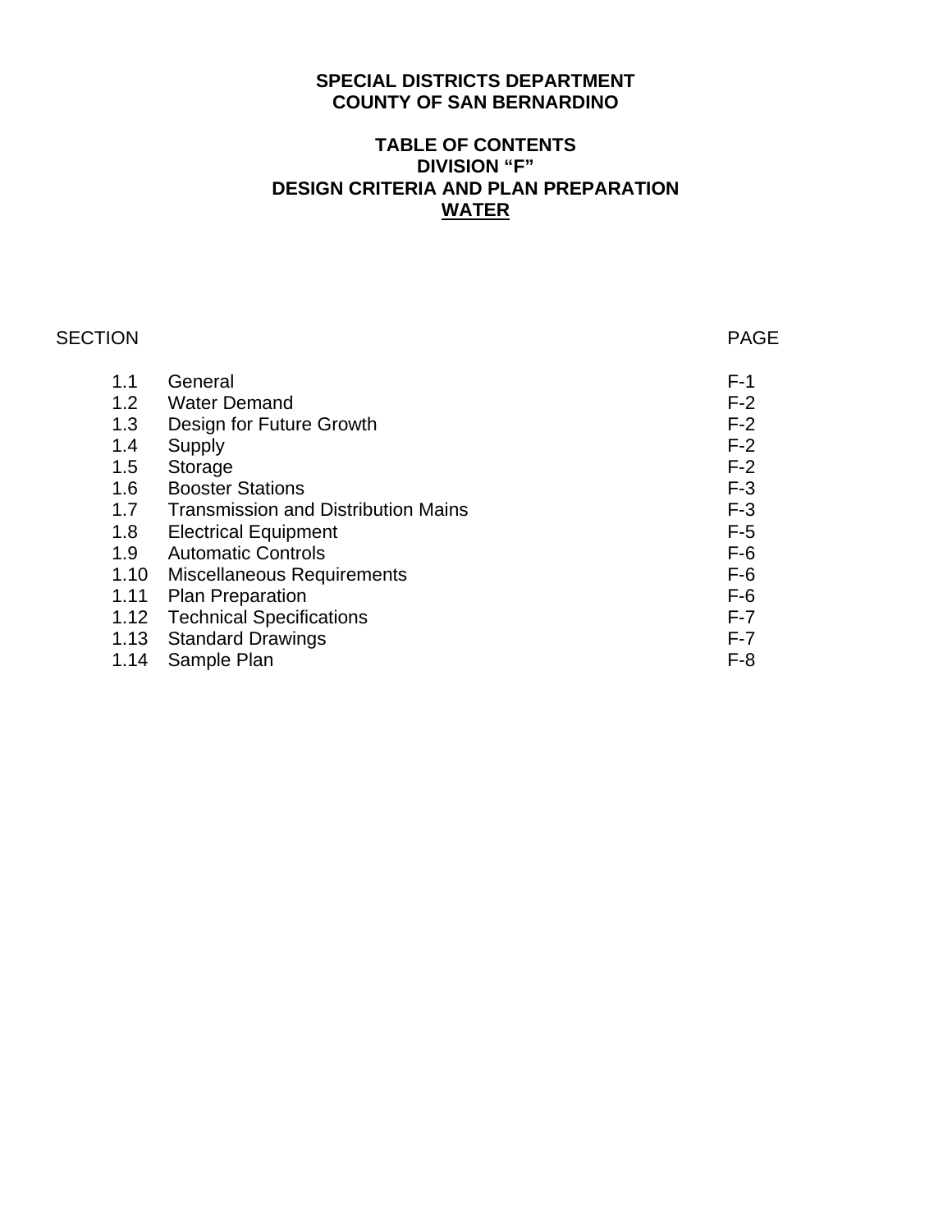**SPECIAL DISTRICTS DEPARTMENT**
**COUNTY OF SAN BERNARDINO**

**TABLE OF CONTENTS**
**DIVISION "F"**
**DESIGN CRITERIA AND PLAN PREPARATION**
**WATER**

| SECTION | | PAGE |
|---|---|---|
| 1.1 | General | F-1 |
| 1.2 | Water Demand | F-2 |
| 1.3 | Design for Future Growth | F-2 |
| 1.4 | Supply | F-2 |
| 1.5 | Storage | F-2 |
| 1.6 | Booster Stations | F-3 |
| 1.7 | Transmission and Distribution Mains | F-3 |
| 1.8 | Electrical Equipment | F-5 |
| 1.9 | Automatic Controls | F-6 |
| 1.10 | Miscellaneous Requirements | F-6 |
| 1.11 | Plan Preparation | F-6 |
| 1.12 | Technical Specifications | F-7 |
| 1.13 | Standard Drawings | F-7 |
| 1.14 | Sample Plan | F-8 |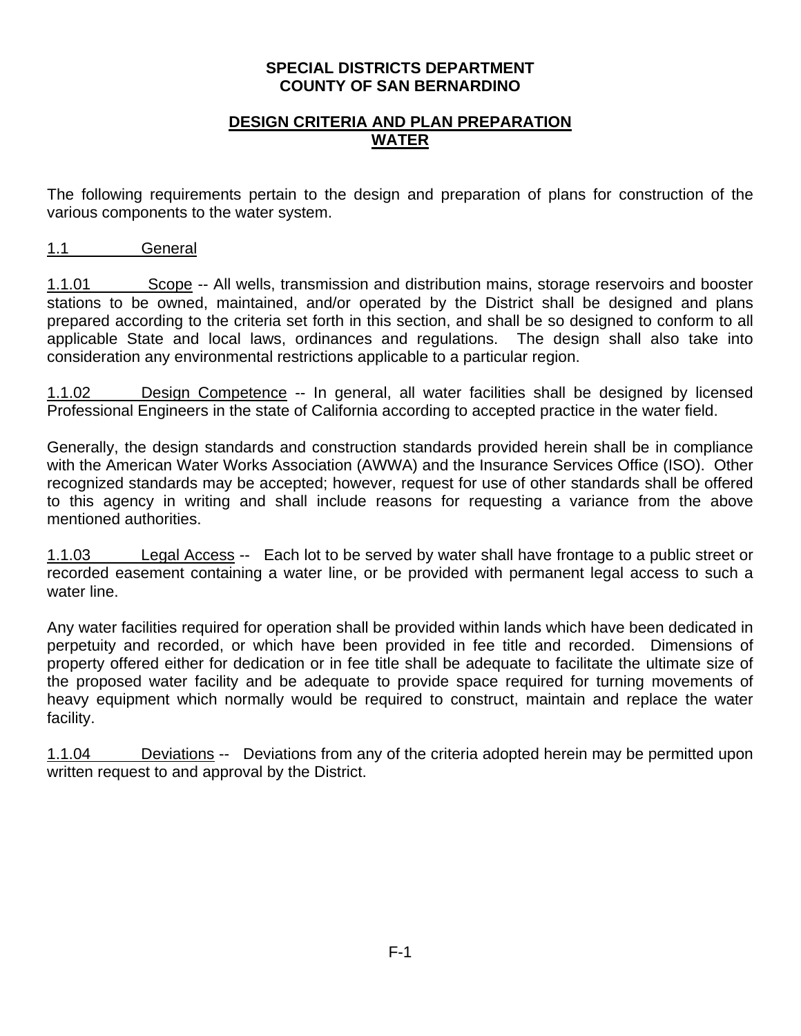**SPECIAL DISTRICTS DEPARTMENT**
**COUNTY OF SAN BERNARDINO**

# DESIGN CRITERIA AND PLAN PREPARATION WATER

The following requirements pertain to the design and preparation of plans for construction of the various components to the water system.

## 1.1 General

1.1.01 Scope -- All wells, transmission and distribution mains, storage reservoirs and booster stations to be owned, maintained, and/or operated by the District shall be designed and plans prepared according to the criteria set forth in this section, and shall be so designed to conform to all applicable State and local laws, ordinances and regulations. The design shall also take into consideration any environmental restrictions applicable to a particular region.

1.1.02 Design Competence -- In general, all water facilities shall be designed by licensed Professional Engineers in the state of California according to accepted practice in the water field.

Generally, the design standards and construction standards provided herein shall be in compliance with the American Water Works Association (AWWA) and the Insurance Services Office (ISO). Other recognized standards may be accepted; however, request for use of other standards shall be offered to this agency in writing and shall include reasons for requesting a variance from the above mentioned authorities.

1.1.03 Legal Access -- Each lot to be served by water shall have frontage to a public street or recorded easement containing a water line, or be provided with permanent legal access to such a water line.

Any water facilities required for operation shall be provided within lands which have been dedicated in perpetuity and recorded, or which have been provided in fee title and recorded. Dimensions of property offered either for dedication or in fee title shall be adequate to facilitate the ultimate size of the proposed water facility and be adequate to provide space required for turning movements of heavy equipment which normally would be required to construct, maintain and replace the water facility.

1.1.04 Deviations -- Deviations from any of the criteria adopted herein may be permitted upon written request to and approval by the District.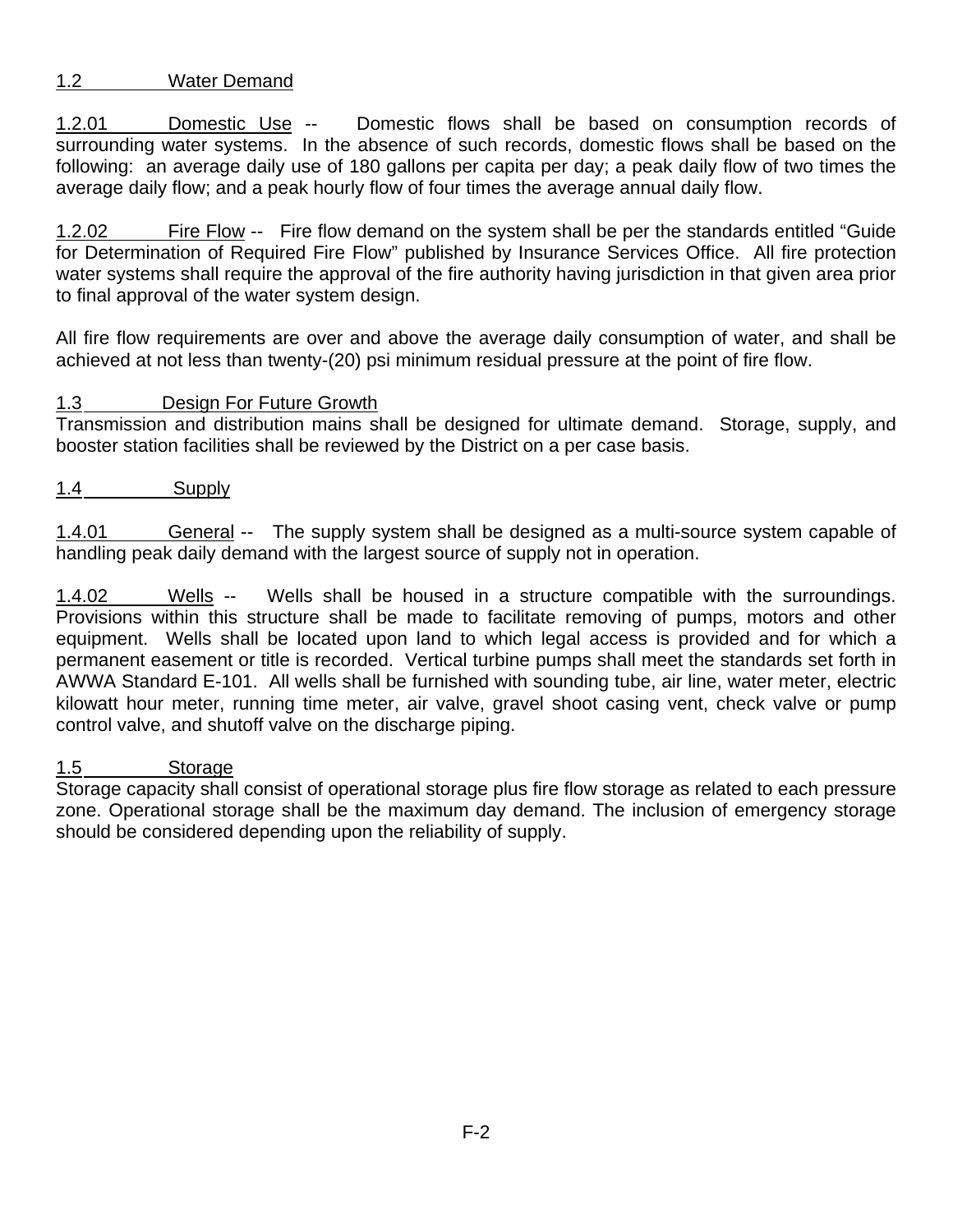## 1.2 Water Demand

1.2.01 Domestic Use -- Domestic flows shall be based on consumption records of surrounding water systems. In the absence of such records, domestic flows shall be based on the following: an average daily use of 180 gallons per capita per day; a peak daily flow of two times the average daily flow; and a peak hourly flow of four times the average annual daily flow.

1.2.02 Fire Flow -- Fire flow demand on the system shall be per the standards entitled "Guide for Determination of Required Fire Flow" published by Insurance Services Office. All fire protection water systems shall require the approval of the fire authority having jurisdiction in that given area prior to final approval of the water system design.

All fire flow requirements are over and above the average daily consumption of water, and shall be achieved at not less than twenty-(20) psi minimum residual pressure at the point of fire flow.

## 1.3 Design For Future Growth

Transmission and distribution mains shall be designed for ultimate demand. Storage, supply, and booster station facilities shall be reviewed by the District on a per case basis.

## 1.4 Supply

1.4.01 General -- The supply system shall be designed as a multi-source system capable of handling peak daily demand with the largest source of supply not in operation.

1.4.02 Wells -- Wells shall be housed in a structure compatible with the surroundings. Provisions within this structure shall be made to facilitate removing of pumps, motors and other equipment. Wells shall be located upon land to which legal access is provided and for which a permanent easement or title is recorded. Vertical turbine pumps shall meet the standards set forth in AWWA Standard E-101. All wells shall be furnished with sounding tube, air line, water meter, electric kilowatt hour meter, running time meter, air valve, gravel shoot casing vent, check valve or pump control valve, and shutoff valve on the discharge piping.

## 1.5 Storage

Storage capacity shall consist of operational storage plus fire flow storage as related to each pressure zone. Operational storage shall be the maximum day demand. The inclusion of emergency storage should be considered depending upon the reliability of supply.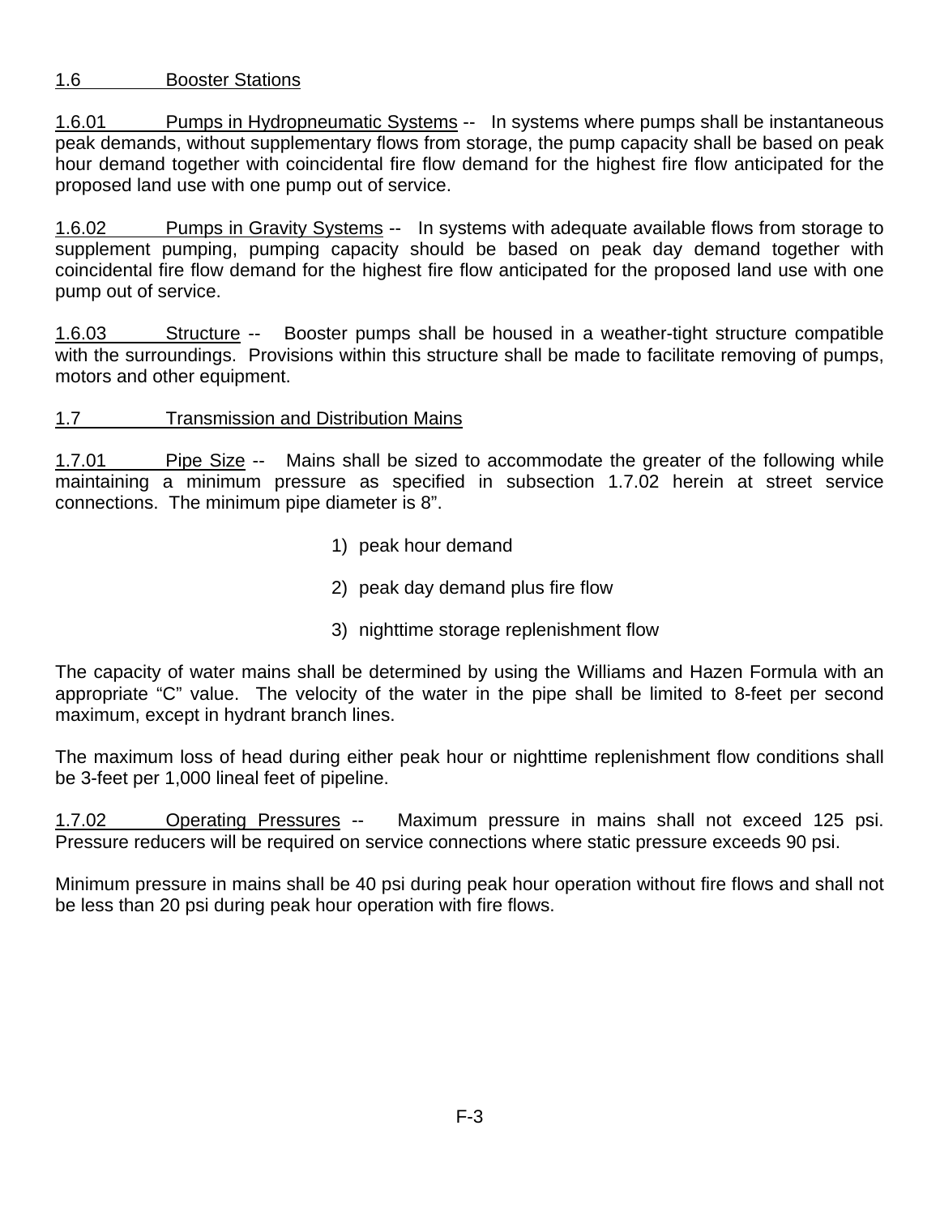## 1.6 Booster Stations

1.6.01 Pumps in Hydropneumatic Systems -- In systems where pumps shall be instantaneous peak demands, without supplementary flows from storage, the pump capacity shall be based on peak hour demand together with coincidental fire flow demand for the highest fire flow anticipated for the proposed land use with one pump out of service.

1.6.02 Pumps in Gravity Systems -- In systems with adequate available flows from storage to supplement pumping, pumping capacity should be based on peak day demand together with coincidental fire flow demand for the highest fire flow anticipated for the proposed land use with one pump out of service.

1.6.03 Structure -- Booster pumps shall be housed in a weather-tight structure compatible with the surroundings. Provisions within this structure shall be made to facilitate removing of pumps, motors and other equipment.

## 1.7 Transmission and Distribution Mains

1.7.01 Pipe Size -- Mains shall be sized to accommodate the greater of the following while maintaining a minimum pressure as specified in subsection 1.7.02 herein at street service connections. The minimum pipe diameter is 8".

1) peak hour demand

2) peak day demand plus fire flow

3) nighttime storage replenishment flow

The capacity of water mains shall be determined by using the Williams and Hazen Formula with an appropriate "C" value. The velocity of the water in the pipe shall be limited to 8-feet per second maximum, except in hydrant branch lines.

The maximum loss of head during either peak hour or nighttime replenishment flow conditions shall be 3-feet per 1,000 lineal feet of pipeline.

1.7.02 Operating Pressures -- Maximum pressure in mains shall not exceed 125 psi. Pressure reducers will be required on service connections where static pressure exceeds 90 psi.

Minimum pressure in mains shall be 40 psi during peak hour operation without fire flows and shall not be less than 20 psi during peak hour operation with fire flows.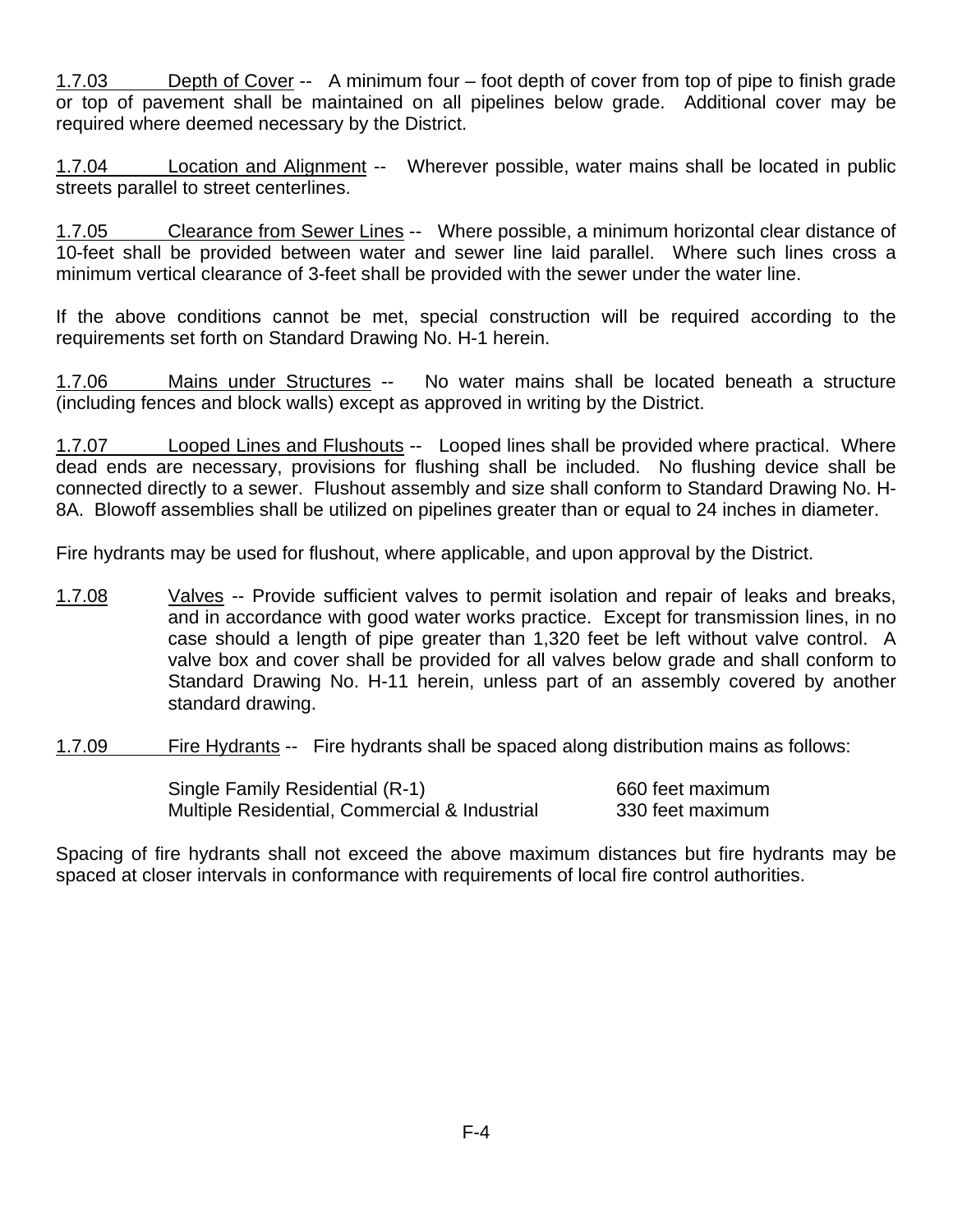1.7.03 Depth of Cover -- A minimum four – foot depth of cover from top of pipe to finish grade or top of pavement shall be maintained on all pipelines below grade. Additional cover may be required where deemed necessary by the District.

1.7.04 Location and Alignment -- Wherever possible, water mains shall be located in public streets parallel to street centerlines.

1.7.05 Clearance from Sewer Lines -- Where possible, a minimum horizontal clear distance of 10-feet shall be provided between water and sewer line laid parallel. Where such lines cross a minimum vertical clearance of 3-feet shall be provided with the sewer under the water line.

If the above conditions cannot be met, special construction will be required according to the requirements set forth on Standard Drawing No. H-1 herein.

1.7.06 Mains under Structures -- No water mains shall be located beneath a structure (including fences and block walls) except as approved in writing by the District.

1.7.07 Looped Lines and Flushouts -- Looped lines shall be provided where practical. Where dead ends are necessary, provisions for flushing shall be included. No flushing device shall be connected directly to a sewer. Flushout assembly and size shall conform to Standard Drawing No. H-8A. Blowoff assemblies shall be utilized on pipelines greater than or equal to 24 inches in diameter.

Fire hydrants may be used for flushout, where applicable, and upon approval by the District.

1.7.08 Valves -- Provide sufficient valves to permit isolation and repair of leaks and breaks, and in accordance with good water works practice. Except for transmission lines, in no case should a length of pipe greater than 1,320 feet be left without valve control. A valve box and cover shall be provided for all valves below grade and shall conform to Standard Drawing No. H-11 herein, unless part of an assembly covered by another standard drawing.

1.7.09 Fire Hydrants -- Fire hydrants shall be spaced along distribution mains as follows:

| | |
|---|---|
| Single Family Residential (R-1) | 660 feet maximum |
| Multiple Residential, Commercial & Industrial | 330 feet maximum |

Spacing of fire hydrants shall not exceed the above maximum distances but fire hydrants may be spaced at closer intervals in conformance with requirements of local fire control authorities.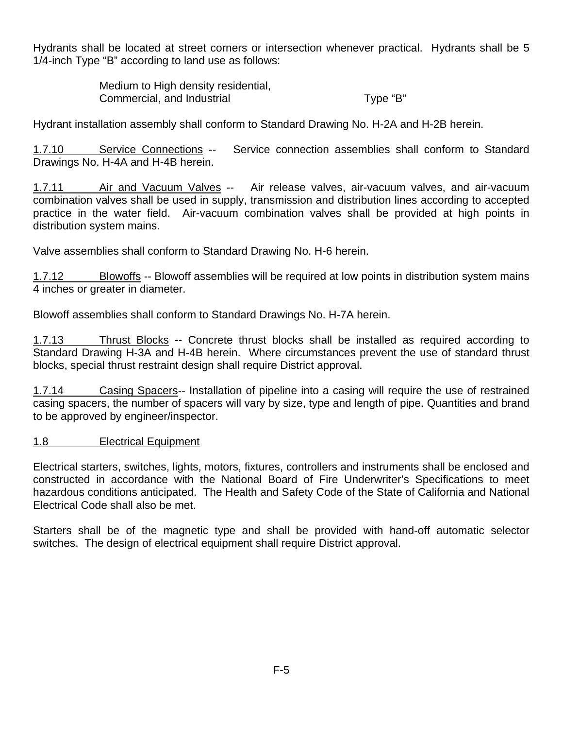Hydrants shall be located at street corners or intersection whenever practical. Hydrants shall be 5 1/4-inch Type "B" according to land use as follows:

| | |
|---|---|
| Medium to High density residential, Commercial, and Industrial | Type "B" |

Hydrant installation assembly shall conform to Standard Drawing No. H-2A and H-2B herein.

<u>1.7.10 Service Connections</u> -- Service connection assemblies shall conform to Standard Drawings No. H-4A and H-4B herein.

<u>1.7.11 Air and Vacuum Valves</u> -- Air release valves, air-vacuum valves, and air-vacuum combination valves shall be used in supply, transmission and distribution lines according to accepted practice in the water field. Air-vacuum combination valves shall be provided at high points in distribution system mains.

Valve assemblies shall conform to Standard Drawing No. H-6 herein.

<u>1.7.12 Blowoffs</u> -- Blowoff assemblies will be required at low points in distribution system mains 4 inches or greater in diameter.

Blowoff assemblies shall conform to Standard Drawings No. H-7A herein.

<u>1.7.13 Thrust Blocks</u> -- Concrete thrust blocks shall be installed as required according to Standard Drawing H-3A and H-4B herein. Where circumstances prevent the use of standard thrust blocks, special thrust restraint design shall require District approval.

<u>1.7.14 Casing Spacers</u>-- Installation of pipeline into a casing will require the use of restrained casing spacers, the number of spacers will vary by size, type and length of pipe. Quantities and brand to be approved by engineer/inspector.

## <u>1.8 Electrical Equipment</u>

Electrical starters, switches, lights, motors, fixtures, controllers and instruments shall be enclosed and constructed in accordance with the National Board of Fire Underwriter's Specifications to meet hazardous conditions anticipated. The Health and Safety Code of the State of California and National Electrical Code shall also be met.

Starters shall be of the magnetic type and shall be provided with hand-off automatic selector switches. The design of electrical equipment shall require District approval.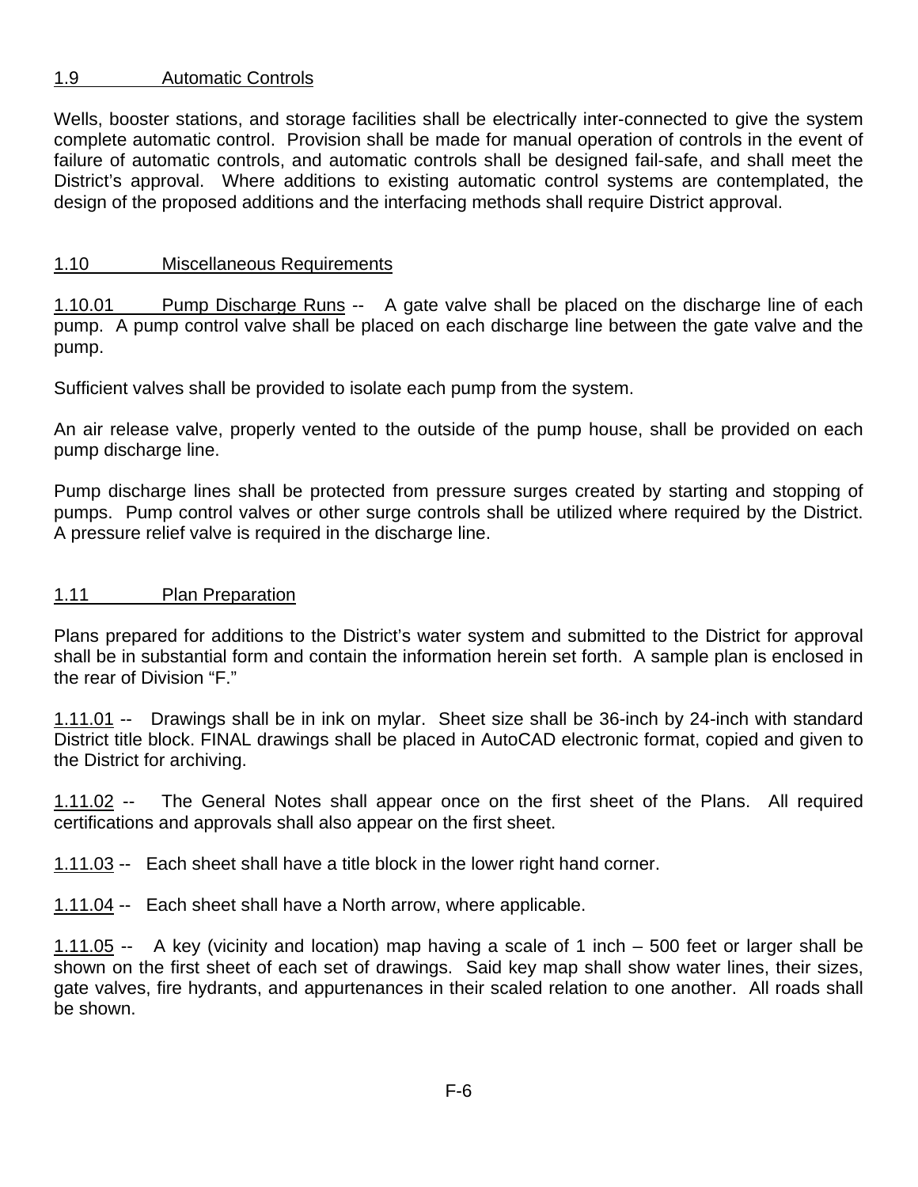## 1.9 Automatic Controls

Wells, booster stations, and storage facilities shall be electrically inter-connected to give the system complete automatic control. Provision shall be made for manual operation of controls in the event of failure of automatic controls, and automatic controls shall be designed fail-safe, and shall meet the District's approval. Where additions to existing automatic control systems are contemplated, the design of the proposed additions and the interfacing methods shall require District approval.

## 1.10 Miscellaneous Requirements

1.10.01 Pump Discharge Runs -- A gate valve shall be placed on the discharge line of each pump. A pump control valve shall be placed on each discharge line between the gate valve and the pump.

Sufficient valves shall be provided to isolate each pump from the system.

An air release valve, properly vented to the outside of the pump house, shall be provided on each pump discharge line.

Pump discharge lines shall be protected from pressure surges created by starting and stopping of pumps. Pump control valves or other surge controls shall be utilized where required by the District. A pressure relief valve is required in the discharge line.

## 1.11 Plan Preparation

Plans prepared for additions to the District's water system and submitted to the District for approval shall be in substantial form and contain the information herein set forth. A sample plan is enclosed in the rear of Division "F."

1.11.01 -- Drawings shall be in ink on mylar. Sheet size shall be 36-inch by 24-inch with standard District title block. FINAL drawings shall be placed in AutoCAD electronic format, copied and given to the District for archiving.

1.11.02 -- The General Notes shall appear once on the first sheet of the Plans. All required certifications and approvals shall also appear on the first sheet.

1.11.03 -- Each sheet shall have a title block in the lower right hand corner.

1.11.04 -- Each sheet shall have a North arrow, where applicable.

1.11.05 -- A key (vicinity and location) map having a scale of 1 inch – 500 feet or larger shall be shown on the first sheet of each set of drawings. Said key map shall show water lines, their sizes, gate valves, fire hydrants, and appurtenances in their scaled relation to one another. All roads shall be shown.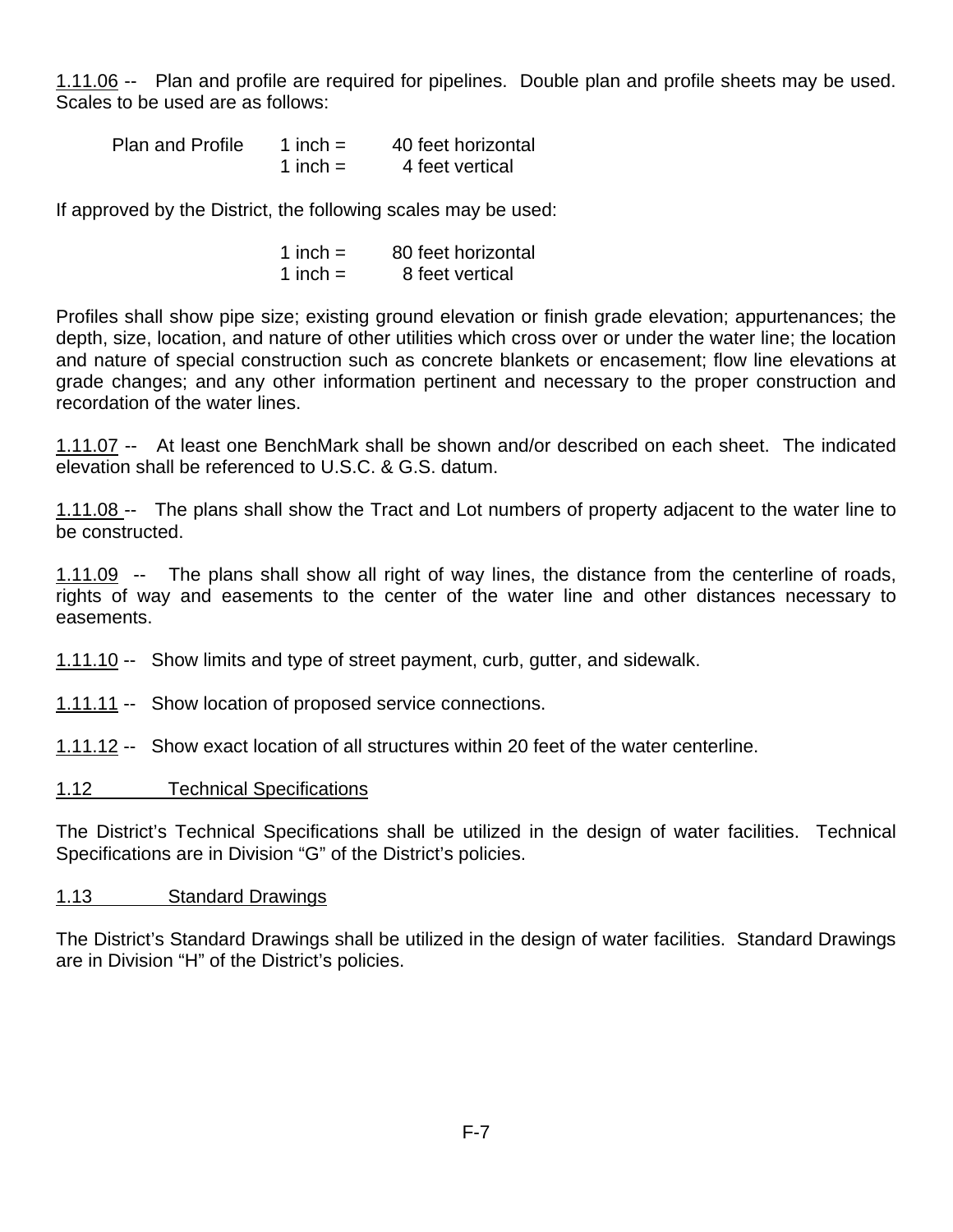1.11.06 -- Plan and profile are required for pipelines. Double plan and profile sheets may be used. Scales to be used are as follows:

| | | |
|---|---|---|
| Plan and Profile | 1 inch = | 40 feet horizontal |
| | 1 inch = | 4 feet vertical |

If approved by the District, the following scales may be used:

| | |
|---|---|
| 1 inch = | 80 feet horizontal |
| 1 inch = | 8 feet vertical |

Profiles shall show pipe size; existing ground elevation or finish grade elevation; appurtenances; the depth, size, location, and nature of other utilities which cross over or under the water line; the location and nature of special construction such as concrete blankets or encasement; flow line elevations at grade changes; and any other information pertinent and necessary to the proper construction and recordation of the water lines.

1.11.07 -- At least one BenchMark shall be shown and/or described on each sheet. The indicated elevation shall be referenced to U.S.C. & G.S. datum.

1.11.08 -- The plans shall show the Tract and Lot numbers of property adjacent to the water line to be constructed.

1.11.09 -- The plans shall show all right of way lines, the distance from the centerline of roads, rights of way and easements to the center of the water line and other distances necessary to easements.

1.11.10 -- Show limits and type of street payment, curb, gutter, and sidewalk.

1.11.11 -- Show location of proposed service connections.

1.11.12 -- Show exact location of all structures within 20 feet of the water centerline.

## 1.12 Technical Specifications

The District's Technical Specifications shall be utilized in the design of water facilities. Technical Specifications are in Division "G" of the District's policies.

## 1.13 Standard Drawings

The District's Standard Drawings shall be utilized in the design of water facilities. Standard Drawings are in Division "H" of the District's policies.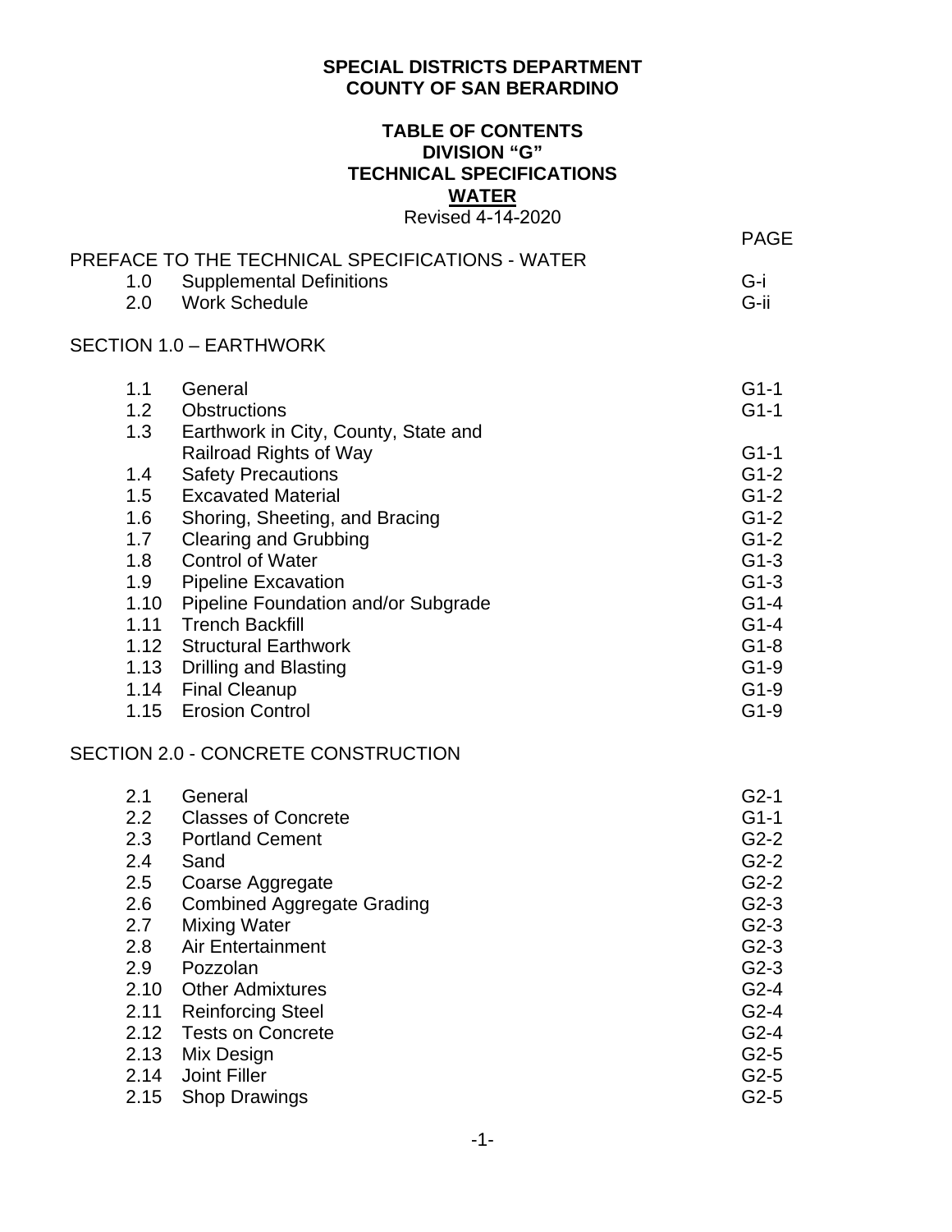**SPECIAL DISTRICTS DEPARTMENT**
**COUNTY OF SAN BERARDINO**

**TABLE OF CONTENTS**
**DIVISION "G"**
**TECHNICAL SPECIFICATIONS**
**WATER**
Revised 4-14-2020

| | | PAGE |
|---|---|---|
| PREFACE TO THE TECHNICAL SPECIFICATIONS - WATER | | |
| 1.0 | Supplemental Definitions | G-i |
| 2.0 | Work Schedule | G-ii |
| SECTION 1.0 – EARTHWORK | | |
| 1.1 | General | G1-1 |
| 1.2 | Obstructions | G1-1 |
| 1.3 | Earthwork in City, County, State and Railroad Rights of Way | G1-1 |
| 1.4 | Safety Precautions | G1-2 |
| 1.5 | Excavated Material | G1-2 |
| 1.6 | Shoring, Sheeting, and Bracing | G1-2 |
| 1.7 | Clearing and Grubbing | G1-2 |
| 1.8 | Control of Water | G1-3 |
| 1.9 | Pipeline Excavation | G1-3 |
| 1.10 | Pipeline Foundation and/or Subgrade | G1-4 |
| 1.11 | Trench Backfill | G1-4 |
| 1.12 | Structural Earthwork | G1-8 |
| 1.13 | Drilling and Blasting | G1-9 |
| 1.14 | Final Cleanup | G1-9 |
| 1.15 | Erosion Control | G1-9 |
| SECTION 2.0 - CONCRETE CONSTRUCTION | | |
| 2.1 | General | G2-1 |
| 2.2 | Classes of Concrete | G1-1 |
| 2.3 | Portland Cement | G2-2 |
| 2.4 | Sand | G2-2 |
| 2.5 | Coarse Aggregate | G2-2 |
| 2.6 | Combined Aggregate Grading | G2-3 |
| 2.7 | Mixing Water | G2-3 |
| 2.8 | Air Entertainment | G2-3 |
| 2.9 | Pozzolan | G2-3 |
| 2.10 | Other Admixtures | G2-4 |
| 2.11 | Reinforcing Steel | G2-4 |
| 2.12 | Tests on Concrete | G2-4 |
| 2.13 | Mix Design | G2-5 |
| 2.14 | Joint Filler | G2-5 |
| 2.15 | Shop Drawings | G2-5 |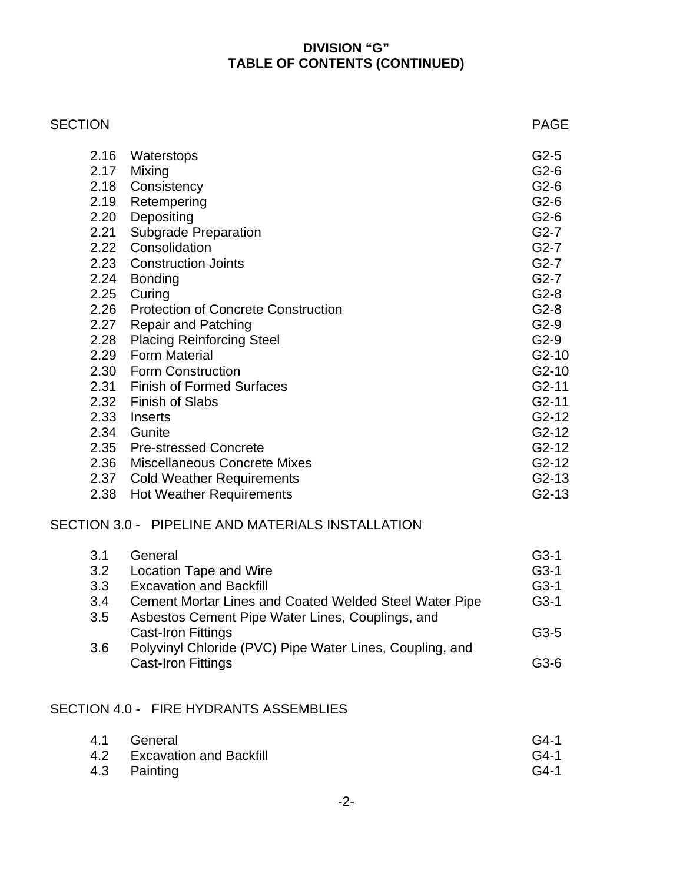# DIVISION "G"
# TABLE OF CONTENTS (CONTINUED)

| SECTION | | PAGE |
|---|---|---|
| 2.16 | Waterstops | G2-5 |
| 2.17 | Mixing | G2-6 |
| 2.18 | Consistency | G2-6 |
| 2.19 | Retempering | G2-6 |
| 2.20 | Depositing | G2-6 |
| 2.21 | Subgrade Preparation | G2-7 |
| 2.22 | Consolidation | G2-7 |
| 2.23 | Construction Joints | G2-7 |
| 2.24 | Bonding | G2-7 |
| 2.25 | Curing | G2-8 |
| 2.26 | Protection of Concrete Construction | G2-8 |
| 2.27 | Repair and Patching | G2-9 |
| 2.28 | Placing Reinforcing Steel | G2-9 |
| 2.29 | Form Material | G2-10 |
| 2.30 | Form Construction | G2-10 |
| 2.31 | Finish of Formed Surfaces | G2-11 |
| 2.32 | Finish of Slabs | G2-11 |
| 2.33 | Inserts | G2-12 |
| 2.34 | Gunite | G2-12 |
| 2.35 | Pre-stressed Concrete | G2-12 |
| 2.36 | Miscellaneous Concrete Mixes | G2-12 |
| 2.37 | Cold Weather Requirements | G2-13 |
| 2.38 | Hot Weather Requirements | G2-13 |

SECTION 3.0 - PIPELINE AND MATERIALS INSTALLATION

| | | |
|---|---|---|
| 3.1 | General | G3-1 |
| 3.2 | Location Tape and Wire | G3-1 |
| 3.3 | Excavation and Backfill | G3-1 |
| 3.4 | Cement Mortar Lines and Coated Welded Steel Water Pipe | G3-1 |
| 3.5 | Asbestos Cement Pipe Water Lines, Couplings, and Cast-Iron Fittings | G3-5 |
| 3.6 | Polyvinyl Chloride (PVC) Pipe Water Lines, Coupling, and Cast-Iron Fittings | G3-6 |

SECTION 4.0 - FIRE HYDRANTS ASSEMBLIES

| | | |
|---|---|---|
| 4.1 | General | G4-1 |
| 4.2 | Excavation and Backfill | G4-1 |
| 4.3 | Painting | G4-1 |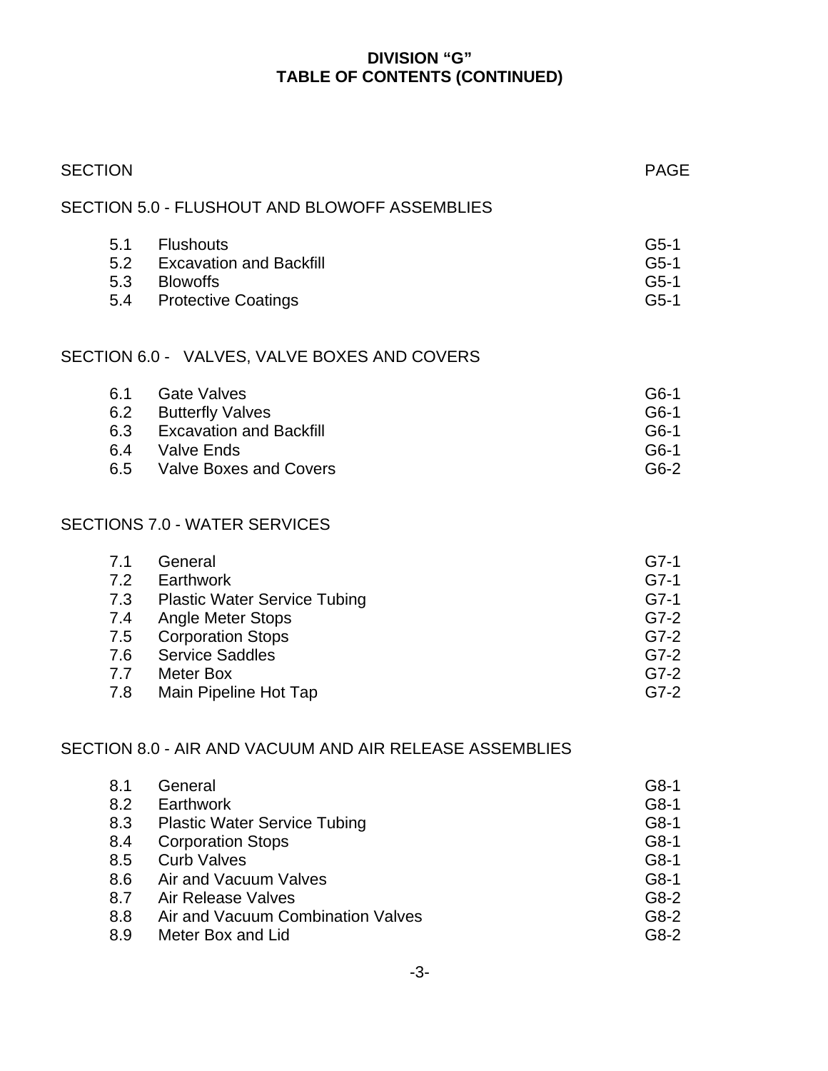# DIVISION "G"
## TABLE OF CONTENTS (CONTINUED)

| SECTION | | PAGE |
|---|---|---|
| **SECTION 5.0 - FLUSHOUT AND BLOWOFF ASSEMBLIES** | | |
| 5.1 | Flushouts | G5-1 |
| 5.2 | Excavation and Backfill | G5-1 |
| 5.3 | Blowoffs | G5-1 |
| 5.4 | Protective Coatings | G5-1 |
| **SECTION 6.0 - VALVES, VALVE BOXES AND COVERS** | | |
| 6.1 | Gate Valves | G6-1 |
| 6.2 | Butterfly Valves | G6-1 |
| 6.3 | Excavation and Backfill | G6-1 |
| 6.4 | Valve Ends | G6-1 |
| 6.5 | Valve Boxes and Covers | G6-2 |
| **SECTIONS 7.0 - WATER SERVICES** | | |
| 7.1 | General | G7-1 |
| 7.2 | Earthwork | G7-1 |
| 7.3 | Plastic Water Service Tubing | G7-1 |
| 7.4 | Angle Meter Stops | G7-2 |
| 7.5 | Corporation Stops | G7-2 |
| 7.6 | Service Saddles | G7-2 |
| 7.7 | Meter Box | G7-2 |
| 7.8 | Main Pipeline Hot Tap | G7-2 |
| **SECTION 8.0 - AIR AND VACUUM AND AIR RELEASE ASSEMBLIES** | | |
| 8.1 | General | G8-1 |
| 8.2 | Earthwork | G8-1 |
| 8.3 | Plastic Water Service Tubing | G8-1 |
| 8.4 | Corporation Stops | G8-1 |
| 8.5 | Curb Valves | G8-1 |
| 8.6 | Air and Vacuum Valves | G8-1 |
| 8.7 | Air Release Valves | G8-2 |
| 8.8 | Air and Vacuum Combination Valves | G8-2 |
| 8.9 | Meter Box and Lid | G8-2 |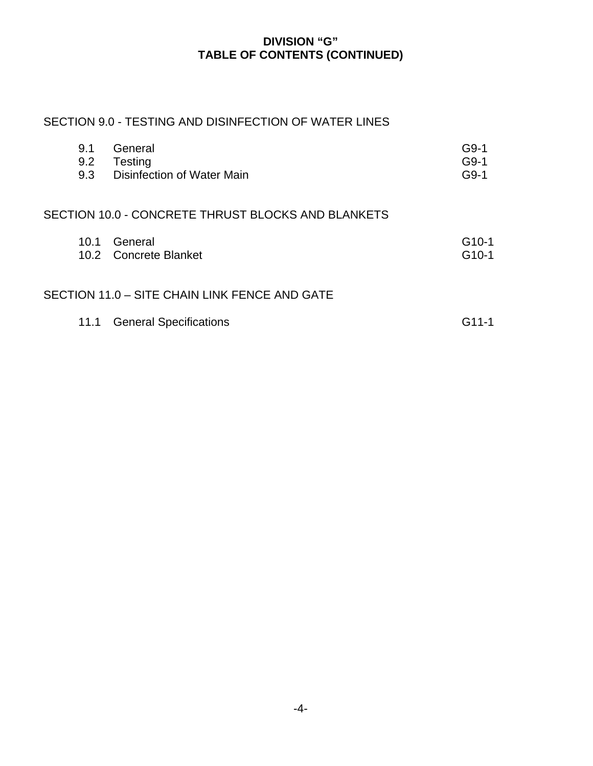# DIVISION “G”
# TABLE OF CONTENTS (CONTINUED)

SECTION 9.0 - TESTING AND DISINFECTION OF WATER LINES

| | | |
|---|---|---|
| 9.1 | General | G9-1 |
| 9.2 | Testing | G9-1 |
| 9.3 | Disinfection of Water Main | G9-1 |

SECTION 10.0 - CONCRETE THRUST BLOCKS AND BLANKETS

| | | |
|---|---|---|
| 10.1 | General | G10-1 |
| 10.2 | Concrete Blanket | G10-1 |

SECTION 11.0 – SITE CHAIN LINK FENCE AND GATE

| | | |
|---|---|---|
| 11.1 | General Specifications | G11-1 |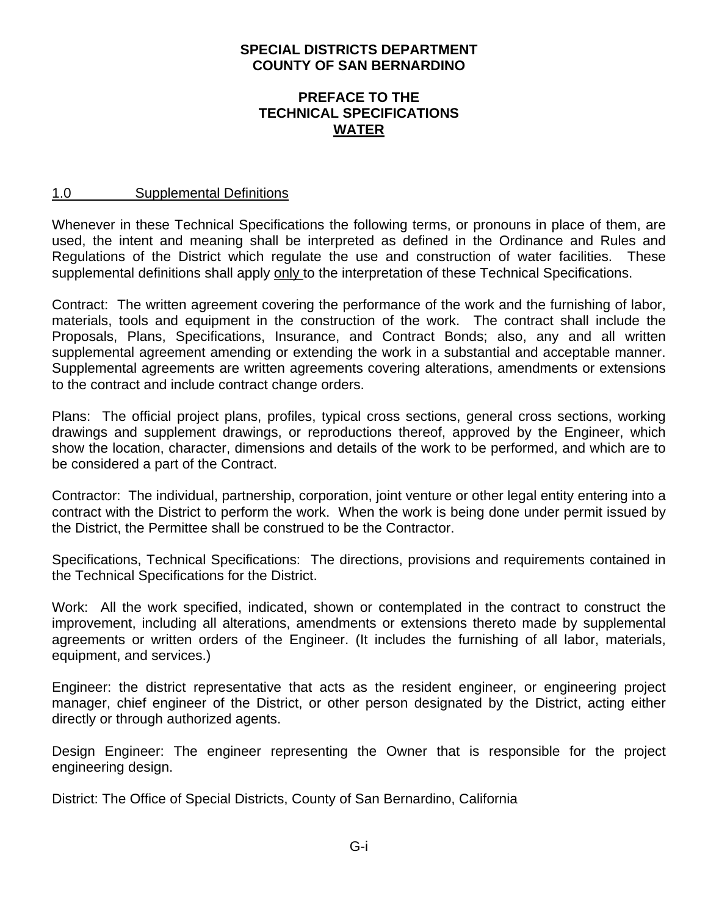**SPECIAL DISTRICTS DEPARTMENT**
**COUNTY OF SAN BERNARDINO**

# PREFACE TO THE TECHNICAL SPECIFICATIONS WATER

## 1.0 Supplemental Definitions

Whenever in these Technical Specifications the following terms, or pronouns in place of them, are used, the intent and meaning shall be interpreted as defined in the Ordinance and Rules and Regulations of the District which regulate the use and construction of water facilities. These supplemental definitions shall apply only to the interpretation of these Technical Specifications.

Contract: The written agreement covering the performance of the work and the furnishing of labor, materials, tools and equipment in the construction of the work. The contract shall include the Proposals, Plans, Specifications, Insurance, and Contract Bonds; also, any and all written supplemental agreement amending or extending the work in a substantial and acceptable manner. Supplemental agreements are written agreements covering alterations, amendments or extensions to the contract and include contract change orders.

Plans: The official project plans, profiles, typical cross sections, general cross sections, working drawings and supplement drawings, or reproductions thereof, approved by the Engineer, which show the location, character, dimensions and details of the work to be performed, and which are to be considered a part of the Contract.

Contractor: The individual, partnership, corporation, joint venture or other legal entity entering into a contract with the District to perform the work. When the work is being done under permit issued by the District, the Permittee shall be construed to be the Contractor.

Specifications, Technical Specifications: The directions, provisions and requirements contained in the Technical Specifications for the District.

Work: All the work specified, indicated, shown or contemplated in the contract to construct the improvement, including all alterations, amendments or extensions thereto made by supplemental agreements or written orders of the Engineer. (It includes the furnishing of all labor, materials, equipment, and services.)

Engineer: the district representative that acts as the resident engineer, or engineering project manager, chief engineer of the District, or other person designated by the District, acting either directly or through authorized agents.

Design Engineer: The engineer representing the Owner that is responsible for the project engineering design.

District: The Office of Special Districts, County of San Bernardino, California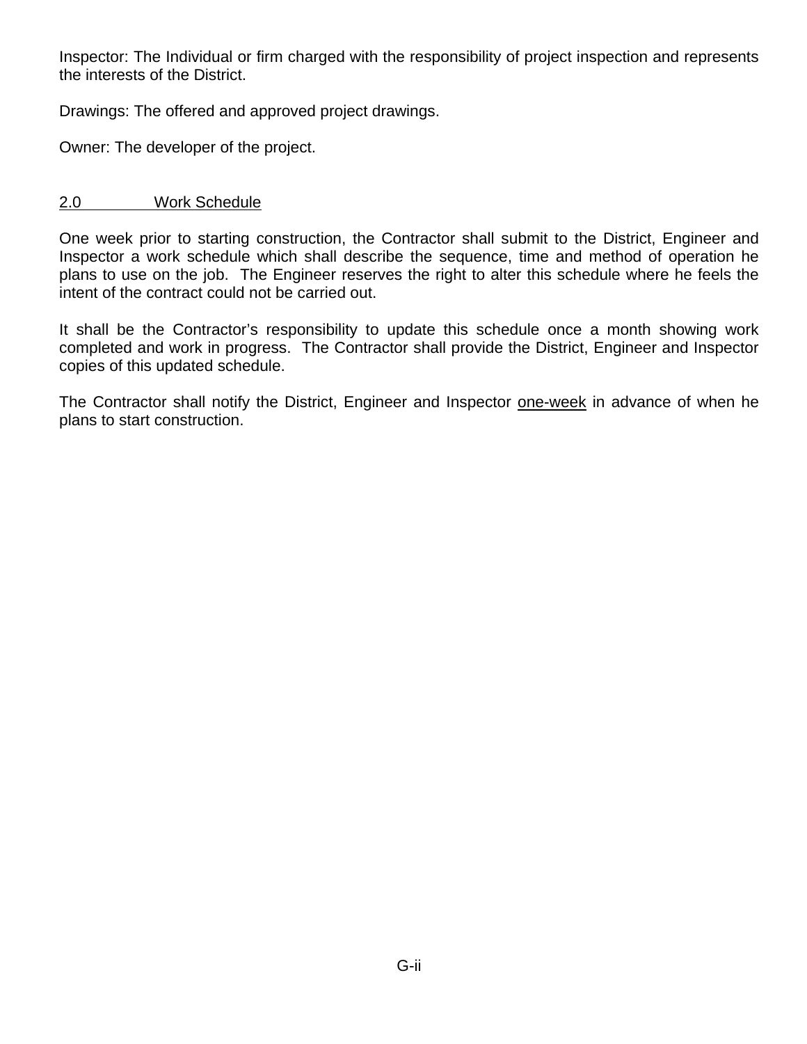Inspector: The Individual or firm charged with the responsibility of project inspection and represents the interests of the District.

Drawings: The offered and approved project drawings.

Owner: The developer of the project.

## 2.0 Work Schedule

One week prior to starting construction, the Contractor shall submit to the District, Engineer and Inspector a work schedule which shall describe the sequence, time and method of operation he plans to use on the job. The Engineer reserves the right to alter this schedule where he feels the intent of the contract could not be carried out.

It shall be the Contractor's responsibility to update this schedule once a month showing work completed and work in progress. The Contractor shall provide the District, Engineer and Inspector copies of this updated schedule.

The Contractor shall notify the District, Engineer and Inspector one-week in advance of when he plans to start construction.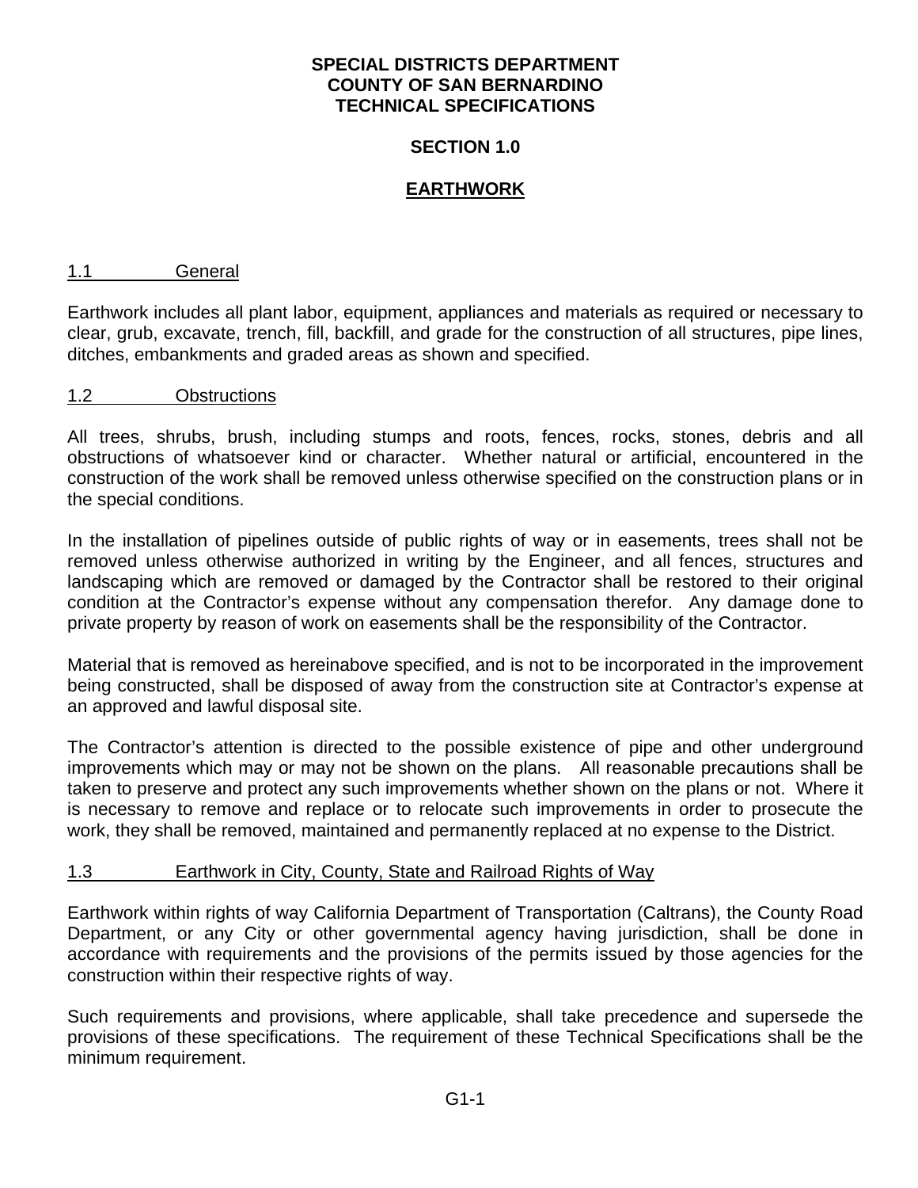**SPECIAL DISTRICTS DEPARTMENT**
**COUNTY OF SAN BERNARDINO**
**TECHNICAL SPECIFICATIONS**

**SECTION 1.0**

# EARTHWORK

## 1.1 General

Earthwork includes all plant labor, equipment, appliances and materials as required or necessary to clear, grub, excavate, trench, fill, backfill, and grade for the construction of all structures, pipe lines, ditches, embankments and graded areas as shown and specified.

## 1.2 Obstructions

All trees, shrubs, brush, including stumps and roots, fences, rocks, stones, debris and all obstructions of whatsoever kind or character. Whether natural or artificial, encountered in the construction of the work shall be removed unless otherwise specified on the construction plans or in the special conditions.

In the installation of pipelines outside of public rights of way or in easements, trees shall not be removed unless otherwise authorized in writing by the Engineer, and all fences, structures and landscaping which are removed or damaged by the Contractor shall be restored to their original condition at the Contractor's expense without any compensation therefor. Any damage done to private property by reason of work on easements shall be the responsibility of the Contractor.

Material that is removed as hereinabove specified, and is not to be incorporated in the improvement being constructed, shall be disposed of away from the construction site at Contractor's expense at an approved and lawful disposal site.

The Contractor's attention is directed to the possible existence of pipe and other underground improvements which may or may not be shown on the plans. All reasonable precautions shall be taken to preserve and protect any such improvements whether shown on the plans or not. Where it is necessary to remove and replace or to relocate such improvements in order to prosecute the work, they shall be removed, maintained and permanently replaced at no expense to the District.

## 1.3 Earthwork in City, County, State and Railroad Rights of Way

Earthwork within rights of way California Department of Transportation (Caltrans), the County Road Department, or any City or other governmental agency having jurisdiction, shall be done in accordance with requirements and the provisions of the permits issued by those agencies for the construction within their respective rights of way.

Such requirements and provisions, where applicable, shall take precedence and supersede the provisions of these specifications. The requirement of these Technical Specifications shall be the minimum requirement.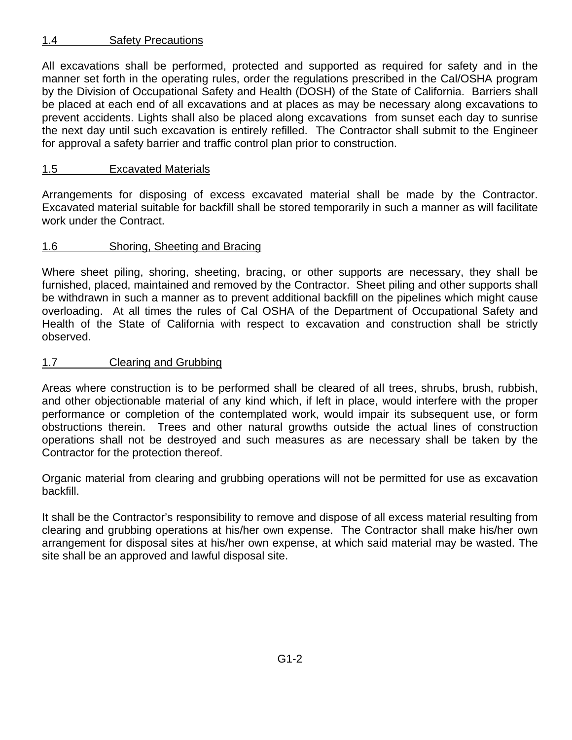## 1.4 Safety Precautions

All excavations shall be performed, protected and supported as required for safety and in the manner set forth in the operating rules, order the regulations prescribed in the Cal/OSHA program by the Division of Occupational Safety and Health (DOSH) of the State of California. Barriers shall be placed at each end of all excavations and at places as may be necessary along excavations to prevent accidents. Lights shall also be placed along excavations from sunset each day to sunrise the next day until such excavation is entirely refilled. The Contractor shall submit to the Engineer for approval a safety barrier and traffic control plan prior to construction.

## 1.5 Excavated Materials

Arrangements for disposing of excess excavated material shall be made by the Contractor. Excavated material suitable for backfill shall be stored temporarily in such a manner as will facilitate work under the Contract.

## 1.6 Shoring, Sheeting and Bracing

Where sheet piling, shoring, sheeting, bracing, or other supports are necessary, they shall be furnished, placed, maintained and removed by the Contractor. Sheet piling and other supports shall be withdrawn in such a manner as to prevent additional backfill on the pipelines which might cause overloading. At all times the rules of Cal OSHA of the Department of Occupational Safety and Health of the State of California with respect to excavation and construction shall be strictly observed.

## 1.7 Clearing and Grubbing

Areas where construction is to be performed shall be cleared of all trees, shrubs, brush, rubbish, and other objectionable material of any kind which, if left in place, would interfere with the proper performance or completion of the contemplated work, would impair its subsequent use, or form obstructions therein. Trees and other natural growths outside the actual lines of construction operations shall not be destroyed and such measures as are necessary shall be taken by the Contractor for the protection thereof.

Organic material from clearing and grubbing operations will not be permitted for use as excavation backfill.

It shall be the Contractor's responsibility to remove and dispose of all excess material resulting from clearing and grubbing operations at his/her own expense. The Contractor shall make his/her own arrangement for disposal sites at his/her own expense, at which said material may be wasted. The site shall be an approved and lawful disposal site.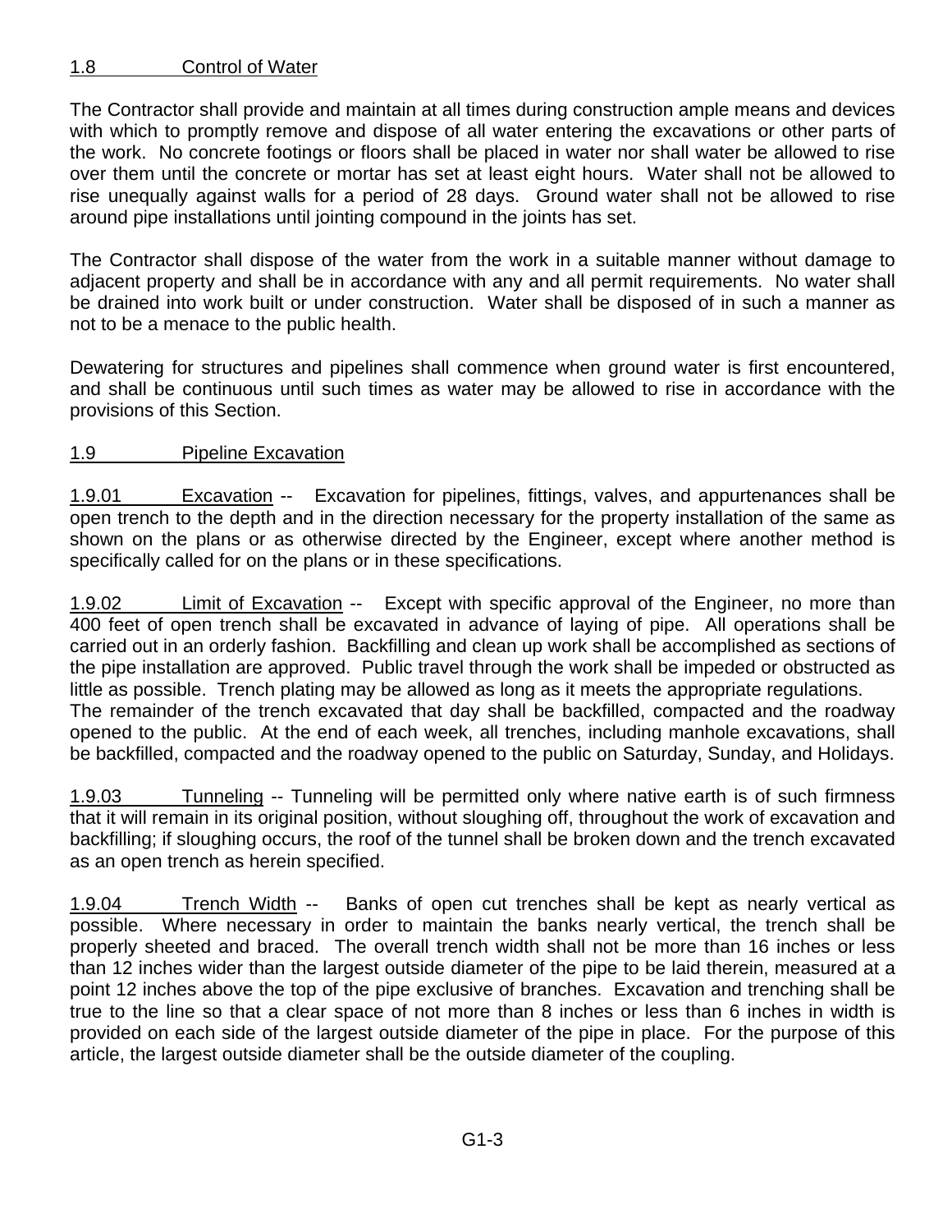## 1.8 Control of Water

The Contractor shall provide and maintain at all times during construction ample means and devices with which to promptly remove and dispose of all water entering the excavations or other parts of the work. No concrete footings or floors shall be placed in water nor shall water be allowed to rise over them until the concrete or mortar has set at least eight hours. Water shall not be allowed to rise unequally against walls for a period of 28 days. Ground water shall not be allowed to rise around pipe installations until jointing compound in the joints has set.

The Contractor shall dispose of the water from the work in a suitable manner without damage to adjacent property and shall be in accordance with any and all permit requirements. No water shall be drained into work built or under construction. Water shall be disposed of in such a manner as not to be a menace to the public health.

Dewatering for structures and pipelines shall commence when ground water is first encountered, and shall be continuous until such times as water may be allowed to rise in accordance with the provisions of this Section.

## 1.9 Pipeline Excavation

1.9.01 Excavation -- Excavation for pipelines, fittings, valves, and appurtenances shall be open trench to the depth and in the direction necessary for the property installation of the same as shown on the plans or as otherwise directed by the Engineer, except where another method is specifically called for on the plans or in these specifications.

1.9.02 Limit of Excavation -- Except with specific approval of the Engineer, no more than 400 feet of open trench shall be excavated in advance of laying of pipe. All operations shall be carried out in an orderly fashion. Backfilling and clean up work shall be accomplished as sections of the pipe installation are approved. Public travel through the work shall be impeded or obstructed as little as possible. Trench plating may be allowed as long as it meets the appropriate regulations.
The remainder of the trench excavated that day shall be backfilled, compacted and the roadway opened to the public. At the end of each week, all trenches, including manhole excavations, shall be backfilled, compacted and the roadway opened to the public on Saturday, Sunday, and Holidays.

1.9.03 Tunneling -- Tunneling will be permitted only where native earth is of such firmness that it will remain in its original position, without sloughing off, throughout the work of excavation and backfilling; if sloughing occurs, the roof of the tunnel shall be broken down and the trench excavated as an open trench as herein specified.

1.9.04 Trench Width -- Banks of open cut trenches shall be kept as nearly vertical as possible. Where necessary in order to maintain the banks nearly vertical, the trench shall be properly sheeted and braced. The overall trench width shall not be more than 16 inches or less than 12 inches wider than the largest outside diameter of the pipe to be laid therein, measured at a point 12 inches above the top of the pipe exclusive of branches. Excavation and trenching shall be true to the line so that a clear space of not more than 8 inches or less than 6 inches in width is provided on each side of the largest outside diameter of the pipe in place. For the purpose of this article, the largest outside diameter shall be the outside diameter of the coupling.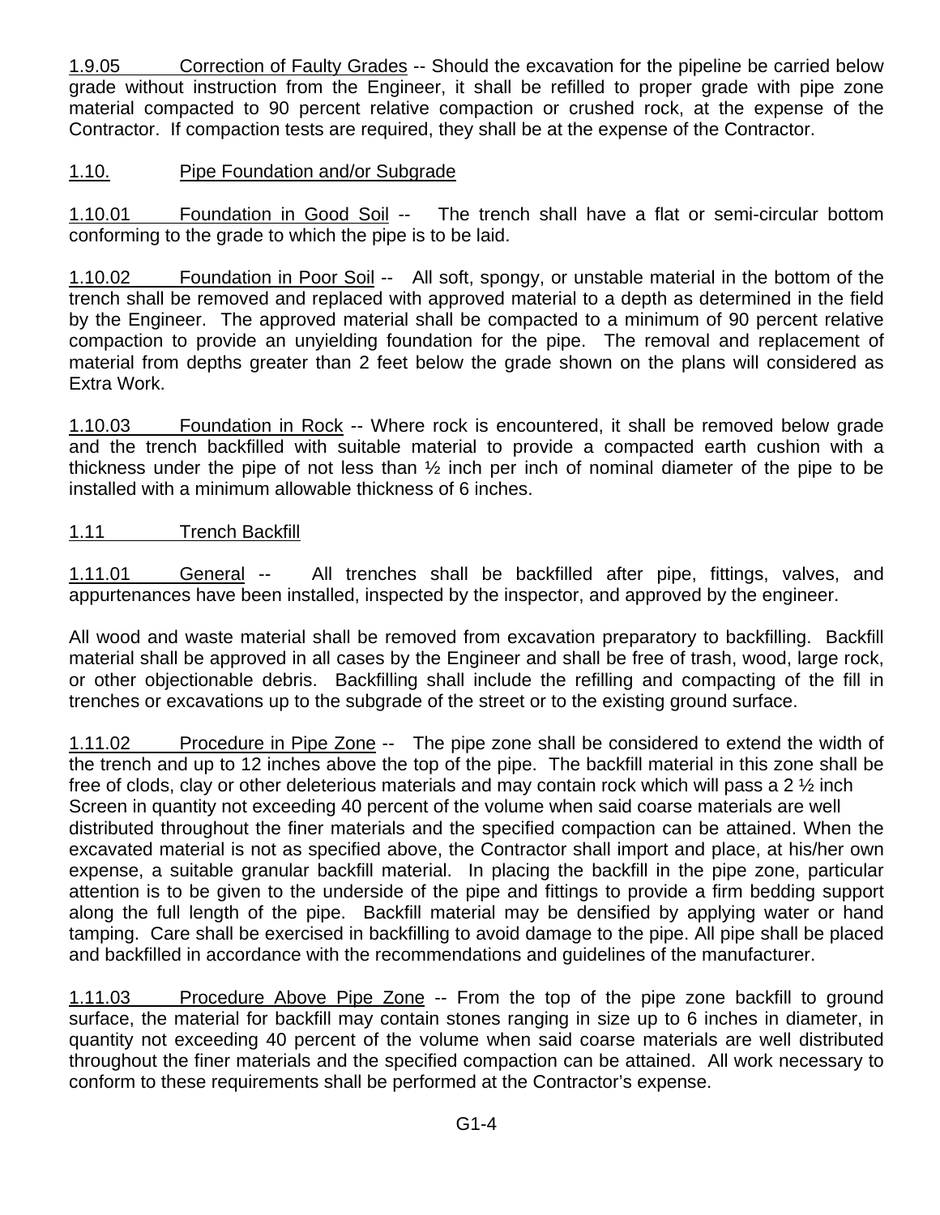<u>1.9.05</u> <u>Correction of Faulty Grades</u> -- Should the excavation for the pipeline be carried below grade without instruction from the Engineer, it shall be refilled to proper grade with pipe zone material compacted to 90 percent relative compaction or crushed rock, at the expense of the Contractor. If compaction tests are required, they shall be at the expense of the Contractor.

<u>1.10.</u> <u>Pipe Foundation and/or Subgrade</u>

<u>1.10.01</u> <u>Foundation in Good Soil</u> -- The trench shall have a flat or semi-circular bottom conforming to the grade to which the pipe is to be laid.

<u>1.10.02</u> <u>Foundation in Poor Soil</u> -- All soft, spongy, or unstable material in the bottom of the trench shall be removed and replaced with approved material to a depth as determined in the field by the Engineer. The approved material shall be compacted to a minimum of 90 percent relative compaction to provide an unyielding foundation for the pipe. The removal and replacement of material from depths greater than 2 feet below the grade shown on the plans will considered as Extra Work.

<u>1.10.03</u> <u>Foundation in Rock</u> -- Where rock is encountered, it shall be removed below grade and the trench backfilled with suitable material to provide a compacted earth cushion with a thickness under the pipe of not less than ½ inch per inch of nominal diameter of the pipe to be installed with a minimum allowable thickness of 6 inches.

<u>1.11</u> <u>Trench Backfill</u>

<u>1.11.01</u> <u>General</u> -- All trenches shall be backfilled after pipe, fittings, valves, and appurtenances have been installed, inspected by the inspector, and approved by the engineer.

All wood and waste material shall be removed from excavation preparatory to backfilling. Backfill material shall be approved in all cases by the Engineer and shall be free of trash, wood, large rock, or other objectionable debris. Backfilling shall include the refilling and compacting of the fill in trenches or excavations up to the subgrade of the street or to the existing ground surface.

<u>1.11.02</u> <u>Procedure in Pipe Zone</u> -- The pipe zone shall be considered to extend the width of the trench and up to 12 inches above the top of the pipe. The backfill material in this zone shall be free of clods, clay or other deleterious materials and may contain rock which will pass a 2 ½ inch Screen in quantity not exceeding 40 percent of the volume when said coarse materials are well distributed throughout the finer materials and the specified compaction can be attained. When the excavated material is not as specified above, the Contractor shall import and place, at his/her own expense, a suitable granular backfill material. In placing the backfill in the pipe zone, particular attention is to be given to the underside of the pipe and fittings to provide a firm bedding support along the full length of the pipe. Backfill material may be densified by applying water or hand tamping. Care shall be exercised in backfilling to avoid damage to the pipe. All pipe shall be placed and backfilled in accordance with the recommendations and guidelines of the manufacturer.

<u>1.11.03</u> <u>Procedure Above Pipe Zone</u> -- From the top of the pipe zone backfill to ground surface, the material for backfill may contain stones ranging in size up to 6 inches in diameter, in quantity not exceeding 40 percent of the volume when said coarse materials are well distributed throughout the finer materials and the specified compaction can be attained. All work necessary to conform to these requirements shall be performed at the Contractor's expense.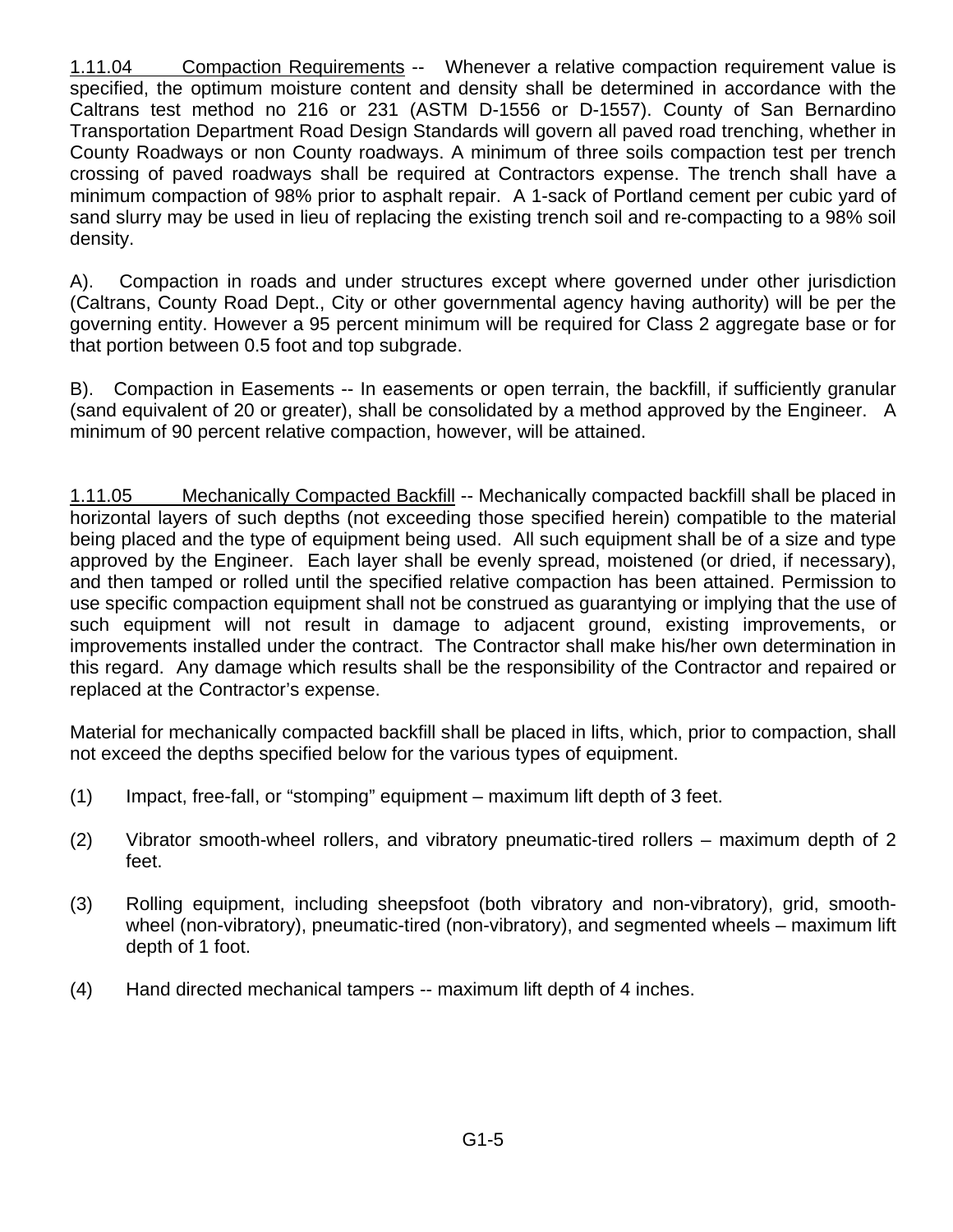<u>1.11.04 Compaction Requirements</u> -- Whenever a relative compaction requirement value is specified, the optimum moisture content and density shall be determined in accordance with the Caltrans test method no 216 or 231 (ASTM D-1556 or D-1557). County of San Bernardino Transportation Department Road Design Standards will govern all paved road trenching, whether in County Roadways or non County roadways. A minimum of three soils compaction test per trench crossing of paved roadways shall be required at Contractors expense. The trench shall have a minimum compaction of 98% prior to asphalt repair. A 1-sack of Portland cement per cubic yard of sand slurry may be used in lieu of replacing the existing trench soil and re-compacting to a 98% soil density.

A). Compaction in roads and under structures except where governed under other jurisdiction (Caltrans, County Road Dept., City or other governmental agency having authority) will be per the governing entity. However a 95 percent minimum will be required for Class 2 aggregate base or for that portion between 0.5 foot and top subgrade.

B). Compaction in Easements -- In easements or open terrain, the backfill, if sufficiently granular (sand equivalent of 20 or greater), shall be consolidated by a method approved by the Engineer. A minimum of 90 percent relative compaction, however, will be attained.

<u>1.11.05 Mechanically Compacted Backfill</u> -- Mechanically compacted backfill shall be placed in horizontal layers of such depths (not exceeding those specified herein) compatible to the material being placed and the type of equipment being used. All such equipment shall be of a size and type approved by the Engineer. Each layer shall be evenly spread, moistened (or dried, if necessary), and then tamped or rolled until the specified relative compaction has been attained. Permission to use specific compaction equipment shall not be construed as guarantying or implying that the use of such equipment will not result in damage to adjacent ground, existing improvements, or improvements installed under the contract. The Contractor shall make his/her own determination in this regard. Any damage which results shall be the responsibility of the Contractor and repaired or replaced at the Contractor's expense.

Material for mechanically compacted backfill shall be placed in lifts, which, prior to compaction, shall not exceed the depths specified below for the various types of equipment.

(1) Impact, free-fall, or "stomping" equipment – maximum lift depth of 3 feet.

(2) Vibrator smooth-wheel rollers, and vibratory pneumatic-tired rollers – maximum depth of 2 feet.

(3) Rolling equipment, including sheepsfoot (both vibratory and non-vibratory), grid, smooth-wheel (non-vibratory), pneumatic-tired (non-vibratory), and segmented wheels – maximum lift depth of 1 foot.

(4) Hand directed mechanical tampers -- maximum lift depth of 4 inches.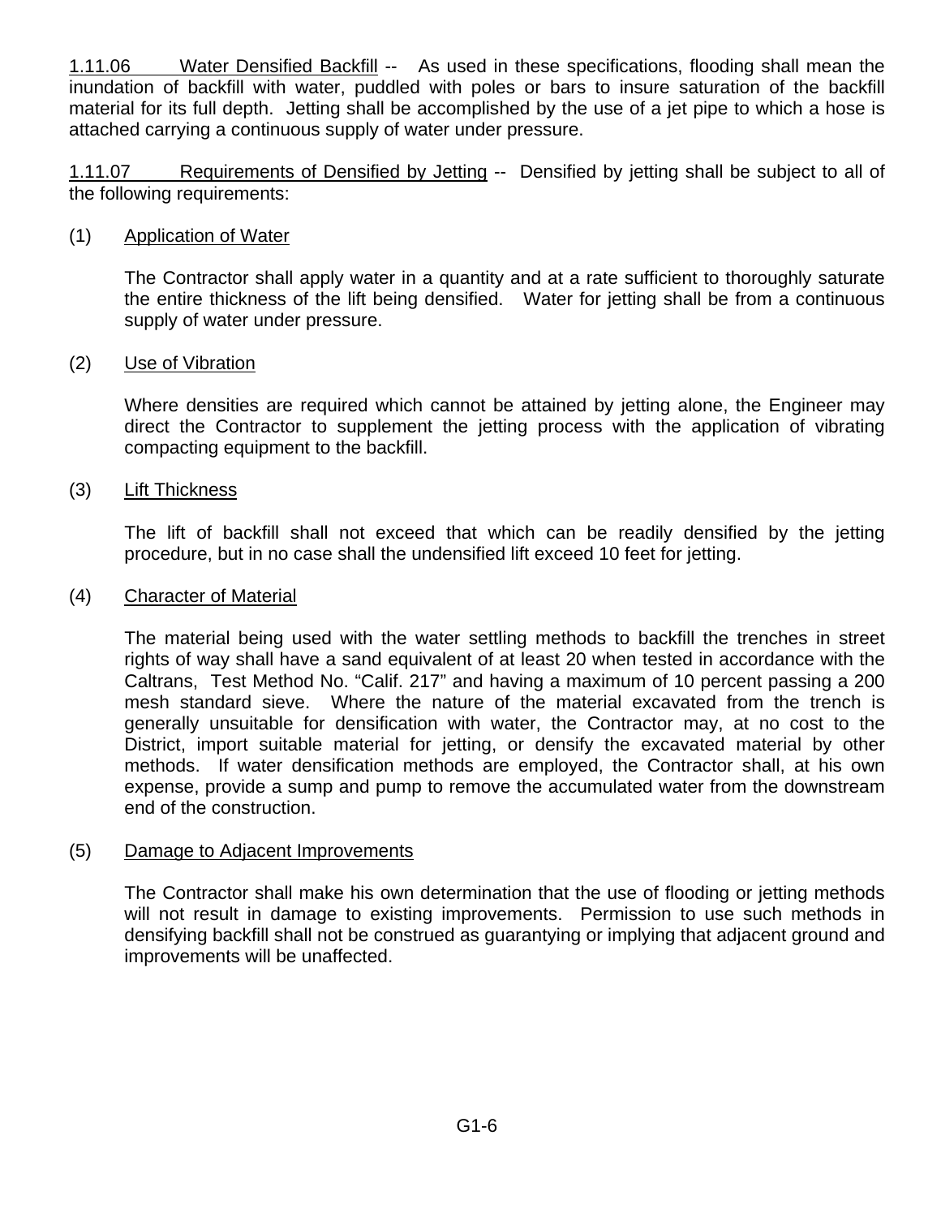1.11.06 Water Densified Backfill -- As used in these specifications, flooding shall mean the inundation of backfill with water, puddled with poles or bars to insure saturation of the backfill material for its full depth. Jetting shall be accomplished by the use of a jet pipe to which a hose is attached carrying a continuous supply of water under pressure.

1.11.07 Requirements of Densified by Jetting -- Densified by jetting shall be subject to all of the following requirements:

(1) Application of Water

The Contractor shall apply water in a quantity and at a rate sufficient to thoroughly saturate the entire thickness of the lift being densified. Water for jetting shall be from a continuous supply of water under pressure.

(2) Use of Vibration

Where densities are required which cannot be attained by jetting alone, the Engineer may direct the Contractor to supplement the jetting process with the application of vibrating compacting equipment to the backfill.

(3) Lift Thickness

The lift of backfill shall not exceed that which can be readily densified by the jetting procedure, but in no case shall the undensified lift exceed 10 feet for jetting.

(4) Character of Material

The material being used with the water settling methods to backfill the trenches in street rights of way shall have a sand equivalent of at least 20 when tested in accordance with the Caltrans, Test Method No. "Calif. 217" and having a maximum of 10 percent passing a 200 mesh standard sieve. Where the nature of the material excavated from the trench is generally unsuitable for densification with water, the Contractor may, at no cost to the District, import suitable material for jetting, or densify the excavated material by other methods. If water densification methods are employed, the Contractor shall, at his own expense, provide a sump and pump to remove the accumulated water from the downstream end of the construction.

(5) Damage to Adjacent Improvements

The Contractor shall make his own determination that the use of flooding or jetting methods will not result in damage to existing improvements. Permission to use such methods in densifying backfill shall not be construed as guarantying or implying that adjacent ground and improvements will be unaffected.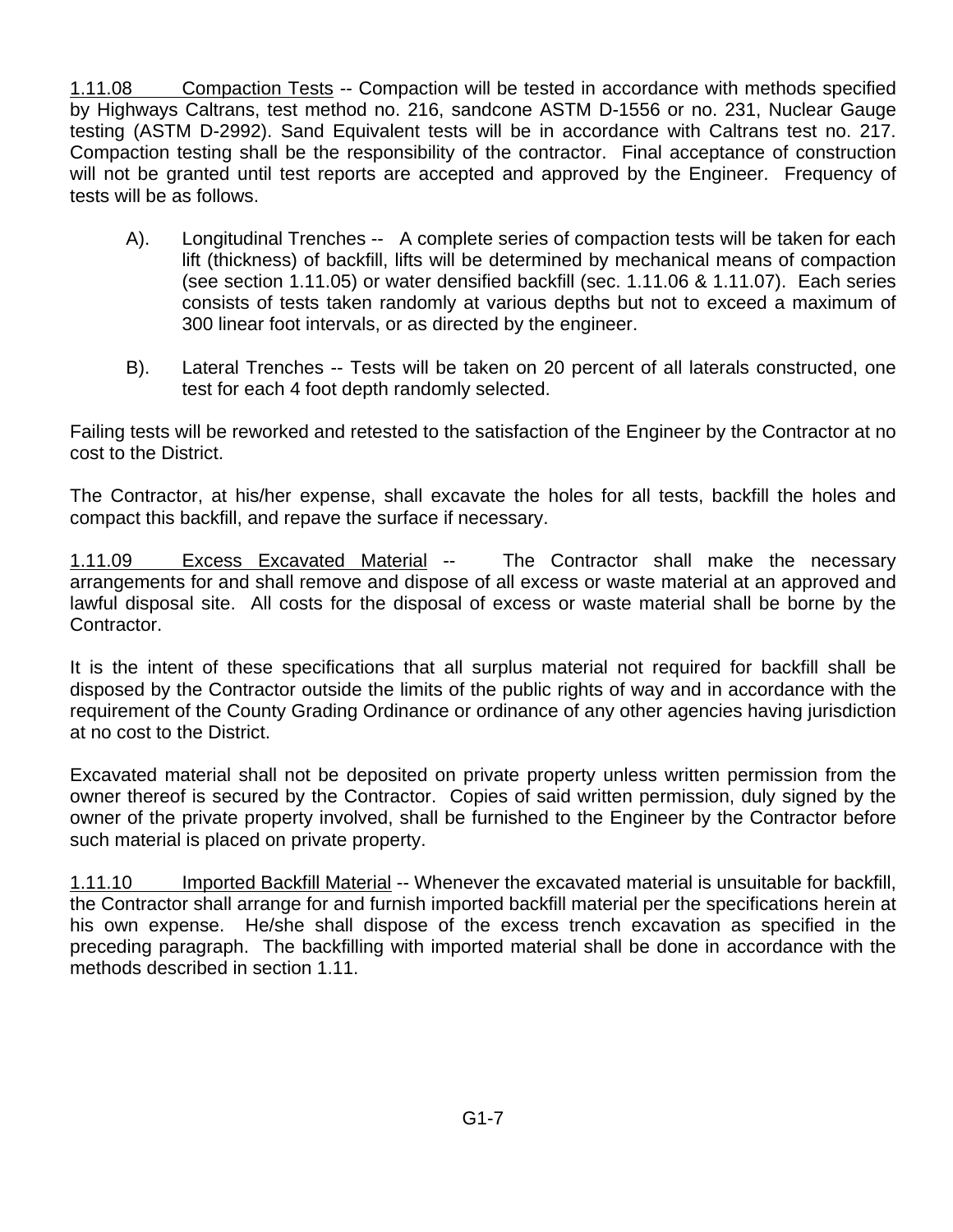1.11.08 Compaction Tests -- Compaction will be tested in accordance with methods specified by Highways Caltrans, test method no. 216, sandcone ASTM D-1556 or no. 231, Nuclear Gauge testing (ASTM D-2992). Sand Equivalent tests will be in accordance with Caltrans test no. 217. Compaction testing shall be the responsibility of the contractor. Final acceptance of construction will not be granted until test reports are accepted and approved by the Engineer. Frequency of tests will be as follows.

A). Longitudinal Trenches -- A complete series of compaction tests will be taken for each lift (thickness) of backfill, lifts will be determined by mechanical means of compaction (see section 1.11.05) or water densified backfill (sec. 1.11.06 & 1.11.07). Each series consists of tests taken randomly at various depths but not to exceed a maximum of 300 linear foot intervals, or as directed by the engineer.

B). Lateral Trenches -- Tests will be taken on 20 percent of all laterals constructed, one test for each 4 foot depth randomly selected.

Failing tests will be reworked and retested to the satisfaction of the Engineer by the Contractor at no cost to the District.

The Contractor, at his/her expense, shall excavate the holes for all tests, backfill the holes and compact this backfill, and repave the surface if necessary.

1.11.09 Excess Excavated Material -- The Contractor shall make the necessary arrangements for and shall remove and dispose of all excess or waste material at an approved and lawful disposal site. All costs for the disposal of excess or waste material shall be borne by the Contractor.

It is the intent of these specifications that all surplus material not required for backfill shall be disposed by the Contractor outside the limits of the public rights of way and in accordance with the requirement of the County Grading Ordinance or ordinance of any other agencies having jurisdiction at no cost to the District.

Excavated material shall not be deposited on private property unless written permission from the owner thereof is secured by the Contractor. Copies of said written permission, duly signed by the owner of the private property involved, shall be furnished to the Engineer by the Contractor before such material is placed on private property.

1.11.10 Imported Backfill Material -- Whenever the excavated material is unsuitable for backfill, the Contractor shall arrange for and furnish imported backfill material per the specifications herein at his own expense. He/she shall dispose of the excess trench excavation as specified in the preceding paragraph. The backfilling with imported material shall be done in accordance with the methods described in section 1.11.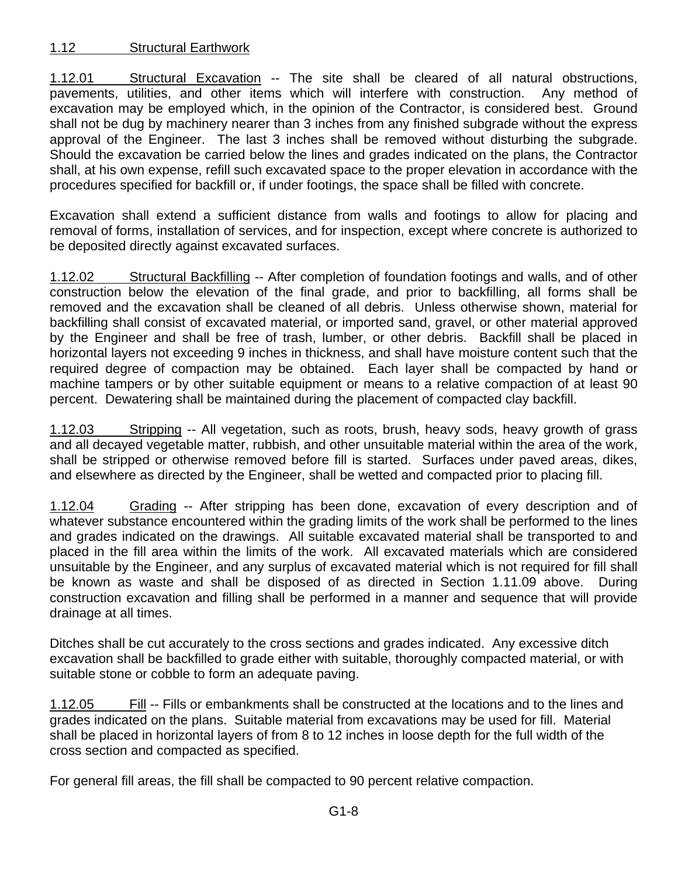## 1.12 Structural Earthwork

1.12.01 Structural Excavation -- The site shall be cleared of all natural obstructions, pavements, utilities, and other items which will interfere with construction. Any method of excavation may be employed which, in the opinion of the Contractor, is considered best. Ground shall not be dug by machinery nearer than 3 inches from any finished subgrade without the express approval of the Engineer. The last 3 inches shall be removed without disturbing the subgrade. Should the excavation be carried below the lines and grades indicated on the plans, the Contractor shall, at his own expense, refill such excavated space to the proper elevation in accordance with the procedures specified for backfill or, if under footings, the space shall be filled with concrete.

Excavation shall extend a sufficient distance from walls and footings to allow for placing and removal of forms, installation of services, and for inspection, except where concrete is authorized to be deposited directly against excavated surfaces.

1.12.02 Structural Backfilling -- After completion of foundation footings and walls, and of other construction below the elevation of the final grade, and prior to backfilling, all forms shall be removed and the excavation shall be cleaned of all debris. Unless otherwise shown, material for backfilling shall consist of excavated material, or imported sand, gravel, or other material approved by the Engineer and shall be free of trash, lumber, or other debris. Backfill shall be placed in horizontal layers not exceeding 9 inches in thickness, and shall have moisture content such that the required degree of compaction may be obtained. Each layer shall be compacted by hand or machine tampers or by other suitable equipment or means to a relative compaction of at least 90 percent. Dewatering shall be maintained during the placement of compacted clay backfill.

1.12.03 Stripping -- All vegetation, such as roots, brush, heavy sods, heavy growth of grass and all decayed vegetable matter, rubbish, and other unsuitable material within the area of the work, shall be stripped or otherwise removed before fill is started. Surfaces under paved areas, dikes, and elsewhere as directed by the Engineer, shall be wetted and compacted prior to placing fill.

1.12.04 Grading -- After stripping has been done, excavation of every description and of whatever substance encountered within the grading limits of the work shall be performed to the lines and grades indicated on the drawings. All suitable excavated material shall be transported to and placed in the fill area within the limits of the work. All excavated materials which are considered unsuitable by the Engineer, and any surplus of excavated material which is not required for fill shall be known as waste and shall be disposed of as directed in Section 1.11.09 above. During construction excavation and filling shall be performed in a manner and sequence that will provide drainage at all times.

Ditches shall be cut accurately to the cross sections and grades indicated. Any excessive ditch excavation shall be backfilled to grade either with suitable, thoroughly compacted material, or with suitable stone or cobble to form an adequate paving.

1.12.05 Fill -- Fills or embankments shall be constructed at the locations and to the lines and grades indicated on the plans. Suitable material from excavations may be used for fill. Material shall be placed in horizontal layers of from 8 to 12 inches in loose depth for the full width of the cross section and compacted as specified.

For general fill areas, the fill shall be compacted to 90 percent relative compaction.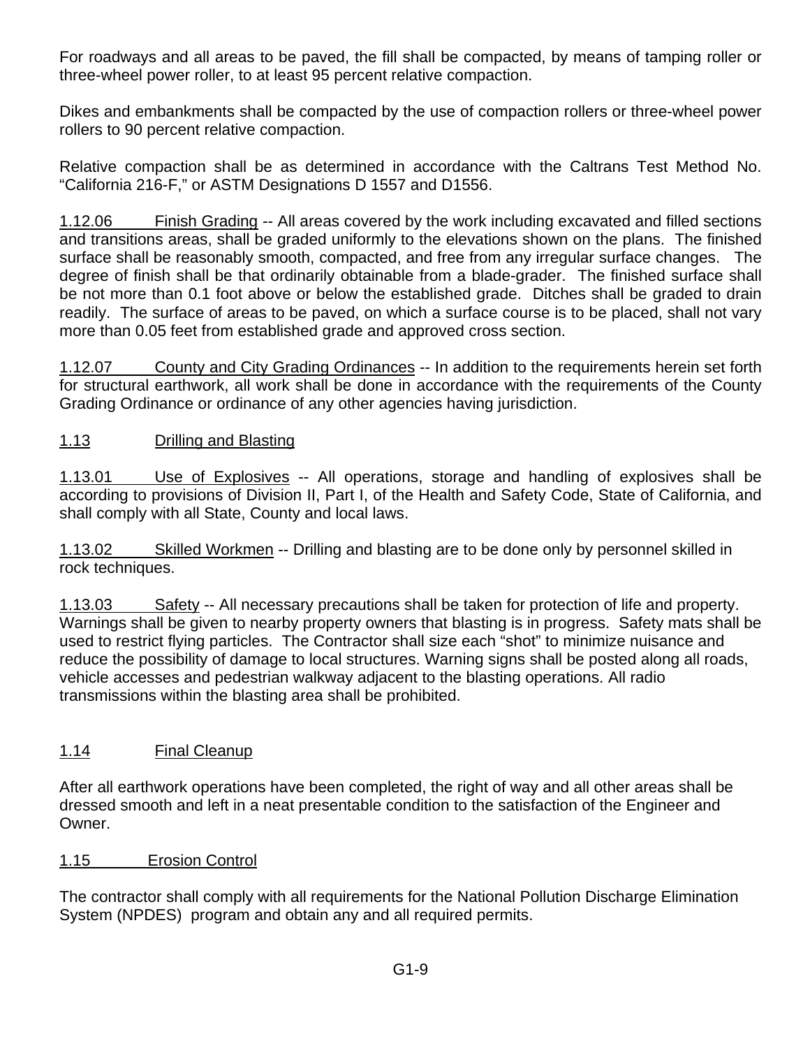For roadways and all areas to be paved, the fill shall be compacted, by means of tamping roller or three-wheel power roller, to at least 95 percent relative compaction.

Dikes and embankments shall be compacted by the use of compaction rollers or three-wheel power rollers to 90 percent relative compaction.

Relative compaction shall be as determined in accordance with the Caltrans Test Method No. "California 216-F," or ASTM Designations D 1557 and D1556.

1.12.06 Finish Grading -- All areas covered by the work including excavated and filled sections and transitions areas, shall be graded uniformly to the elevations shown on the plans. The finished surface shall be reasonably smooth, compacted, and free from any irregular surface changes. The degree of finish shall be that ordinarily obtainable from a blade-grader. The finished surface shall be not more than 0.1 foot above or below the established grade. Ditches shall be graded to drain readily. The surface of areas to be paved, on which a surface course is to be placed, shall not vary more than 0.05 feet from established grade and approved cross section.

1.12.07 County and City Grading Ordinances -- In addition to the requirements herein set forth for structural earthwork, all work shall be done in accordance with the requirements of the County Grading Ordinance or ordinance of any other agencies having jurisdiction.

## 1.13 Drilling and Blasting

1.13.01 Use of Explosives -- All operations, storage and handling of explosives shall be according to provisions of Division II, Part I, of the Health and Safety Code, State of California, and shall comply with all State, County and local laws.

1.13.02 Skilled Workmen -- Drilling and blasting are to be done only by personnel skilled in rock techniques.

1.13.03 Safety -- All necessary precautions shall be taken for protection of life and property. Warnings shall be given to nearby property owners that blasting is in progress. Safety mats shall be used to restrict flying particles. The Contractor shall size each "shot" to minimize nuisance and reduce the possibility of damage to local structures. Warning signs shall be posted along all roads, vehicle accesses and pedestrian walkway adjacent to the blasting operations. All radio transmissions within the blasting area shall be prohibited.

## 1.14 Final Cleanup

After all earthwork operations have been completed, the right of way and all other areas shall be dressed smooth and left in a neat presentable condition to the satisfaction of the Engineer and Owner.

## 1.15 Erosion Control

The contractor shall comply with all requirements for the National Pollution Discharge Elimination System (NPDES) program and obtain any and all required permits.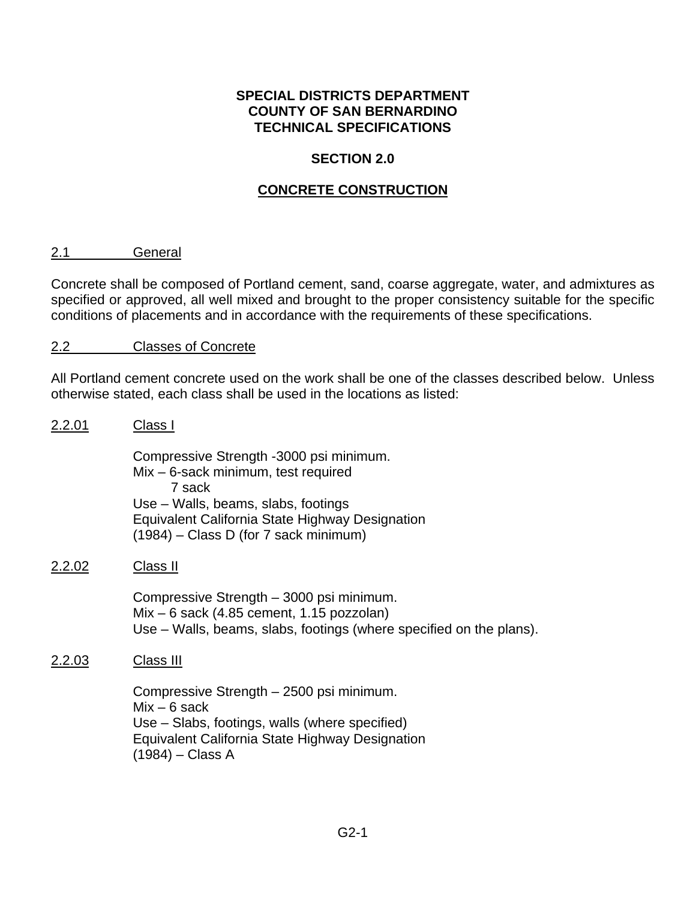**SPECIAL DISTRICTS DEPARTMENT**
**COUNTY OF SAN BERNARDINO**
**TECHNICAL SPECIFICATIONS**

# SECTION 2.0

# CONCRETE CONSTRUCTION

## 2.1 General

Concrete shall be composed of Portland cement, sand, coarse aggregate, water, and admixtures as specified or approved, all well mixed and brought to the proper consistency suitable for the specific conditions of placements and in accordance with the requirements of these specifications.

## 2.2 Classes of Concrete

All Portland cement concrete used on the work shall be one of the classes described below. Unless otherwise stated, each class shall be used in the locations as listed:

### 2.2.01 Class I

Compressive Strength -3000 psi minimum.
Mix – 6-sack minimum, test required
 7 sack
Use – Walls, beams, slabs, footings
Equivalent California State Highway Designation
(1984) – Class D (for 7 sack minimum)

### 2.2.02 Class II

Compressive Strength – 3000 psi minimum.
Mix – 6 sack (4.85 cement, 1.15 pozzolan)
Use – Walls, beams, slabs, footings (where specified on the plans).

### 2.2.03 Class III

Compressive Strength – 2500 psi minimum.
Mix – 6 sack
Use – Slabs, footings, walls (where specified)
Equivalent California State Highway Designation
(1984) – Class A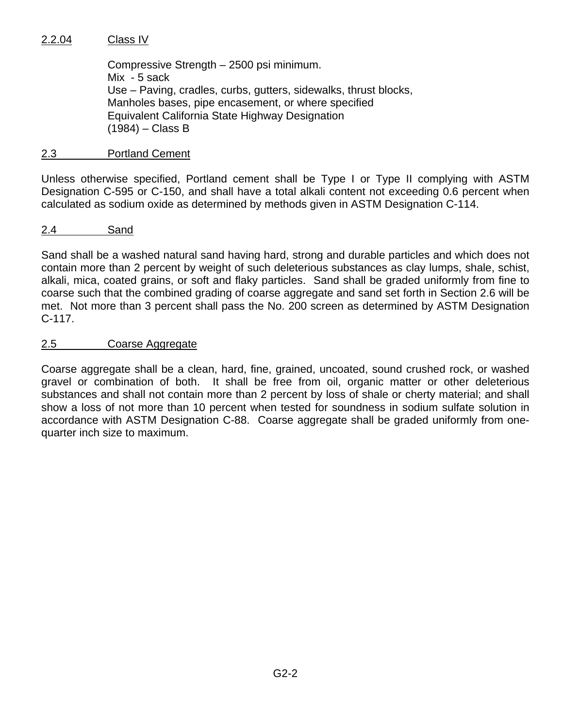#### 2.2.04 Class IV

Compressive Strength – 2500 psi minimum.
Mix - 5 sack
Use – Paving, cradles, curbs, gutters, sidewalks, thrust blocks, Manholes bases, pipe encasement, or where specified
Equivalent California State Highway Designation (1984) – Class B

### 2.3 Portland Cement

Unless otherwise specified, Portland cement shall be Type I or Type II complying with ASTM Designation C-595 or C-150, and shall have a total alkali content not exceeding 0.6 percent when calculated as sodium oxide as determined by methods given in ASTM Designation C-114.

### 2.4 Sand

Sand shall be a washed natural sand having hard, strong and durable particles and which does not contain more than 2 percent by weight of such deleterious substances as clay lumps, shale, schist, alkali, mica, coated grains, or soft and flaky particles. Sand shall be graded uniformly from fine to coarse such that the combined grading of coarse aggregate and sand set forth in Section 2.6 will be met. Not more than 3 percent shall pass the No. 200 screen as determined by ASTM Designation C-117.

### 2.5 Coarse Aggregate

Coarse aggregate shall be a clean, hard, fine, grained, uncoated, sound crushed rock, or washed gravel or combination of both. It shall be free from oil, organic matter or other deleterious substances and shall not contain more than 2 percent by loss of shale or cherty material; and shall show a loss of not more than 10 percent when tested for soundness in sodium sulfate solution in accordance with ASTM Designation C-88. Coarse aggregate shall be graded uniformly from one-quarter inch size to maximum.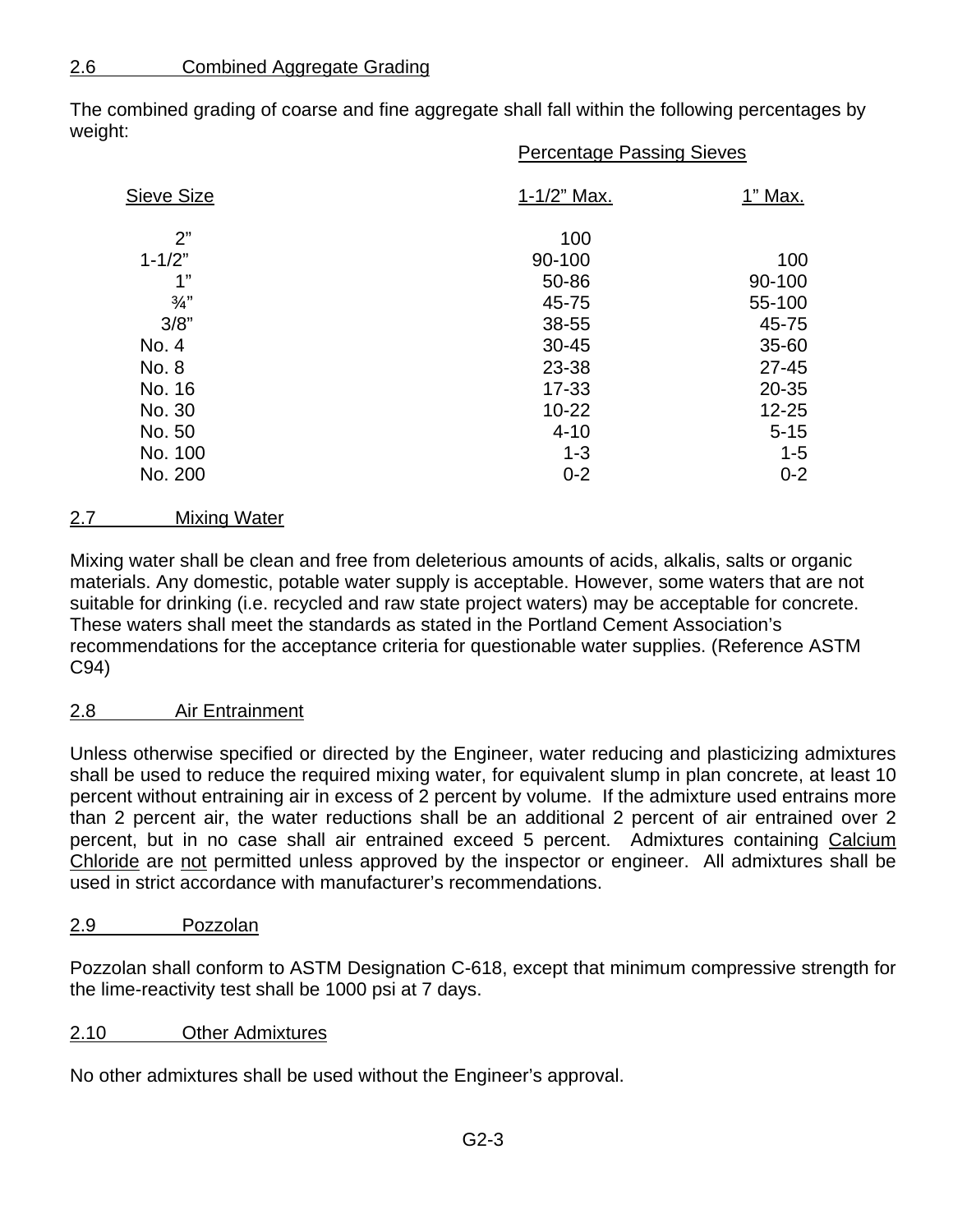## 2.6 Combined Aggregate Grading

The combined grading of coarse and fine aggregate shall fall within the following percentages by weight:

| | Percentage Passing Sieves | |
|---|---|---|
| Sieve Size | 1-1/2" Max. | 1" Max. |
| 2" | 100 | |
| 1-1/2" | 90-100 | 100 |
| 1" | 50-86 | 90-100 |
| ¾" | 45-75 | 55-100 |
| 3/8" | 38-55 | 45-75 |
| No. 4 | 30-45 | 35-60 |
| No. 8 | 23-38 | 27-45 |
| No. 16 | 17-33 | 20-35 |
| No. 30 | 10-22 | 12-25 |
| No. 50 | 4-10 | 5-15 |
| No. 100 | 1-3 | 1-5 |
| No. 200 | 0-2 | 0-2 |

## 2.7 Mixing Water

Mixing water shall be clean and free from deleterious amounts of acids, alkalis, salts or organic materials. Any domestic, potable water supply is acceptable. However, some waters that are not suitable for drinking (i.e. recycled and raw state project waters) may be acceptable for concrete. These waters shall meet the standards as stated in the Portland Cement Association's recommendations for the acceptance criteria for questionable water supplies. (Reference ASTM C94)

## 2.8 Air Entrainment

Unless otherwise specified or directed by the Engineer, water reducing and plasticizing admixtures shall be used to reduce the required mixing water, for equivalent slump in plan concrete, at least 10 percent without entraining air in excess of 2 percent by volume. If the admixture used entrains more than 2 percent air, the water reductions shall be an additional 2 percent of air entrained over 2 percent, but in no case shall air entrained exceed 5 percent. Admixtures containing Calcium Chloride are not permitted unless approved by the inspector or engineer. All admixtures shall be used in strict accordance with manufacturer's recommendations.

## 2.9 Pozzolan

Pozzolan shall conform to ASTM Designation C-618, except that minimum compressive strength for the lime-reactivity test shall be 1000 psi at 7 days.

## 2.10 Other Admixtures

No other admixtures shall be used without the Engineer's approval.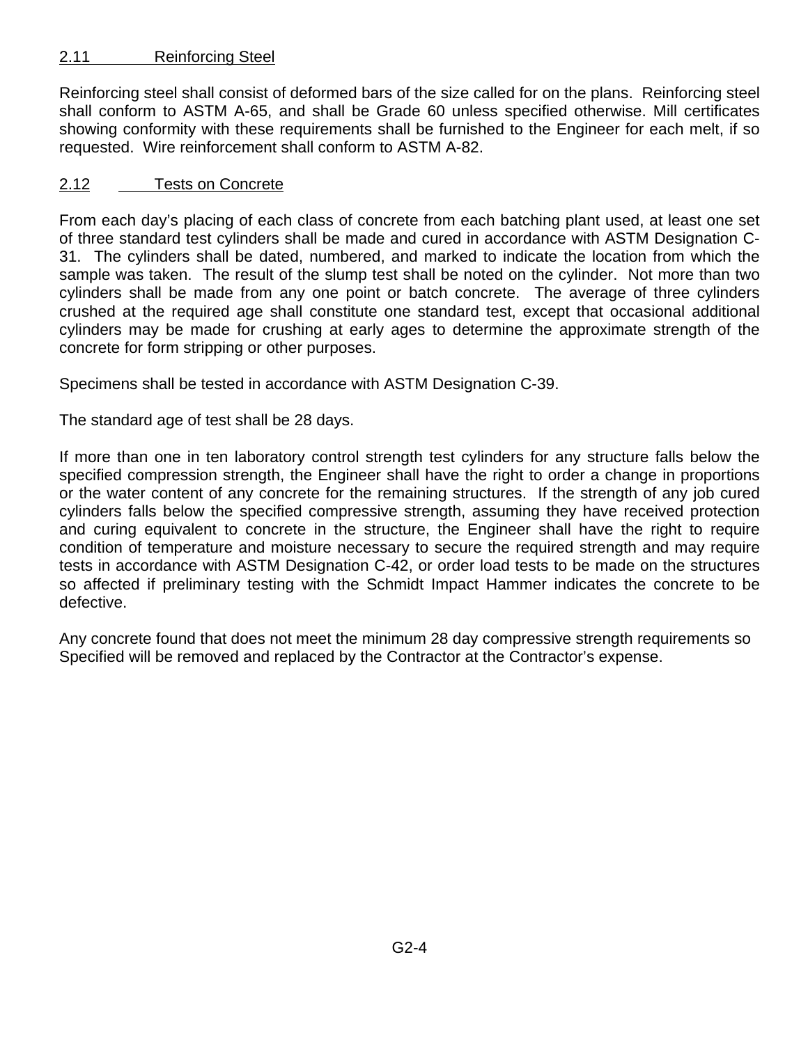## 2.11 Reinforcing Steel

Reinforcing steel shall consist of deformed bars of the size called for on the plans. Reinforcing steel shall conform to ASTM A-65, and shall be Grade 60 unless specified otherwise. Mill certificates showing conformity with these requirements shall be furnished to the Engineer for each melt, if so requested. Wire reinforcement shall conform to ASTM A-82.

## 2.12 Tests on Concrete

From each day's placing of each class of concrete from each batching plant used, at least one set of three standard test cylinders shall be made and cured in accordance with ASTM Designation C-31. The cylinders shall be dated, numbered, and marked to indicate the location from which the sample was taken. The result of the slump test shall be noted on the cylinder. Not more than two cylinders shall be made from any one point or batch concrete. The average of three cylinders crushed at the required age shall constitute one standard test, except that occasional additional cylinders may be made for crushing at early ages to determine the approximate strength of the concrete for form stripping or other purposes.

Specimens shall be tested in accordance with ASTM Designation C-39.

The standard age of test shall be 28 days.

If more than one in ten laboratory control strength test cylinders for any structure falls below the specified compression strength, the Engineer shall have the right to order a change in proportions or the water content of any concrete for the remaining structures. If the strength of any job cured cylinders falls below the specified compressive strength, assuming they have received protection and curing equivalent to concrete in the structure, the Engineer shall have the right to require condition of temperature and moisture necessary to secure the required strength and may require tests in accordance with ASTM Designation C-42, or order load tests to be made on the structures so affected if preliminary testing with the Schmidt Impact Hammer indicates the concrete to be defective.

Any concrete found that does not meet the minimum 28 day compressive strength requirements so Specified will be removed and replaced by the Contractor at the Contractor's expense.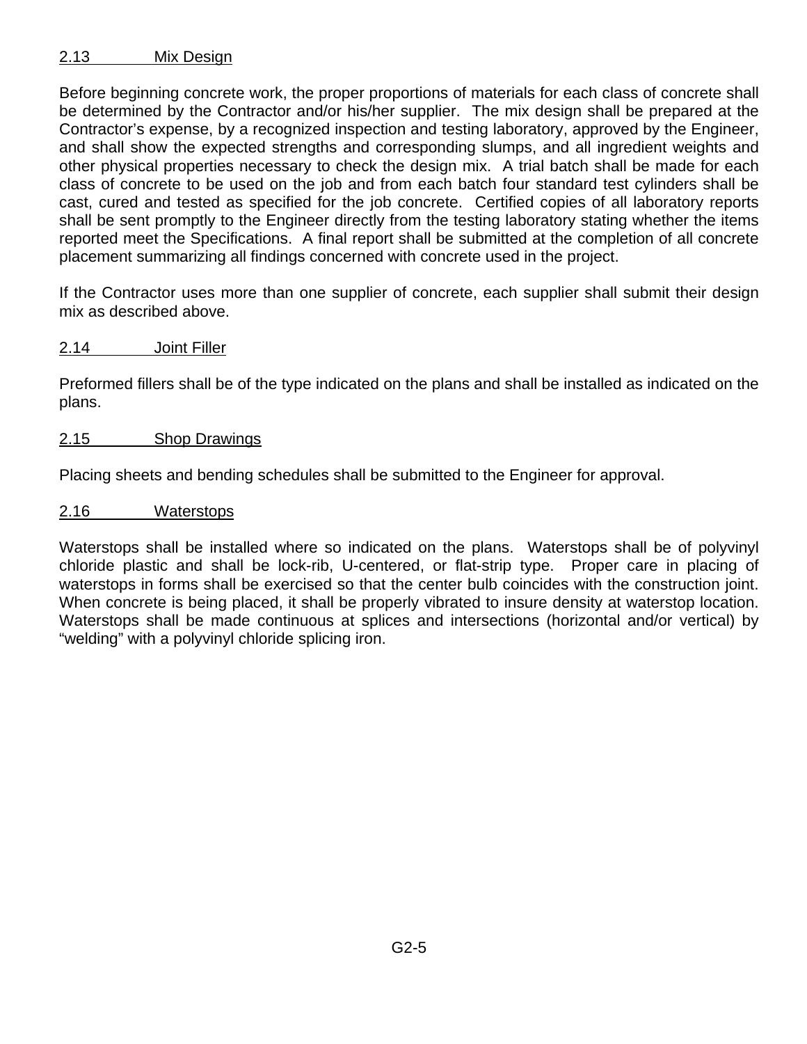## 2.13 Mix Design

Before beginning concrete work, the proper proportions of materials for each class of concrete shall be determined by the Contractor and/or his/her supplier. The mix design shall be prepared at the Contractor's expense, by a recognized inspection and testing laboratory, approved by the Engineer, and shall show the expected strengths and corresponding slumps, and all ingredient weights and other physical properties necessary to check the design mix. A trial batch shall be made for each class of concrete to be used on the job and from each batch four standard test cylinders shall be cast, cured and tested as specified for the job concrete. Certified copies of all laboratory reports shall be sent promptly to the Engineer directly from the testing laboratory stating whether the items reported meet the Specifications. A final report shall be submitted at the completion of all concrete placement summarizing all findings concerned with concrete used in the project.

If the Contractor uses more than one supplier of concrete, each supplier shall submit their design mix as described above.

## 2.14 Joint Filler

Preformed fillers shall be of the type indicated on the plans and shall be installed as indicated on the plans.

## 2.15 Shop Drawings

Placing sheets and bending schedules shall be submitted to the Engineer for approval.

## 2.16 Waterstops

Waterstops shall be installed where so indicated on the plans. Waterstops shall be of polyvinyl chloride plastic and shall be lock-rib, U-centered, or flat-strip type. Proper care in placing of waterstops in forms shall be exercised so that the center bulb coincides with the construction joint. When concrete is being placed, it shall be properly vibrated to insure density at waterstop location. Waterstops shall be made continuous at splices and intersections (horizontal and/or vertical) by "welding" with a polyvinyl chloride splicing iron.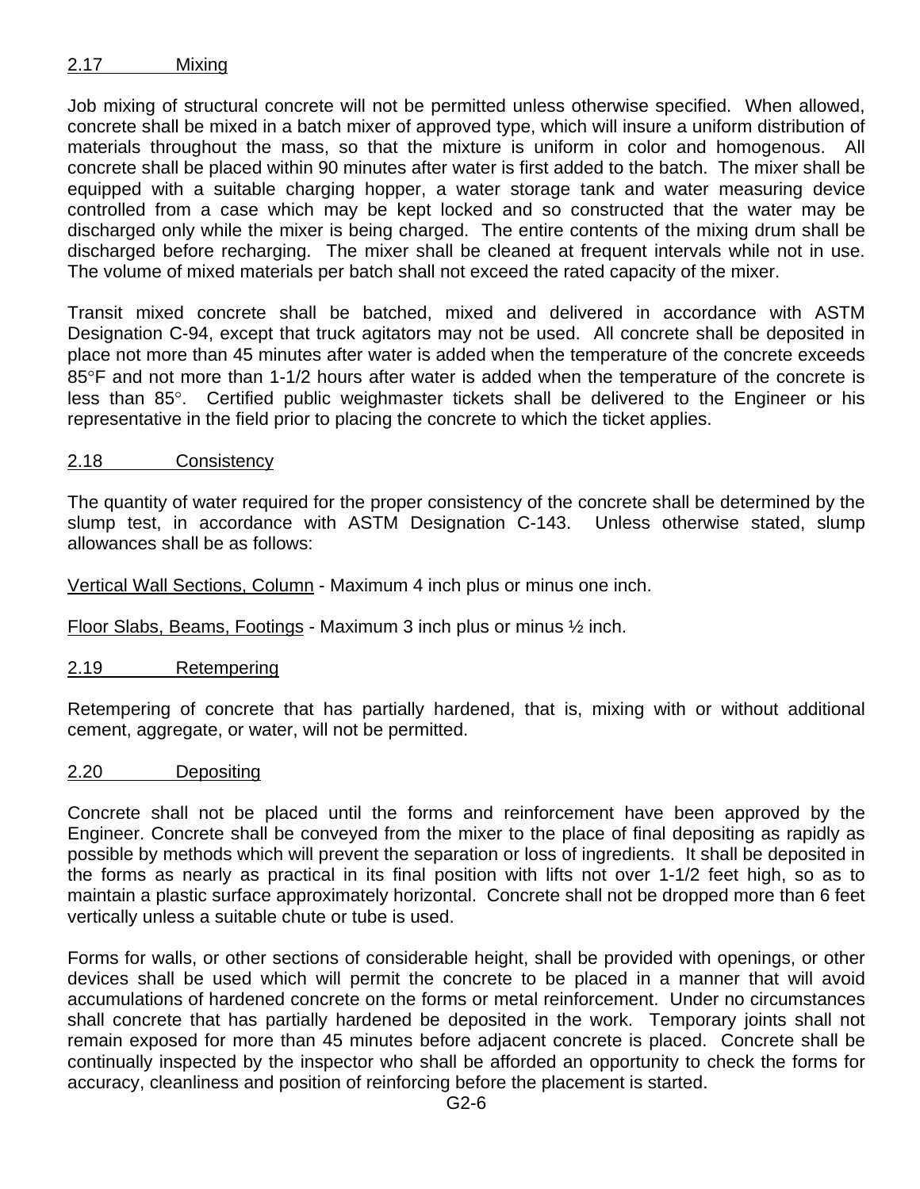## 2.17 Mixing

Job mixing of structural concrete will not be permitted unless otherwise specified. When allowed, concrete shall be mixed in a batch mixer of approved type, which will insure a uniform distribution of materials throughout the mass, so that the mixture is uniform in color and homogenous. All concrete shall be placed within 90 minutes after water is first added to the batch. The mixer shall be equipped with a suitable charging hopper, a water storage tank and water measuring device controlled from a case which may be kept locked and so constructed that the water may be discharged only while the mixer is being charged. The entire contents of the mixing drum shall be discharged before recharging. The mixer shall be cleaned at frequent intervals while not in use. The volume of mixed materials per batch shall not exceed the rated capacity of the mixer.

Transit mixed concrete shall be batched, mixed and delivered in accordance with ASTM Designation C-94, except that truck agitators may not be used. All concrete shall be deposited in place not more than 45 minutes after water is added when the temperature of the concrete exceeds 85°F and not more than 1-1/2 hours after water is added when the temperature of the concrete is less than 85°. Certified public weighmaster tickets shall be delivered to the Engineer or his representative in the field prior to placing the concrete to which the ticket applies.

## 2.18 Consistency

The quantity of water required for the proper consistency of the concrete shall be determined by the slump test, in accordance with ASTM Designation C-143. Unless otherwise stated, slump allowances shall be as follows:

Vertical Wall Sections, Column - Maximum 4 inch plus or minus one inch.

Floor Slabs, Beams, Footings - Maximum 3 inch plus or minus ½ inch.

## 2.19 Retempering

Retempering of concrete that has partially hardened, that is, mixing with or without additional cement, aggregate, or water, will not be permitted.

## 2.20 Depositing

Concrete shall not be placed until the forms and reinforcement have been approved by the Engineer. Concrete shall be conveyed from the mixer to the place of final depositing as rapidly as possible by methods which will prevent the separation or loss of ingredients. It shall be deposited in the forms as nearly as practical in its final position with lifts not over 1-1/2 feet high, so as to maintain a plastic surface approximately horizontal. Concrete shall not be dropped more than 6 feet vertically unless a suitable chute or tube is used.

Forms for walls, or other sections of considerable height, shall be provided with openings, or other devices shall be used which will permit the concrete to be placed in a manner that will avoid accumulations of hardened concrete on the forms or metal reinforcement. Under no circumstances shall concrete that has partially hardened be deposited in the work. Temporary joints shall not remain exposed for more than 45 minutes before adjacent concrete is placed. Concrete shall be continually inspected by the inspector who shall be afforded an opportunity to check the forms for accuracy, cleanliness and position of reinforcing before the placement is started.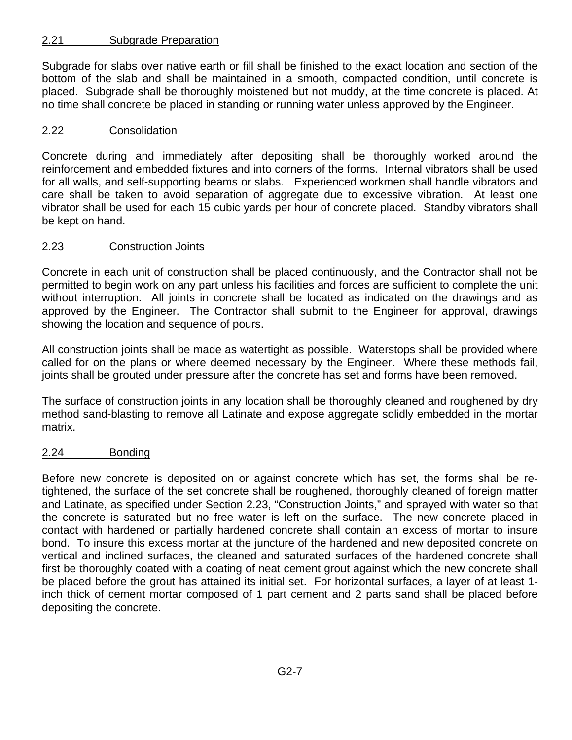## 2.21 Subgrade Preparation

Subgrade for slabs over native earth or fill shall be finished to the exact location and section of the bottom of the slab and shall be maintained in a smooth, compacted condition, until concrete is placed. Subgrade shall be thoroughly moistened but not muddy, at the time concrete is placed. At no time shall concrete be placed in standing or running water unless approved by the Engineer.

## 2.22 Consolidation

Concrete during and immediately after depositing shall be thoroughly worked around the reinforcement and embedded fixtures and into corners of the forms. Internal vibrators shall be used for all walls, and self-supporting beams or slabs. Experienced workmen shall handle vibrators and care shall be taken to avoid separation of aggregate due to excessive vibration. At least one vibrator shall be used for each 15 cubic yards per hour of concrete placed. Standby vibrators shall be kept on hand.

## 2.23 Construction Joints

Concrete in each unit of construction shall be placed continuously, and the Contractor shall not be permitted to begin work on any part unless his facilities and forces are sufficient to complete the unit without interruption. All joints in concrete shall be located as indicated on the drawings and as approved by the Engineer. The Contractor shall submit to the Engineer for approval, drawings showing the location and sequence of pours.

All construction joints shall be made as watertight as possible. Waterstops shall be provided where called for on the plans or where deemed necessary by the Engineer. Where these methods fail, joints shall be grouted under pressure after the concrete has set and forms have been removed.

The surface of construction joints in any location shall be thoroughly cleaned and roughened by dry method sand-blasting to remove all Latinate and expose aggregate solidly embedded in the mortar matrix.

## 2.24 Bonding

Before new concrete is deposited on or against concrete which has set, the forms shall be re-tightened, the surface of the set concrete shall be roughened, thoroughly cleaned of foreign matter and Latinate, as specified under Section 2.23, "Construction Joints," and sprayed with water so that the concrete is saturated but no free water is left on the surface. The new concrete placed in contact with hardened or partially hardened concrete shall contain an excess of mortar to insure bond. To insure this excess mortar at the juncture of the hardened and new deposited concrete on vertical and inclined surfaces, the cleaned and saturated surfaces of the hardened concrete shall first be thoroughly coated with a coating of neat cement grout against which the new concrete shall be placed before the grout has attained its initial set. For horizontal surfaces, a layer of at least 1-inch thick of cement mortar composed of 1 part cement and 2 parts sand shall be placed before depositing the concrete.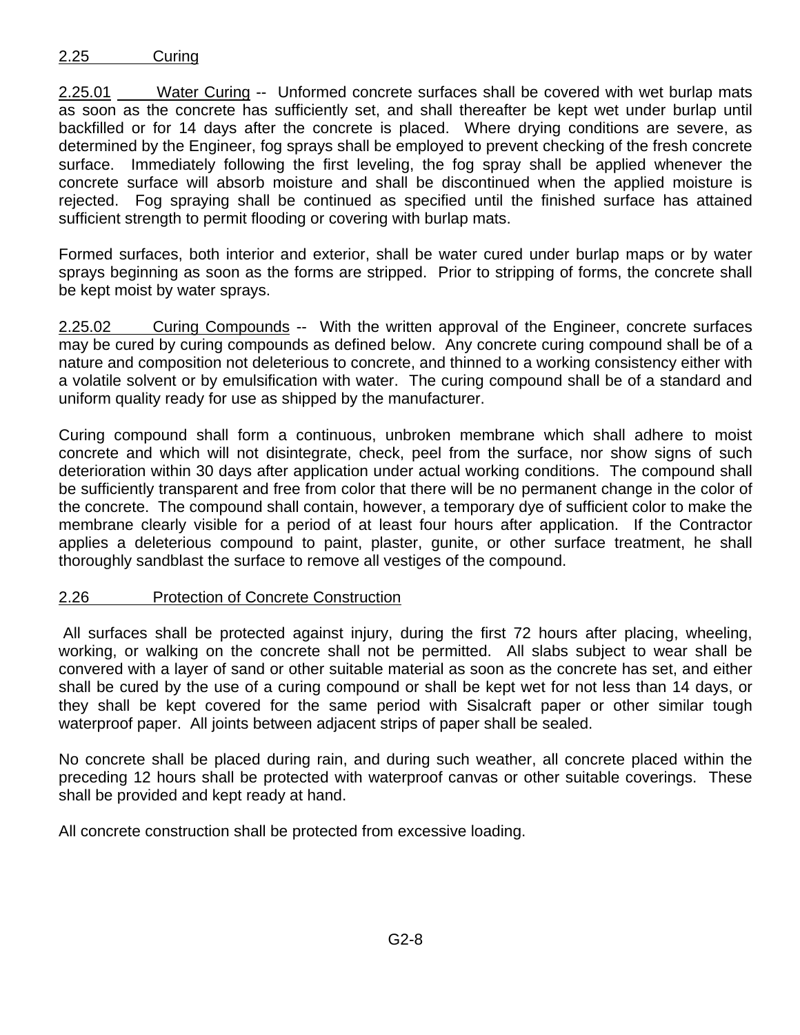## 2.25 Curing

2.25.01 Water Curing -- Unformed concrete surfaces shall be covered with wet burlap mats as soon as the concrete has sufficiently set, and shall thereafter be kept wet under burlap until backfilled or for 14 days after the concrete is placed. Where drying conditions are severe, as determined by the Engineer, fog sprays shall be employed to prevent checking of the fresh concrete surface. Immediately following the first leveling, the fog spray shall be applied whenever the concrete surface will absorb moisture and shall be discontinued when the applied moisture is rejected. Fog spraying shall be continued as specified until the finished surface has attained sufficient strength to permit flooding or covering with burlap mats.

Formed surfaces, both interior and exterior, shall be water cured under burlap maps or by water sprays beginning as soon as the forms are stripped. Prior to stripping of forms, the concrete shall be kept moist by water sprays.

2.25.02 Curing Compounds -- With the written approval of the Engineer, concrete surfaces may be cured by curing compounds as defined below. Any concrete curing compound shall be of a nature and composition not deleterious to concrete, and thinned to a working consistency either with a volatile solvent or by emulsification with water. The curing compound shall be of a standard and uniform quality ready for use as shipped by the manufacturer.

Curing compound shall form a continuous, unbroken membrane which shall adhere to moist concrete and which will not disintegrate, check, peel from the surface, nor show signs of such deterioration within 30 days after application under actual working conditions. The compound shall be sufficiently transparent and free from color that there will be no permanent change in the color of the concrete. The compound shall contain, however, a temporary dye of sufficient color to make the membrane clearly visible for a period of at least four hours after application. If the Contractor applies a deleterious compound to paint, plaster, gunite, or other surface treatment, he shall thoroughly sandblast the surface to remove all vestiges of the compound.

## 2.26 Protection of Concrete Construction

All surfaces shall be protected against injury, during the first 72 hours after placing, wheeling, working, or walking on the concrete shall not be permitted. All slabs subject to wear shall be convered with a layer of sand or other suitable material as soon as the concrete has set, and either shall be cured by the use of a curing compound or shall be kept wet for not less than 14 days, or they shall be kept covered for the same period with Sisalcraft paper or other similar tough waterproof paper. All joints between adjacent strips of paper shall be sealed.

No concrete shall be placed during rain, and during such weather, all concrete placed within the preceding 12 hours shall be protected with waterproof canvas or other suitable coverings. These shall be provided and kept ready at hand.

All concrete construction shall be protected from excessive loading.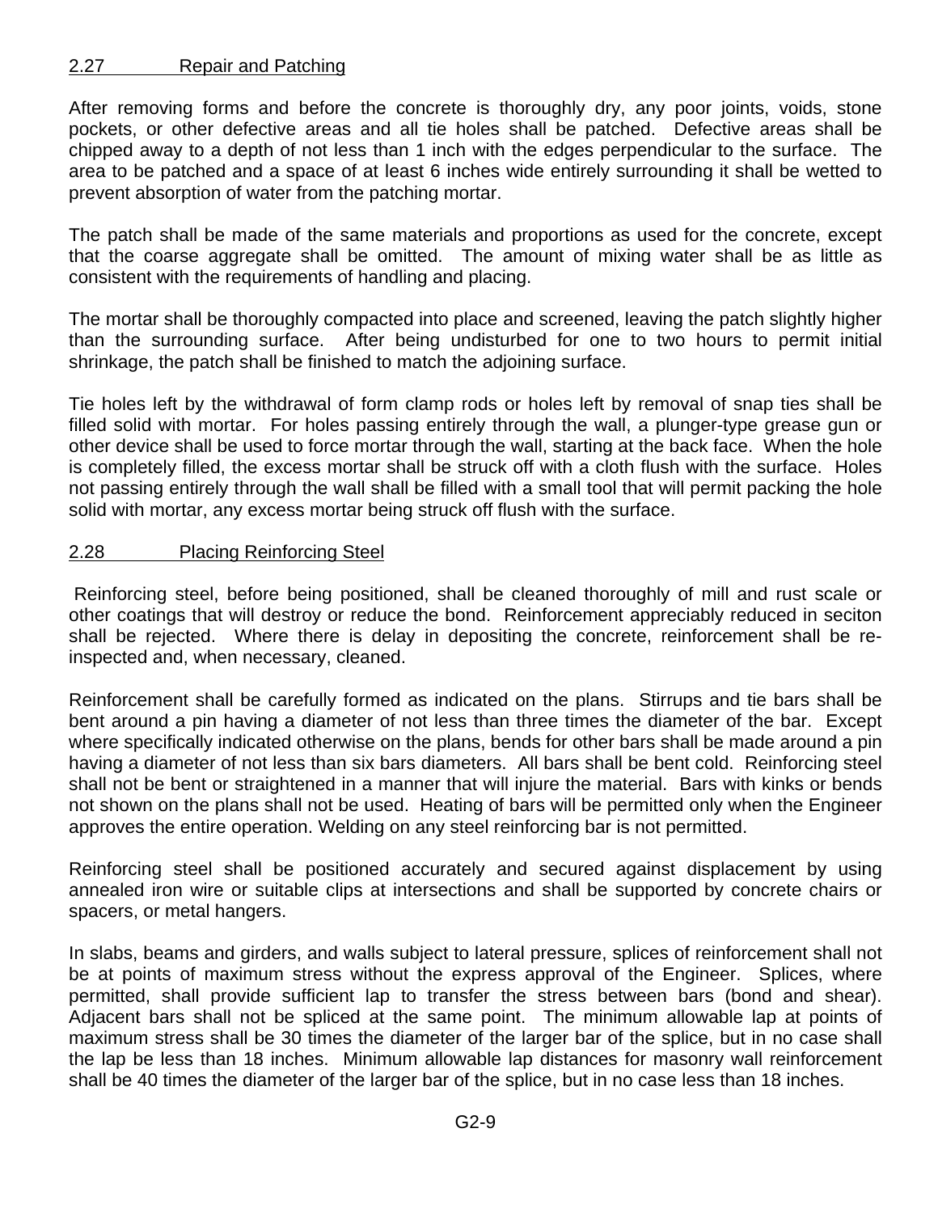## 2.27 Repair and Patching

After removing forms and before the concrete is thoroughly dry, any poor joints, voids, stone pockets, or other defective areas and all tie holes shall be patched. Defective areas shall be chipped away to a depth of not less than 1 inch with the edges perpendicular to the surface. The area to be patched and a space of at least 6 inches wide entirely surrounding it shall be wetted to prevent absorption of water from the patching mortar.

The patch shall be made of the same materials and proportions as used for the concrete, except that the coarse aggregate shall be omitted. The amount of mixing water shall be as little as consistent with the requirements of handling and placing.

The mortar shall be thoroughly compacted into place and screened, leaving the patch slightly higher than the surrounding surface. After being undisturbed for one to two hours to permit initial shrinkage, the patch shall be finished to match the adjoining surface.

Tie holes left by the withdrawal of form clamp rods or holes left by removal of snap ties shall be filled solid with mortar. For holes passing entirely through the wall, a plunger-type grease gun or other device shall be used to force mortar through the wall, starting at the back face. When the hole is completely filled, the excess mortar shall be struck off with a cloth flush with the surface. Holes not passing entirely through the wall shall be filled with a small tool that will permit packing the hole solid with mortar, any excess mortar being struck off flush with the surface.

## 2.28 Placing Reinforcing Steel

Reinforcing steel, before being positioned, shall be cleaned thoroughly of mill and rust scale or other coatings that will destroy or reduce the bond. Reinforcement appreciably reduced in seciton shall be rejected. Where there is delay in depositing the concrete, reinforcement shall be re-inspected and, when necessary, cleaned.

Reinforcement shall be carefully formed as indicated on the plans. Stirrups and tie bars shall be bent around a pin having a diameter of not less than three times the diameter of the bar. Except where specifically indicated otherwise on the plans, bends for other bars shall be made around a pin having a diameter of not less than six bars diameters. All bars shall be bent cold. Reinforcing steel shall not be bent or straightened in a manner that will injure the material. Bars with kinks or bends not shown on the plans shall not be used. Heating of bars will be permitted only when the Engineer approves the entire operation. Welding on any steel reinforcing bar is not permitted.

Reinforcing steel shall be positioned accurately and secured against displacement by using annealed iron wire or suitable clips at intersections and shall be supported by concrete chairs or spacers, or metal hangers.

In slabs, beams and girders, and walls subject to lateral pressure, splices of reinforcement shall not be at points of maximum stress without the express approval of the Engineer. Splices, where permitted, shall provide sufficient lap to transfer the stress between bars (bond and shear). Adjacent bars shall not be spliced at the same point. The minimum allowable lap at points of maximum stress shall be 30 times the diameter of the larger bar of the splice, but in no case shall the lap be less than 18 inches. Minimum allowable lap distances for masonry wall reinforcement shall be 40 times the diameter of the larger bar of the splice, but in no case less than 18 inches.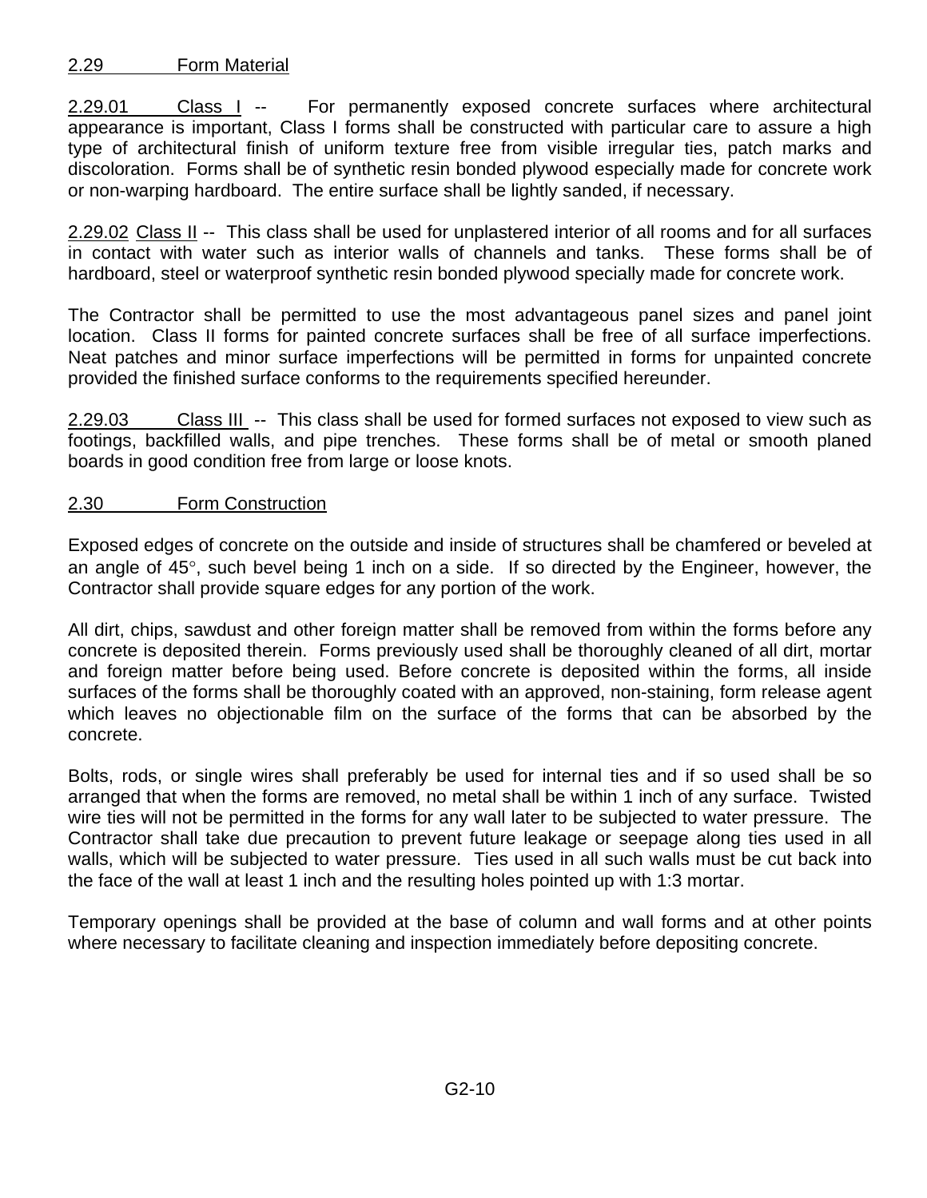## 2.29 Form Material

2.29.01 Class I -- For permanently exposed concrete surfaces where architectural appearance is important, Class I forms shall be constructed with particular care to assure a high type of architectural finish of uniform texture free from visible irregular ties, patch marks and discoloration. Forms shall be of synthetic resin bonded plywood especially made for concrete work or non-warping hardboard. The entire surface shall be lightly sanded, if necessary.

2.29.02 Class II -- This class shall be used for unplastered interior of all rooms and for all surfaces in contact with water such as interior walls of channels and tanks. These forms shall be of hardboard, steel or waterproof synthetic resin bonded plywood specially made for concrete work.

The Contractor shall be permitted to use the most advantageous panel sizes and panel joint location. Class II forms for painted concrete surfaces shall be free of all surface imperfections. Neat patches and minor surface imperfections will be permitted in forms for unpainted concrete provided the finished surface conforms to the requirements specified hereunder.

2.29.03 Class III -- This class shall be used for formed surfaces not exposed to view such as footings, backfilled walls, and pipe trenches. These forms shall be of metal or smooth planed boards in good condition free from large or loose knots.

## 2.30 Form Construction

Exposed edges of concrete on the outside and inside of structures shall be chamfered or beveled at an angle of 45°, such bevel being 1 inch on a side. If so directed by the Engineer, however, the Contractor shall provide square edges for any portion of the work.

All dirt, chips, sawdust and other foreign matter shall be removed from within the forms before any concrete is deposited therein. Forms previously used shall be thoroughly cleaned of all dirt, mortar and foreign matter before being used. Before concrete is deposited within the forms, all inside surfaces of the forms shall be thoroughly coated with an approved, non-staining, form release agent which leaves no objectionable film on the surface of the forms that can be absorbed by the concrete.

Bolts, rods, or single wires shall preferably be used for internal ties and if so used shall be so arranged that when the forms are removed, no metal shall be within 1 inch of any surface. Twisted wire ties will not be permitted in the forms for any wall later to be subjected to water pressure. The Contractor shall take due precaution to prevent future leakage or seepage along ties used in all walls, which will be subjected to water pressure. Ties used in all such walls must be cut back into the face of the wall at least 1 inch and the resulting holes pointed up with 1:3 mortar.

Temporary openings shall be provided at the base of column and wall forms and at other points where necessary to facilitate cleaning and inspection immediately before depositing concrete.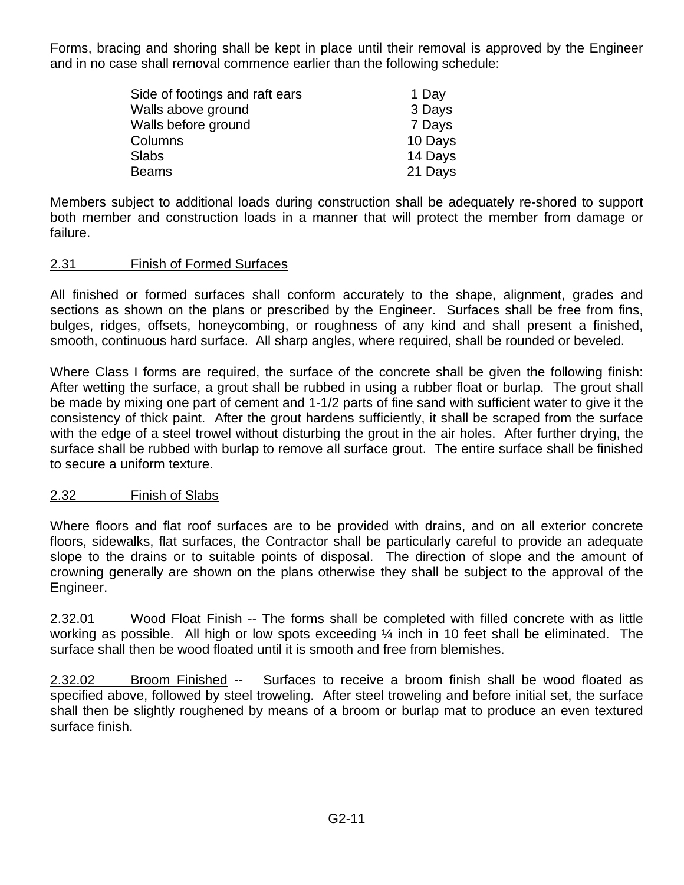Forms, bracing and shoring shall be kept in place until their removal is approved by the Engineer and in no case shall removal commence earlier than the following schedule:

| | |
|---|---|
| Side of footings and raft ears | 1 Day |
| Walls above ground | 3 Days |
| Walls before ground | 7 Days |
| Columns | 10 Days |
| Slabs | 14 Days |
| Beams | 21 Days |

Members subject to additional loads during construction shall be adequately re-shored to support both member and construction loads in a manner that will protect the member from damage or failure.

## 2.31 Finish of Formed Surfaces

All finished or formed surfaces shall conform accurately to the shape, alignment, grades and sections as shown on the plans or prescribed by the Engineer. Surfaces shall be free from fins, bulges, ridges, offsets, honeycombing, or roughness of any kind and shall present a finished, smooth, continuous hard surface. All sharp angles, where required, shall be rounded or beveled.

Where Class I forms are required, the surface of the concrete shall be given the following finish: After wetting the surface, a grout shall be rubbed in using a rubber float or burlap. The grout shall be made by mixing one part of cement and 1-1/2 parts of fine sand with sufficient water to give it the consistency of thick paint. After the grout hardens sufficiently, it shall be scraped from the surface with the edge of a steel trowel without disturbing the grout in the air holes. After further drying, the surface shall be rubbed with burlap to remove all surface grout. The entire surface shall be finished to secure a uniform texture.

## 2.32 Finish of Slabs

Where floors and flat roof surfaces are to be provided with drains, and on all exterior concrete floors, sidewalks, flat surfaces, the Contractor shall be particularly careful to provide an adequate slope to the drains or to suitable points of disposal. The direction of slope and the amount of crowning generally are shown on the plans otherwise they shall be subject to the approval of the Engineer.

2.32.01 Wood Float Finish -- The forms shall be completed with filled concrete with as little working as possible. All high or low spots exceeding ¼ inch in 10 feet shall be eliminated. The surface shall then be wood floated until it is smooth and free from blemishes.

2.32.02 Broom Finished -- Surfaces to receive a broom finish shall be wood floated as specified above, followed by steel troweling. After steel troweling and before initial set, the surface shall then be slightly roughened by means of a broom or burlap mat to produce an even textured surface finish.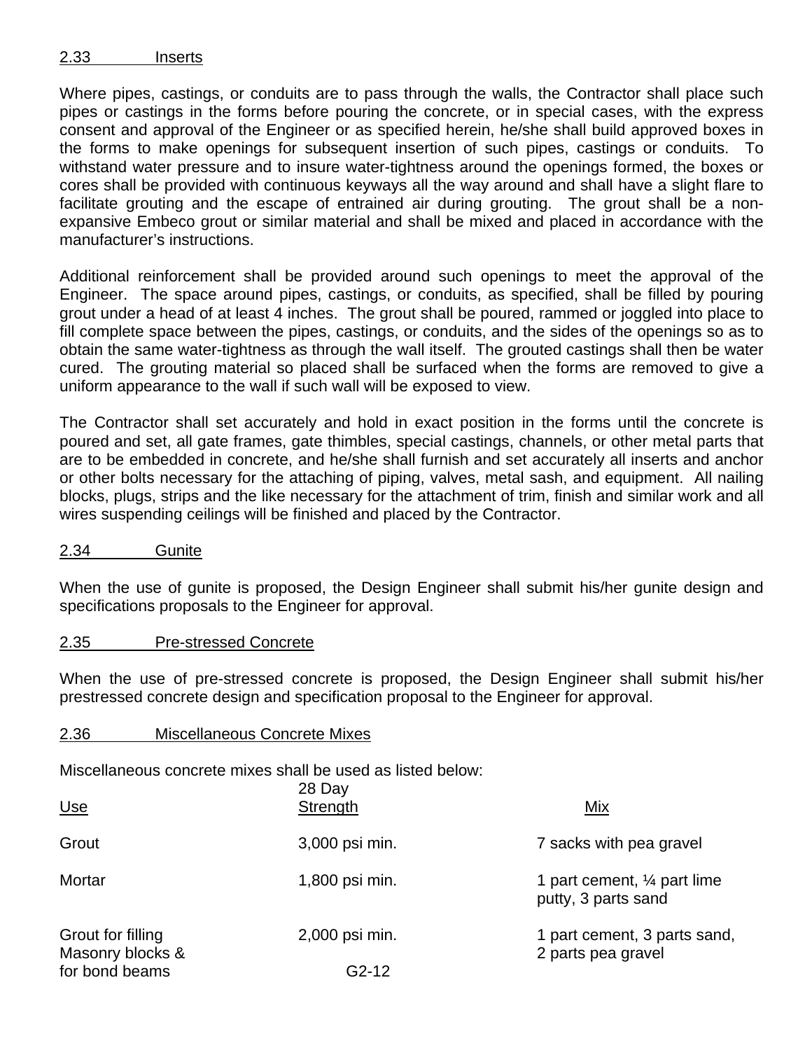## 2.33 Inserts

Where pipes, castings, or conduits are to pass through the walls, the Contractor shall place such pipes or castings in the forms before pouring the concrete, or in special cases, with the express consent and approval of the Engineer or as specified herein, he/she shall build approved boxes in the forms to make openings for subsequent insertion of such pipes, castings or conduits. To withstand water pressure and to insure water-tightness around the openings formed, the boxes or cores shall be provided with continuous keyways all the way around and shall have a slight flare to facilitate grouting and the escape of entrained air during grouting. The grout shall be a non-expansive Embeco grout or similar material and shall be mixed and placed in accordance with the manufacturer's instructions.

Additional reinforcement shall be provided around such openings to meet the approval of the Engineer. The space around pipes, castings, or conduits, as specified, shall be filled by pouring grout under a head of at least 4 inches. The grout shall be poured, rammed or joggled into place to fill complete space between the pipes, castings, or conduits, and the sides of the openings so as to obtain the same water-tightness as through the wall itself. The grouted castings shall then be water cured. The grouting material so placed shall be surfaced when the forms are removed to give a uniform appearance to the wall if such wall will be exposed to view.

The Contractor shall set accurately and hold in exact position in the forms until the concrete is poured and set, all gate frames, gate thimbles, special castings, channels, or other metal parts that are to be embedded in concrete, and he/she shall furnish and set accurately all inserts and anchor or other bolts necessary for the attaching of piping, valves, metal sash, and equipment. All nailing blocks, plugs, strips and the like necessary for the attachment of trim, finish and similar work and all wires suspending ceilings will be finished and placed by the Contractor.

## 2.34 Gunite

When the use of gunite is proposed, the Design Engineer shall submit his/her gunite design and specifications proposals to the Engineer for approval.

## 2.35 Pre-stressed Concrete

When the use of pre-stressed concrete is proposed, the Design Engineer shall submit his/her prestressed concrete design and specification proposal to the Engineer for approval.

## 2.36 Miscellaneous Concrete Mixes

Miscellaneous concrete mixes shall be used as listed below:

| Use | 28 Day Strength | Mix |
|---|---|---|
| Grout | 3,000 psi min. | 7 sacks with pea gravel |
| Mortar | 1,800 psi min. | 1 part cement, ¼ part lime putty, 3 parts sand |
| Grout for filling Masonry blocks & for bond beams | 2,000 psi min. | 1 part cement, 3 parts sand, 2 parts pea gravel |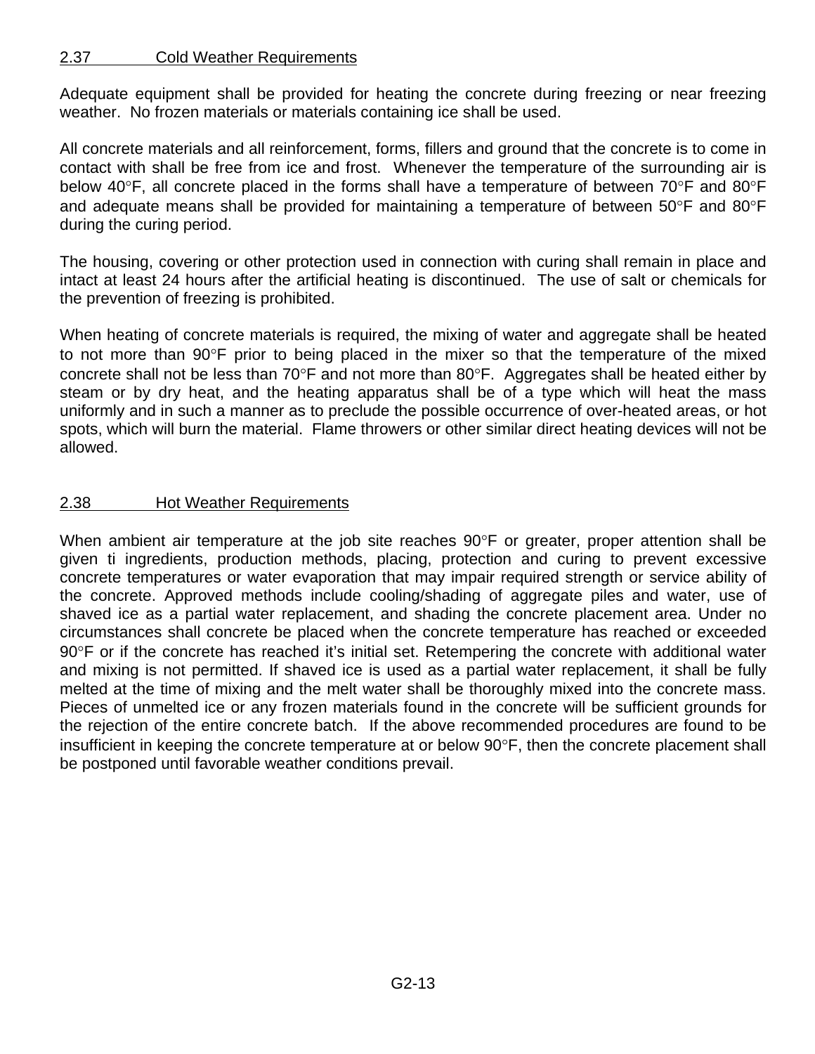## 2.37 Cold Weather Requirements

Adequate equipment shall be provided for heating the concrete during freezing or near freezing weather. No frozen materials or materials containing ice shall be used.

All concrete materials and all reinforcement, forms, fillers and ground that the concrete is to come in contact with shall be free from ice and frost. Whenever the temperature of the surrounding air is below 40°F, all concrete placed in the forms shall have a temperature of between 70°F and 80°F and adequate means shall be provided for maintaining a temperature of between 50°F and 80°F during the curing period.

The housing, covering or other protection used in connection with curing shall remain in place and intact at least 24 hours after the artificial heating is discontinued. The use of salt or chemicals for the prevention of freezing is prohibited.

When heating of concrete materials is required, the mixing of water and aggregate shall be heated to not more than 90°F prior to being placed in the mixer so that the temperature of the mixed concrete shall not be less than 70°F and not more than 80°F. Aggregates shall be heated either by steam or by dry heat, and the heating apparatus shall be of a type which will heat the mass uniformly and in such a manner as to preclude the possible occurrence of over-heated areas, or hot spots, which will burn the material. Flame throwers or other similar direct heating devices will not be allowed.

## 2.38 Hot Weather Requirements

When ambient air temperature at the job site reaches 90°F or greater, proper attention shall be given ti ingredients, production methods, placing, protection and curing to prevent excessive concrete temperatures or water evaporation that may impair required strength or service ability of the concrete. Approved methods include cooling/shading of aggregate piles and water, use of shaved ice as a partial water replacement, and shading the concrete placement area. Under no circumstances shall concrete be placed when the concrete temperature has reached or exceeded 90°F or if the concrete has reached it's initial set. Retempering the concrete with additional water and mixing is not permitted. If shaved ice is used as a partial water replacement, it shall be fully melted at the time of mixing and the melt water shall be thoroughly mixed into the concrete mass. Pieces of unmelted ice or any frozen materials found in the concrete will be sufficient grounds for the rejection of the entire concrete batch. If the above recommended procedures are found to be insufficient in keeping the concrete temperature at or below 90°F, then the concrete placement shall be postponed until favorable weather conditions prevail.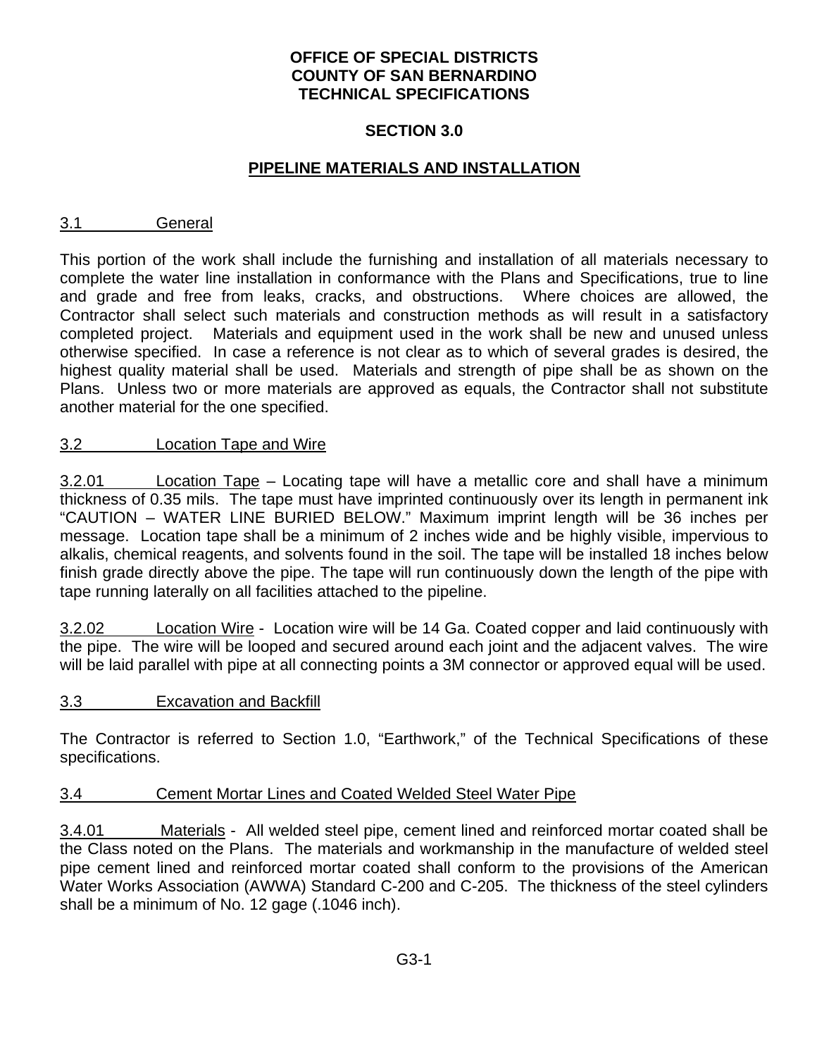**OFFICE OF SPECIAL DISTRICTS**
**COUNTY OF SAN BERNARDINO**
**TECHNICAL SPECIFICATIONS**

# SECTION 3.0

# PIPELINE MATERIALS AND INSTALLATION

## 3.1 General

This portion of the work shall include the furnishing and installation of all materials necessary to complete the water line installation in conformance with the Plans and Specifications, true to line and grade and free from leaks, cracks, and obstructions. Where choices are allowed, the Contractor shall select such materials and construction methods as will result in a satisfactory completed project. Materials and equipment used in the work shall be new and unused unless otherwise specified. In case a reference is not clear as to which of several grades is desired, the highest quality material shall be used. Materials and strength of pipe shall be as shown on the Plans. Unless two or more materials are approved as equals, the Contractor shall not substitute another material for the one specified.

## 3.2 Location Tape and Wire

3.2.01 Location Tape – Locating tape will have a metallic core and shall have a minimum thickness of 0.35 mils. The tape must have imprinted continuously over its length in permanent ink "CAUTION – WATER LINE BURIED BELOW." Maximum imprint length will be 36 inches per message. Location tape shall be a minimum of 2 inches wide and be highly visible, impervious to alkalis, chemical reagents, and solvents found in the soil. The tape will be installed 18 inches below finish grade directly above the pipe. The tape will run continuously down the length of the pipe with tape running laterally on all facilities attached to the pipeline.

3.2.02 Location Wire - Location wire will be 14 Ga. Coated copper and laid continuously with the pipe. The wire will be looped and secured around each joint and the adjacent valves. The wire will be laid parallel with pipe at all connecting points a 3M connector or approved equal will be used.

## 3.3 Excavation and Backfill

The Contractor is referred to Section 1.0, "Earthwork," of the Technical Specifications of these specifications.

## 3.4 Cement Mortar Lines and Coated Welded Steel Water Pipe

3.4.01 Materials - All welded steel pipe, cement lined and reinforced mortar coated shall be the Class noted on the Plans. The materials and workmanship in the manufacture of welded steel pipe cement lined and reinforced mortar coated shall conform to the provisions of the American Water Works Association (AWWA) Standard C-200 and C-205. The thickness of the steel cylinders shall be a minimum of No. 12 gage (.1046 inch).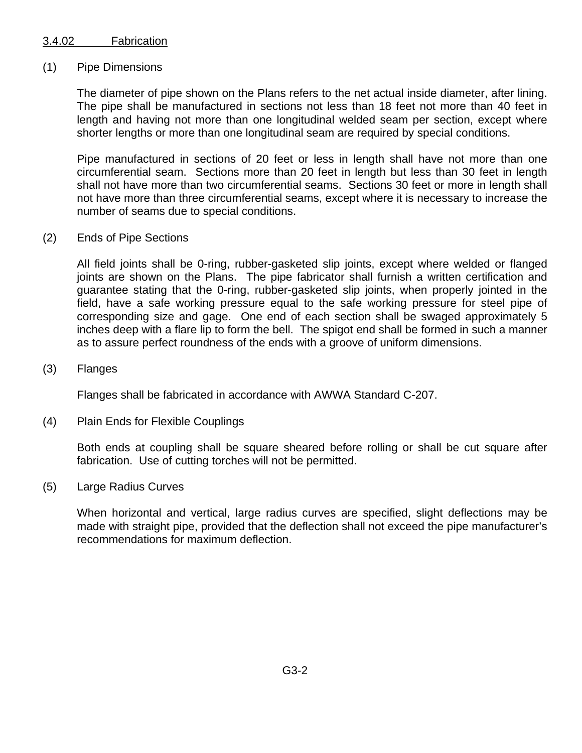<u>3.4.02 Fabrication</u>

(1) Pipe Dimensions

The diameter of pipe shown on the Plans refers to the net actual inside diameter, after lining. The pipe shall be manufactured in sections not less than 18 feet not more than 40 feet in length and having not more than one longitudinal welded seam per section, except where shorter lengths or more than one longitudinal seam are required by special conditions.

Pipe manufactured in sections of 20 feet or less in length shall have not more than one circumferential seam. Sections more than 20 feet in length but less than 30 feet in length shall not have more than two circumferential seams. Sections 30 feet or more in length shall not have more than three circumferential seams, except where it is necessary to increase the number of seams due to special conditions.

(2) Ends of Pipe Sections

All field joints shall be 0-ring, rubber-gasketed slip joints, except where welded or flanged joints are shown on the Plans. The pipe fabricator shall furnish a written certification and guarantee stating that the 0-ring, rubber-gasketed slip joints, when properly jointed in the field, have a safe working pressure equal to the safe working pressure for steel pipe of corresponding size and gage. One end of each section shall be swaged approximately 5 inches deep with a flare lip to form the bell. The spigot end shall be formed in such a manner as to assure perfect roundness of the ends with a groove of uniform dimensions.

(3) Flanges

Flanges shall be fabricated in accordance with AWWA Standard C-207.

(4) Plain Ends for Flexible Couplings

Both ends at coupling shall be square sheared before rolling or shall be cut square after fabrication. Use of cutting torches will not be permitted.

(5) Large Radius Curves

When horizontal and vertical, large radius curves are specified, slight deflections may be made with straight pipe, provided that the deflection shall not exceed the pipe manufacturer's recommendations for maximum deflection.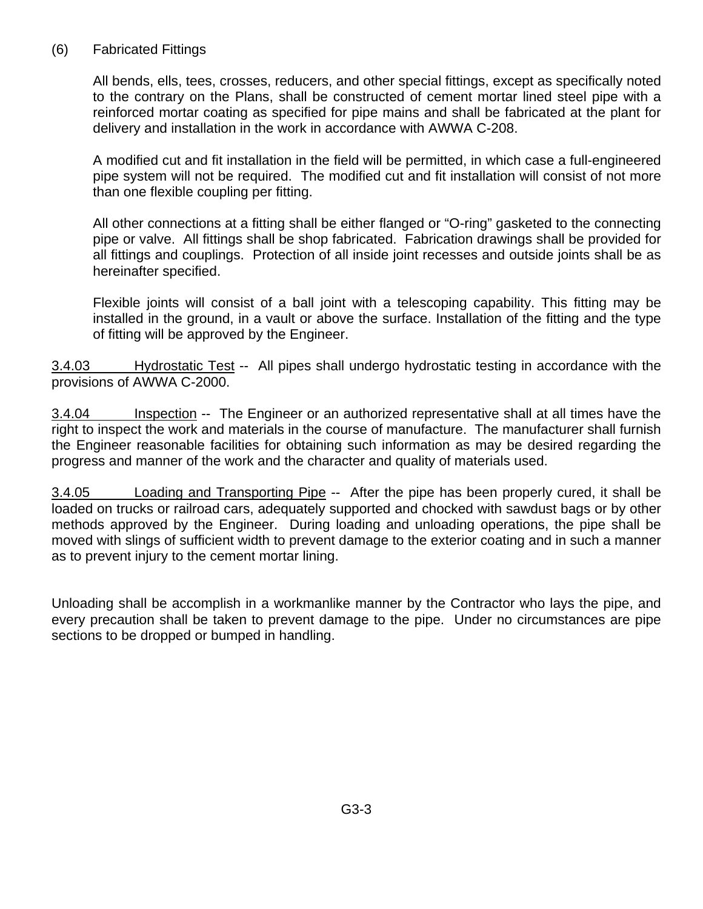(6) Fabricated Fittings

All bends, ells, tees, crosses, reducers, and other special fittings, except as specifically noted to the contrary on the Plans, shall be constructed of cement mortar lined steel pipe with a reinforced mortar coating as specified for pipe mains and shall be fabricated at the plant for delivery and installation in the work in accordance with AWWA C-208.

A modified cut and fit installation in the field will be permitted, in which case a full-engineered pipe system will not be required. The modified cut and fit installation will consist of not more than one flexible coupling per fitting.

All other connections at a fitting shall be either flanged or "O-ring" gasketed to the connecting pipe or valve. All fittings shall be shop fabricated. Fabrication drawings shall be provided for all fittings and couplings. Protection of all inside joint recesses and outside joints shall be as hereinafter specified.

Flexible joints will consist of a ball joint with a telescoping capability. This fitting may be installed in the ground, in a vault or above the surface. Installation of the fitting and the type of fitting will be approved by the Engineer.

3.4.03 Hydrostatic Test -- All pipes shall undergo hydrostatic testing in accordance with the provisions of AWWA C-2000.

3.4.04 Inspection -- The Engineer or an authorized representative shall at all times have the right to inspect the work and materials in the course of manufacture. The manufacturer shall furnish the Engineer reasonable facilities for obtaining such information as may be desired regarding the progress and manner of the work and the character and quality of materials used.

3.4.05 Loading and Transporting Pipe -- After the pipe has been properly cured, it shall be loaded on trucks or railroad cars, adequately supported and chocked with sawdust bags or by other methods approved by the Engineer. During loading and unloading operations, the pipe shall be moved with slings of sufficient width to prevent damage to the exterior coating and in such a manner as to prevent injury to the cement mortar lining.

Unloading shall be accomplish in a workmanlike manner by the Contractor who lays the pipe, and every precaution shall be taken to prevent damage to the pipe. Under no circumstances are pipe sections to be dropped or bumped in handling.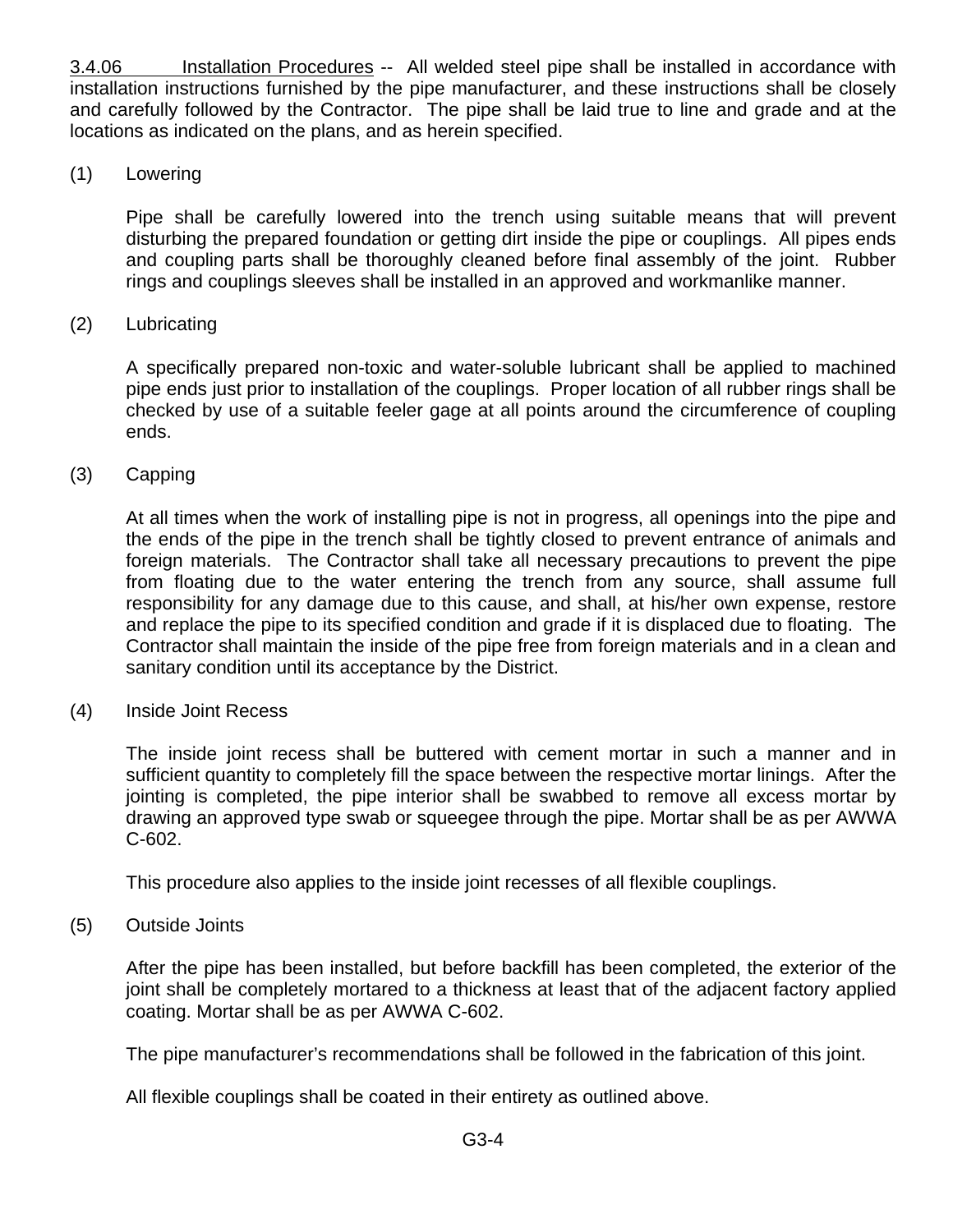3.4.06 Installation Procedures -- All welded steel pipe shall be installed in accordance with installation instructions furnished by the pipe manufacturer, and these instructions shall be closely and carefully followed by the Contractor. The pipe shall be laid true to line and grade and at the locations as indicated on the plans, and as herein specified.

(1) Lowering

Pipe shall be carefully lowered into the trench using suitable means that will prevent disturbing the prepared foundation or getting dirt inside the pipe or couplings. All pipes ends and coupling parts shall be thoroughly cleaned before final assembly of the joint. Rubber rings and couplings sleeves shall be installed in an approved and workmanlike manner.

(2) Lubricating

A specifically prepared non-toxic and water-soluble lubricant shall be applied to machined pipe ends just prior to installation of the couplings. Proper location of all rubber rings shall be checked by use of a suitable feeler gage at all points around the circumference of coupling ends.

(3) Capping

At all times when the work of installing pipe is not in progress, all openings into the pipe and the ends of the pipe in the trench shall be tightly closed to prevent entrance of animals and foreign materials. The Contractor shall take all necessary precautions to prevent the pipe from floating due to the water entering the trench from any source, shall assume full responsibility for any damage due to this cause, and shall, at his/her own expense, restore and replace the pipe to its specified condition and grade if it is displaced due to floating. The Contractor shall maintain the inside of the pipe free from foreign materials and in a clean and sanitary condition until its acceptance by the District.

(4) Inside Joint Recess

The inside joint recess shall be buttered with cement mortar in such a manner and in sufficient quantity to completely fill the space between the respective mortar linings. After the jointing is completed, the pipe interior shall be swabbed to remove all excess mortar by drawing an approved type swab or squeegee through the pipe. Mortar shall be as per AWWA C-602.

This procedure also applies to the inside joint recesses of all flexible couplings.

(5) Outside Joints

After the pipe has been installed, but before backfill has been completed, the exterior of the joint shall be completely mortared to a thickness at least that of the adjacent factory applied coating. Mortar shall be as per AWWA C-602.

The pipe manufacturer's recommendations shall be followed in the fabrication of this joint.

All flexible couplings shall be coated in their entirety as outlined above.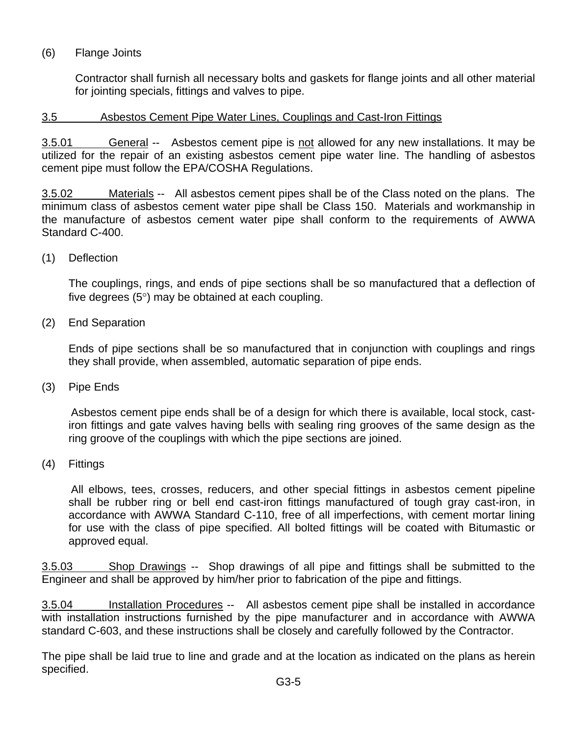(6) Flange Joints

Contractor shall furnish all necessary bolts and gaskets for flange joints and all other material for jointing specials, fittings and valves to pipe.

## 3.5 Asbestos Cement Pipe Water Lines, Couplings and Cast-Iron Fittings

3.5.01 General -- Asbestos cement pipe is not allowed for any new installations. It may be utilized for the repair of an existing asbestos cement pipe water line. The handling of asbestos cement pipe must follow the EPA/COSHA Regulations.

3.5.02 Materials -- All asbestos cement pipes shall be of the Class noted on the plans. The minimum class of asbestos cement water pipe shall be Class 150. Materials and workmanship in the manufacture of asbestos cement water pipe shall conform to the requirements of AWWA Standard C-400.

(1) Deflection

The couplings, rings, and ends of pipe sections shall be so manufactured that a deflection of five degrees (5°) may be obtained at each coupling.

(2) End Separation

Ends of pipe sections shall be so manufactured that in conjunction with couplings and rings they shall provide, when assembled, automatic separation of pipe ends.

(3) Pipe Ends

Asbestos cement pipe ends shall be of a design for which there is available, local stock, cast-iron fittings and gate valves having bells with sealing ring grooves of the same design as the ring groove of the couplings with which the pipe sections are joined.

(4) Fittings

All elbows, tees, crosses, reducers, and other special fittings in asbestos cement pipeline shall be rubber ring or bell end cast-iron fittings manufactured of tough gray cast-iron, in accordance with AWWA Standard C-110, free of all imperfections, with cement mortar lining for use with the class of pipe specified. All bolted fittings will be coated with Bitumastic or approved equal.

3.5.03 Shop Drawings -- Shop drawings of all pipe and fittings shall be submitted to the Engineer and shall be approved by him/her prior to fabrication of the pipe and fittings.

3.5.04 Installation Procedures -- All asbestos cement pipe shall be installed in accordance with installation instructions furnished by the pipe manufacturer and in accordance with AWWA standard C-603, and these instructions shall be closely and carefully followed by the Contractor.

The pipe shall be laid true to line and grade and at the location as indicated on the plans as herein specified.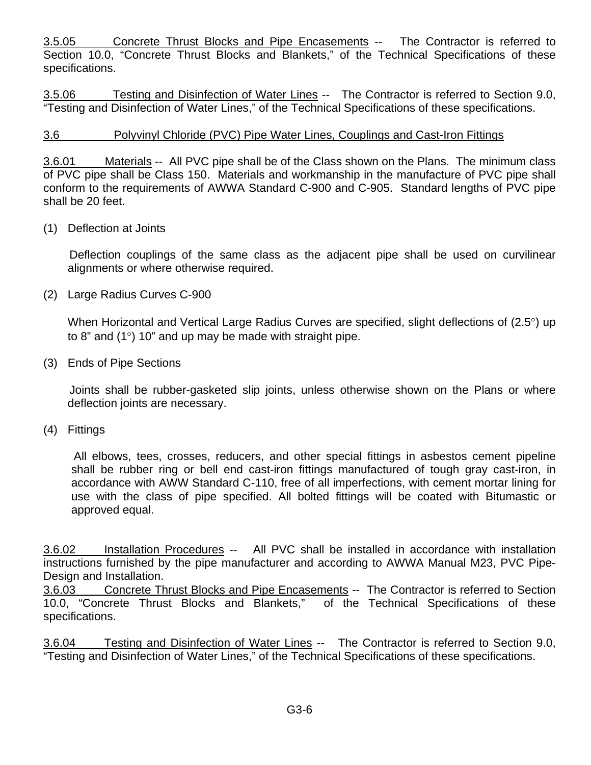3.5.05 Concrete Thrust Blocks and Pipe Encasements -- The Contractor is referred to Section 10.0, "Concrete Thrust Blocks and Blankets," of the Technical Specifications of these specifications.

3.5.06 Testing and Disinfection of Water Lines -- The Contractor is referred to Section 9.0, "Testing and Disinfection of Water Lines," of the Technical Specifications of these specifications.

3.6 Polyvinyl Chloride (PVC) Pipe Water Lines, Couplings and Cast-Iron Fittings

3.6.01 Materials -- All PVC pipe shall be of the Class shown on the Plans. The minimum class of PVC pipe shall be Class 150. Materials and workmanship in the manufacture of PVC pipe shall conform to the requirements of AWWA Standard C-900 and C-905. Standard lengths of PVC pipe shall be 20 feet.

(1) Deflection at Joints

Deflection couplings of the same class as the adjacent pipe shall be used on curvilinear alignments or where otherwise required.

(2) Large Radius Curves C-900

When Horizontal and Vertical Large Radius Curves are specified, slight deflections of (2.5°) up to 8" and (1°) 10" and up may be made with straight pipe.

(3) Ends of Pipe Sections

Joints shall be rubber-gasketed slip joints, unless otherwise shown on the Plans or where deflection joints are necessary.

(4) Fittings

All elbows, tees, crosses, reducers, and other special fittings in asbestos cement pipeline shall be rubber ring or bell end cast-iron fittings manufactured of tough gray cast-iron, in accordance with AWW Standard C-110, free of all imperfections, with cement mortar lining for use with the class of pipe specified. All bolted fittings will be coated with Bitumastic or approved equal.

3.6.02 Installation Procedures -- All PVC shall be installed in accordance with installation instructions furnished by the pipe manufacturer and according to AWWA Manual M23, PVC Pipe-Design and Installation.

3.6.03 Concrete Thrust Blocks and Pipe Encasements -- The Contractor is referred to Section 10.0, "Concrete Thrust Blocks and Blankets," of the Technical Specifications of these specifications.

3.6.04 Testing and Disinfection of Water Lines -- The Contractor is referred to Section 9.0, "Testing and Disinfection of Water Lines," of the Technical Specifications of these specifications.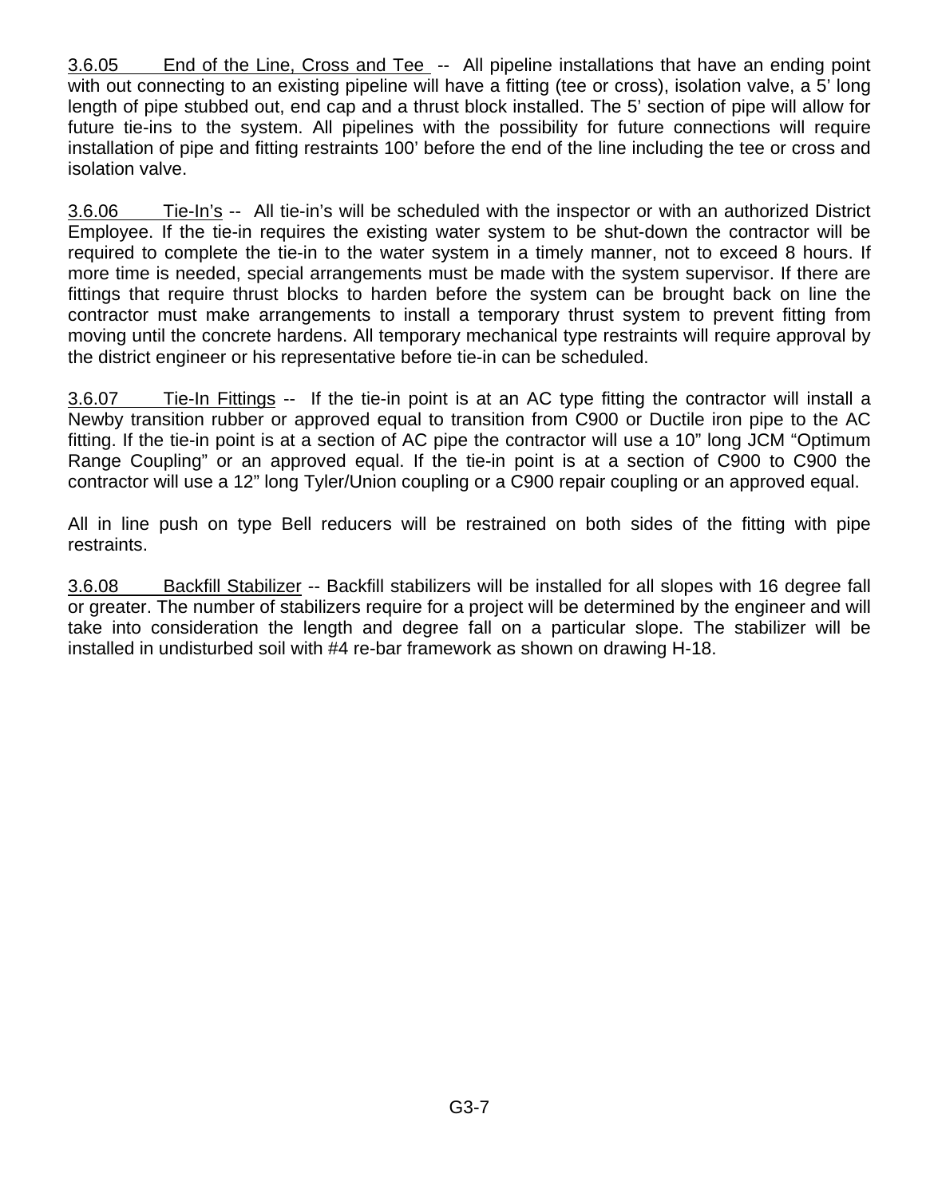3.6.05 End of the Line, Cross and Tee -- All pipeline installations that have an ending point with out connecting to an existing pipeline will have a fitting (tee or cross), isolation valve, a 5' long length of pipe stubbed out, end cap and a thrust block installed. The 5' section of pipe will allow for future tie-ins to the system. All pipelines with the possibility for future connections will require installation of pipe and fitting restraints 100' before the end of the line including the tee or cross and isolation valve.

3.6.06 Tie-In's -- All tie-in's will be scheduled with the inspector or with an authorized District Employee. If the tie-in requires the existing water system to be shut-down the contractor will be required to complete the tie-in to the water system in a timely manner, not to exceed 8 hours. If more time is needed, special arrangements must be made with the system supervisor. If there are fittings that require thrust blocks to harden before the system can be brought back on line the contractor must make arrangements to install a temporary thrust system to prevent fitting from moving until the concrete hardens. All temporary mechanical type restraints will require approval by the district engineer or his representative before tie-in can be scheduled.

3.6.07 Tie-In Fittings -- If the tie-in point is at an AC type fitting the contractor will install a Newby transition rubber or approved equal to transition from C900 or Ductile iron pipe to the AC fitting. If the tie-in point is at a section of AC pipe the contractor will use a 10" long JCM "Optimum Range Coupling" or an approved equal. If the tie-in point is at a section of C900 to C900 the contractor will use a 12" long Tyler/Union coupling or a C900 repair coupling or an approved equal.

All in line push on type Bell reducers will be restrained on both sides of the fitting with pipe restraints.

3.6.08 Backfill Stabilizer -- Backfill stabilizers will be installed for all slopes with 16 degree fall or greater. The number of stabilizers require for a project will be determined by the engineer and will take into consideration the length and degree fall on a particular slope. The stabilizer will be installed in undisturbed soil with #4 re-bar framework as shown on drawing H-18.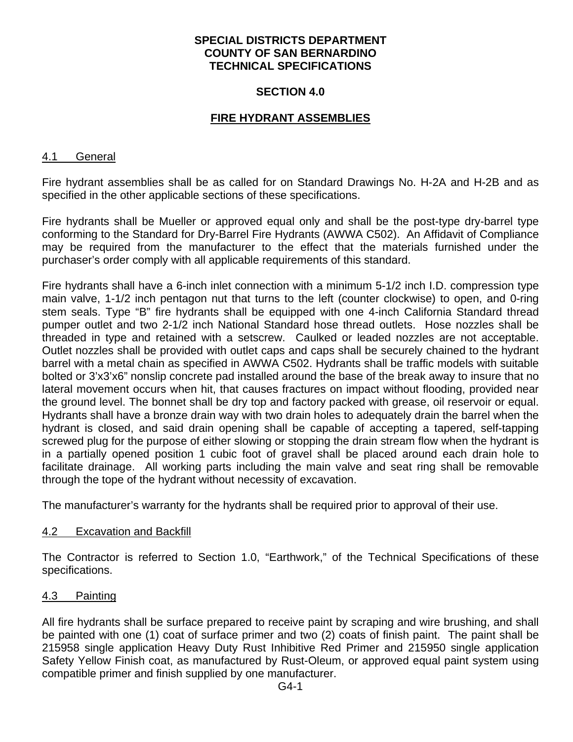**SPECIAL DISTRICTS DEPARTMENT**
**COUNTY OF SAN BERNARDINO**
**TECHNICAL SPECIFICATIONS**

**SECTION 4.0**

# FIRE HYDRANT ASSEMBLIES

## 4.1 General

Fire hydrant assemblies shall be as called for on Standard Drawings No. H-2A and H-2B and as specified in the other applicable sections of these specifications.

Fire hydrants shall be Mueller or approved equal only and shall be the post-type dry-barrel type conforming to the Standard for Dry-Barrel Fire Hydrants (AWWA C502). An Affidavit of Compliance may be required from the manufacturer to the effect that the materials furnished under the purchaser's order comply with all applicable requirements of this standard.

Fire hydrants shall have a 6-inch inlet connection with a minimum 5-1/2 inch I.D. compression type main valve, 1-1/2 inch pentagon nut that turns to the left (counter clockwise) to open, and 0-ring stem seals. Type "B" fire hydrants shall be equipped with one 4-inch California Standard thread pumper outlet and two 2-1/2 inch National Standard hose thread outlets. Hose nozzles shall be threaded in type and retained with a setscrew. Caulked or leaded nozzles are not acceptable. Outlet nozzles shall be provided with outlet caps and caps shall be securely chained to the hydrant barrel with a metal chain as specified in AWWA C502. Hydrants shall be traffic models with suitable bolted or 3'x3'x6" nonslip concrete pad installed around the base of the break away to insure that no lateral movement occurs when hit, that causes fractures on impact without flooding, provided near the ground level. The bonnet shall be dry top and factory packed with grease, oil reservoir or equal. Hydrants shall have a bronze drain way with two drain holes to adequately drain the barrel when the hydrant is closed, and said drain opening shall be capable of accepting a tapered, self-tapping screwed plug for the purpose of either slowing or stopping the drain stream flow when the hydrant is in a partially opened position 1 cubic foot of gravel shall be placed around each drain hole to facilitate drainage. All working parts including the main valve and seat ring shall be removable through the tope of the hydrant without necessity of excavation.

The manufacturer's warranty for the hydrants shall be required prior to approval of their use.

## 4.2 Excavation and Backfill

The Contractor is referred to Section 1.0, "Earthwork," of the Technical Specifications of these specifications.

## 4.3 Painting

All fire hydrants shall be surface prepared to receive paint by scraping and wire brushing, and shall be painted with one (1) coat of surface primer and two (2) coats of finish paint. The paint shall be 215958 single application Heavy Duty Rust Inhibitive Red Primer and 215950 single application Safety Yellow Finish coat, as manufactured by Rust-Oleum, or approved equal paint system using compatible primer and finish supplied by one manufacturer.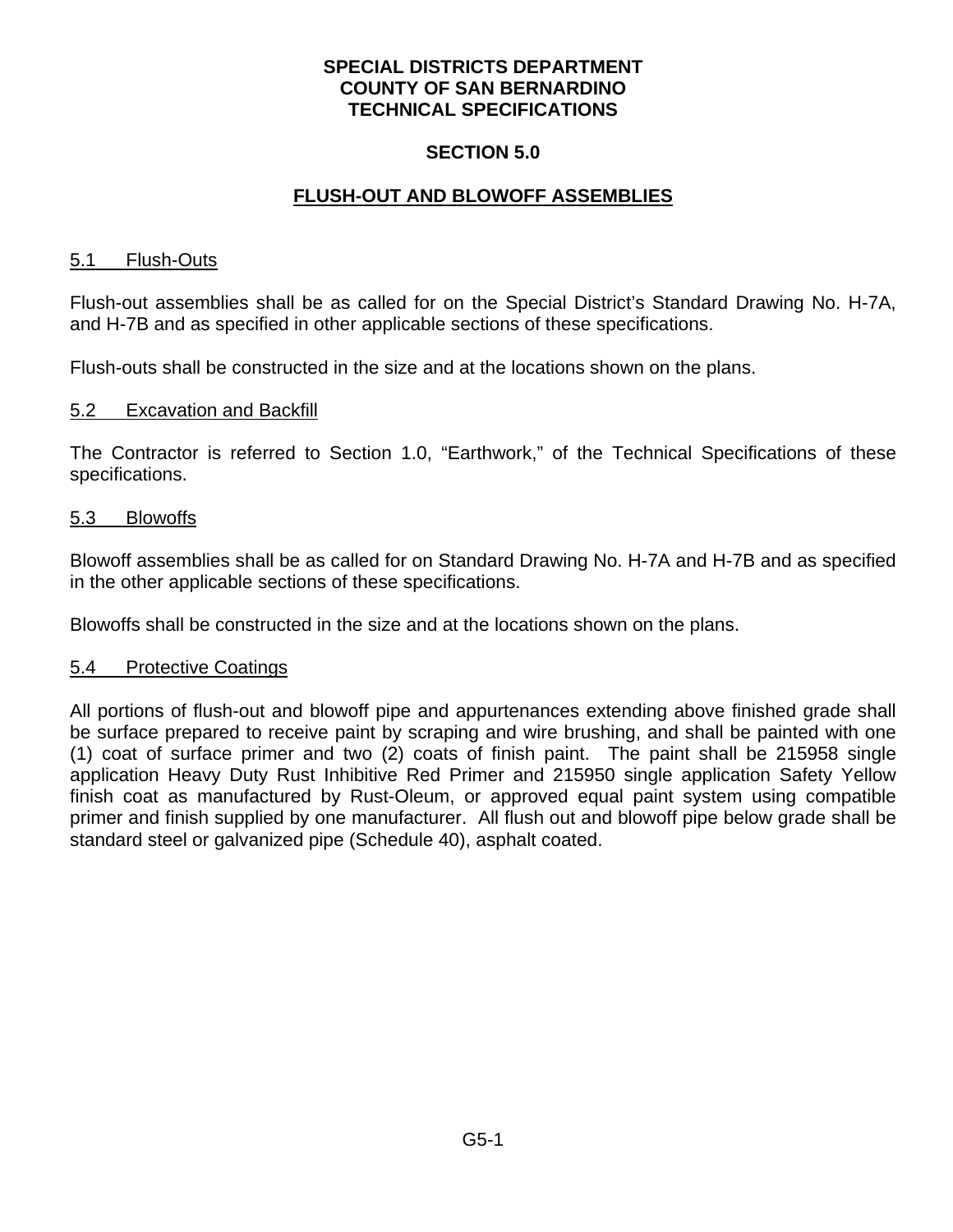**SPECIAL DISTRICTS DEPARTMENT**
**COUNTY OF SAN BERNARDINO**
**TECHNICAL SPECIFICATIONS**

**SECTION 5.0**

## FLUSH-OUT AND BLOWOFF ASSEMBLIES

### 5.1 Flush-Outs

Flush-out assemblies shall be as called for on the Special District's Standard Drawing No. H-7A, and H-7B and as specified in other applicable sections of these specifications.

Flush-outs shall be constructed in the size and at the locations shown on the plans.

### 5.2 Excavation and Backfill

The Contractor is referred to Section 1.0, "Earthwork," of the Technical Specifications of these specifications.

### 5.3 Blowoffs

Blowoff assemblies shall be as called for on Standard Drawing No. H-7A and H-7B and as specified in the other applicable sections of these specifications.

Blowoffs shall be constructed in the size and at the locations shown on the plans.

### 5.4 Protective Coatings

All portions of flush-out and blowoff pipe and appurtenances extending above finished grade shall be surface prepared to receive paint by scraping and wire brushing, and shall be painted with one (1) coat of surface primer and two (2) coats of finish paint. The paint shall be 215958 single application Heavy Duty Rust Inhibitive Red Primer and 215950 single application Safety Yellow finish coat as manufactured by Rust-Oleum, or approved equal paint system using compatible primer and finish supplied by one manufacturer. All flush out and blowoff pipe below grade shall be standard steel or galvanized pipe (Schedule 40), asphalt coated.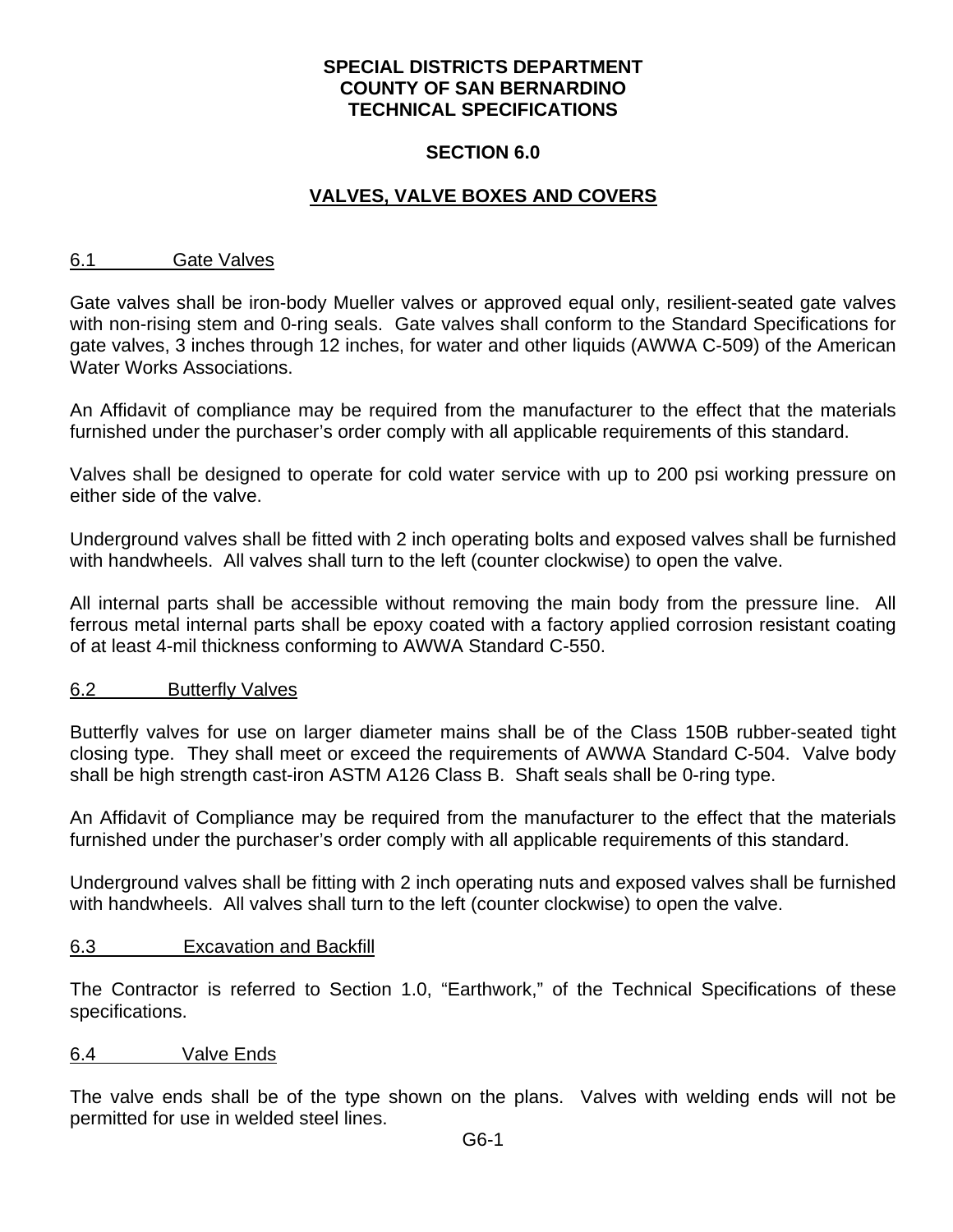**SPECIAL DISTRICTS DEPARTMENT**
**COUNTY OF SAN BERNARDINO**
**TECHNICAL SPECIFICATIONS**

## SECTION 6.0

## VALVES, VALVE BOXES AND COVERS

### 6.1 Gate Valves

Gate valves shall be iron-body Mueller valves or approved equal only, resilient-seated gate valves with non-rising stem and 0-ring seals. Gate valves shall conform to the Standard Specifications for gate valves, 3 inches through 12 inches, for water and other liquids (AWWA C-509) of the American Water Works Associations.

An Affidavit of compliance may be required from the manufacturer to the effect that the materials furnished under the purchaser's order comply with all applicable requirements of this standard.

Valves shall be designed to operate for cold water service with up to 200 psi working pressure on either side of the valve.

Underground valves shall be fitted with 2 inch operating bolts and exposed valves shall be furnished with handwheels. All valves shall turn to the left (counter clockwise) to open the valve.

All internal parts shall be accessible without removing the main body from the pressure line. All ferrous metal internal parts shall be epoxy coated with a factory applied corrosion resistant coating of at least 4-mil thickness conforming to AWWA Standard C-550.

### 6.2 Butterfly Valves

Butterfly valves for use on larger diameter mains shall be of the Class 150B rubber-seated tight closing type. They shall meet or exceed the requirements of AWWA Standard C-504. Valve body shall be high strength cast-iron ASTM A126 Class B. Shaft seals shall be 0-ring type.

An Affidavit of Compliance may be required from the manufacturer to the effect that the materials furnished under the purchaser's order comply with all applicable requirements of this standard.

Underground valves shall be fitting with 2 inch operating nuts and exposed valves shall be furnished with handwheels. All valves shall turn to the left (counter clockwise) to open the valve.

### 6.3 Excavation and Backfill

The Contractor is referred to Section 1.0, "Earthwork," of the Technical Specifications of these specifications.

### 6.4 Valve Ends

The valve ends shall be of the type shown on the plans. Valves with welding ends will not be permitted for use in welded steel lines.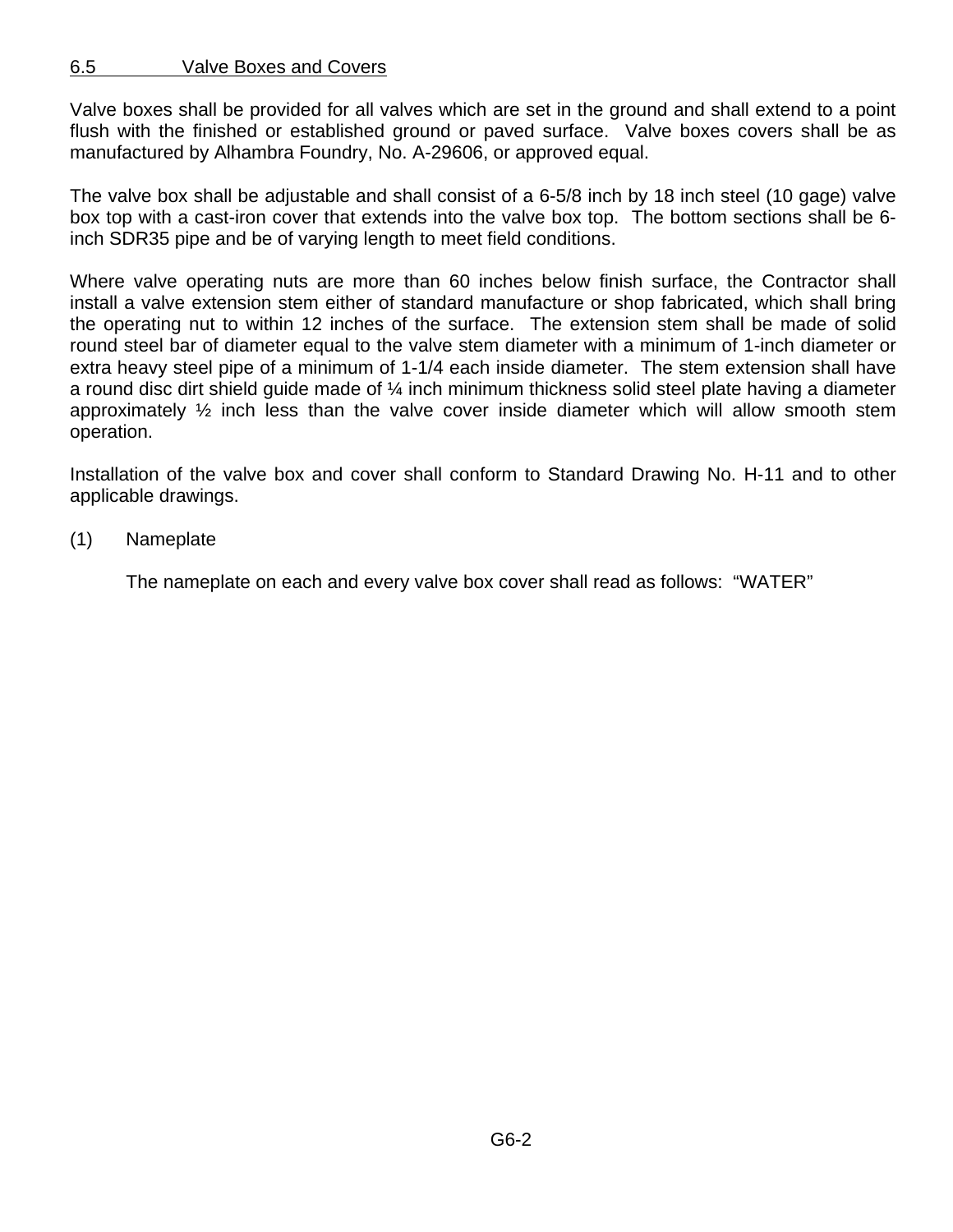## 6.5 Valve Boxes and Covers

Valve boxes shall be provided for all valves which are set in the ground and shall extend to a point flush with the finished or established ground or paved surface. Valve boxes covers shall be as manufactured by Alhambra Foundry, No. A-29606, or approved equal.

The valve box shall be adjustable and shall consist of a 6-5/8 inch by 18 inch steel (10 gage) valve box top with a cast-iron cover that extends into the valve box top. The bottom sections shall be 6-inch SDR35 pipe and be of varying length to meet field conditions.

Where valve operating nuts are more than 60 inches below finish surface, the Contractor shall install a valve extension stem either of standard manufacture or shop fabricated, which shall bring the operating nut to within 12 inches of the surface. The extension stem shall be made of solid round steel bar of diameter equal to the valve stem diameter with a minimum of 1-inch diameter or extra heavy steel pipe of a minimum of 1-1/4 each inside diameter. The stem extension shall have a round disc dirt shield guide made of ¼ inch minimum thickness solid steel plate having a diameter approximately ½ inch less than the valve cover inside diameter which will allow smooth stem operation.

Installation of the valve box and cover shall conform to Standard Drawing No. H-11 and to other applicable drawings.

(1) Nameplate

The nameplate on each and every valve box cover shall read as follows: "WATER"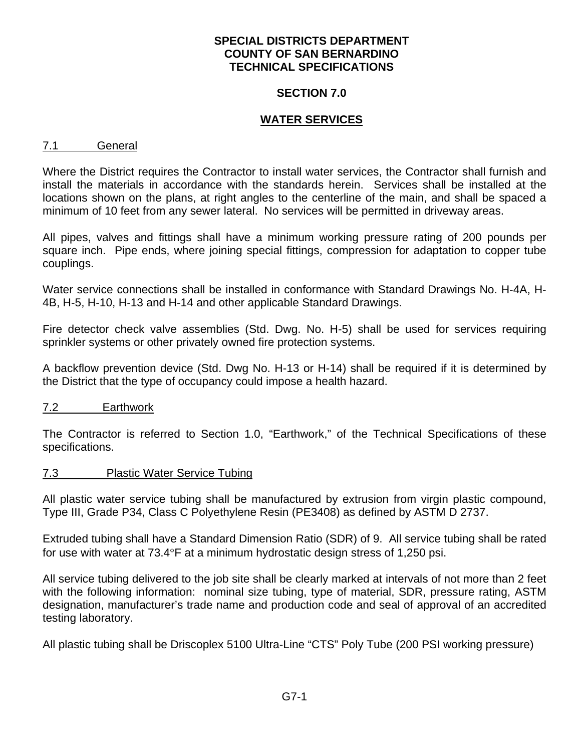**SPECIAL DISTRICTS DEPARTMENT**
**COUNTY OF SAN BERNARDINO**
**TECHNICAL SPECIFICATIONS**

## SECTION 7.0

## WATER SERVICES

### 7.1 General

Where the District requires the Contractor to install water services, the Contractor shall furnish and install the materials in accordance with the standards herein. Services shall be installed at the locations shown on the plans, at right angles to the centerline of the main, and shall be spaced a minimum of 10 feet from any sewer lateral. No services will be permitted in driveway areas.

All pipes, valves and fittings shall have a minimum working pressure rating of 200 pounds per square inch. Pipe ends, where joining special fittings, compression for adaptation to copper tube couplings.

Water service connections shall be installed in conformance with Standard Drawings No. H-4A, H-4B, H-5, H-10, H-13 and H-14 and other applicable Standard Drawings.

Fire detector check valve assemblies (Std. Dwg. No. H-5) shall be used for services requiring sprinkler systems or other privately owned fire protection systems.

A backflow prevention device (Std. Dwg No. H-13 or H-14) shall be required if it is determined by the District that the type of occupancy could impose a health hazard.

### 7.2 Earthwork

The Contractor is referred to Section 1.0, "Earthwork," of the Technical Specifications of these specifications.

### 7.3 Plastic Water Service Tubing

All plastic water service tubing shall be manufactured by extrusion from virgin plastic compound, Type III, Grade P34, Class C Polyethylene Resin (PE3408) as defined by ASTM D 2737.

Extruded tubing shall have a Standard Dimension Ratio (SDR) of 9. All service tubing shall be rated for use with water at 73.4°F at a minimum hydrostatic design stress of 1,250 psi.

All service tubing delivered to the job site shall be clearly marked at intervals of not more than 2 feet with the following information: nominal size tubing, type of material, SDR, pressure rating, ASTM designation, manufacturer's trade name and production code and seal of approval of an accredited testing laboratory.

All plastic tubing shall be Driscoplex 5100 Ultra-Line "CTS" Poly Tube (200 PSI working pressure)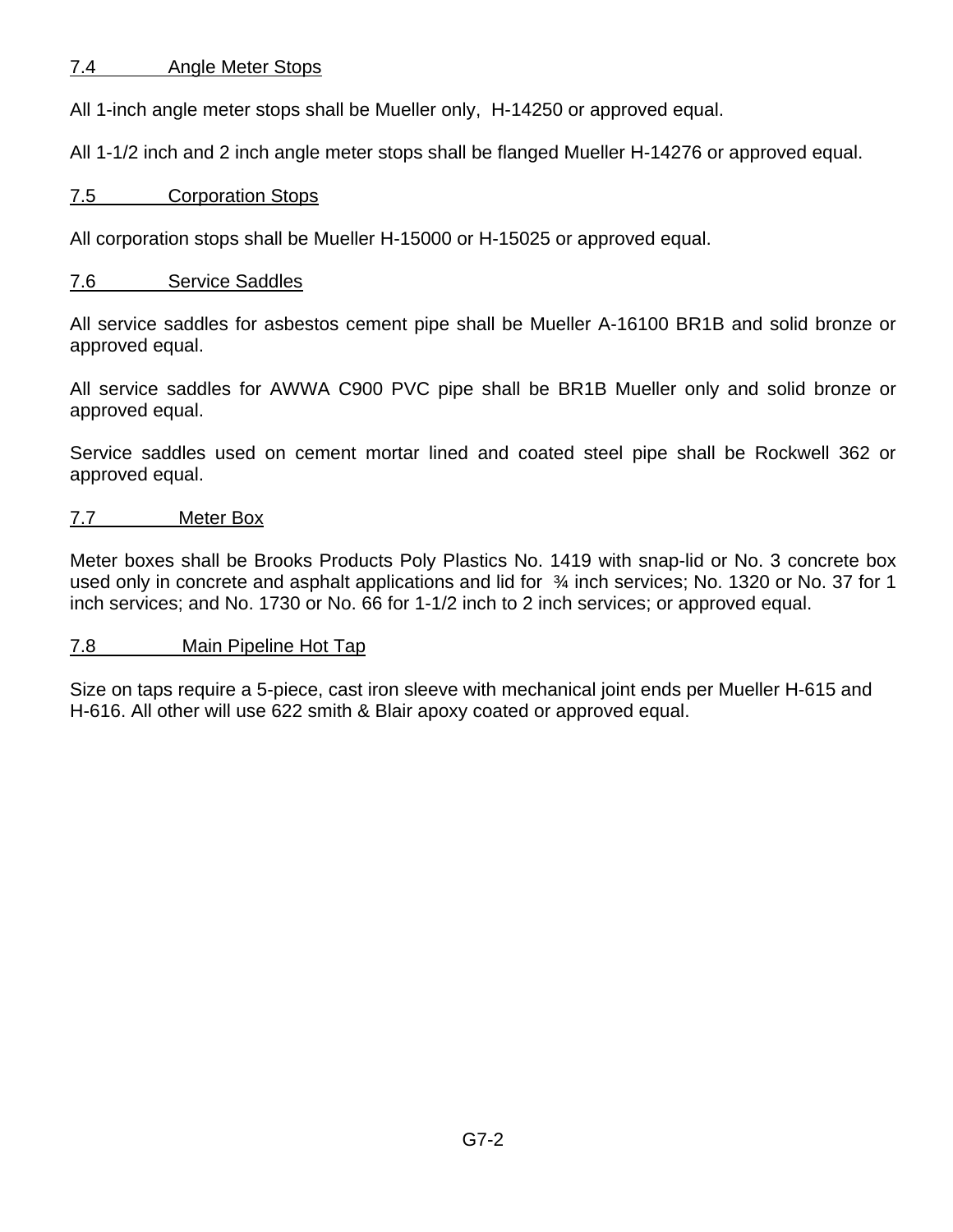### 7.4 Angle Meter Stops

All 1-inch angle meter stops shall be Mueller only, H-14250 or approved equal.

All 1-1/2 inch and 2 inch angle meter stops shall be flanged Mueller H-14276 or approved equal.

### 7.5 Corporation Stops

All corporation stops shall be Mueller H-15000 or H-15025 or approved equal.

### 7.6 Service Saddles

All service saddles for asbestos cement pipe shall be Mueller A-16100 BR1B and solid bronze or approved equal.

All service saddles for AWWA C900 PVC pipe shall be BR1B Mueller only and solid bronze or approved equal.

Service saddles used on cement mortar lined and coated steel pipe shall be Rockwell 362 or approved equal.

### 7.7 Meter Box

Meter boxes shall be Brooks Products Poly Plastics No. 1419 with snap-lid or No. 3 concrete box used only in concrete and asphalt applications and lid for ¾ inch services; No. 1320 or No. 37 for 1 inch services; and No. 1730 or No. 66 for 1-1/2 inch to 2 inch services; or approved equal.

### 7.8 Main Pipeline Hot Tap

Size on taps require a 5-piece, cast iron sleeve with mechanical joint ends per Mueller H-615 and H-616. All other will use 622 smith & Blair apoxy coated or approved equal.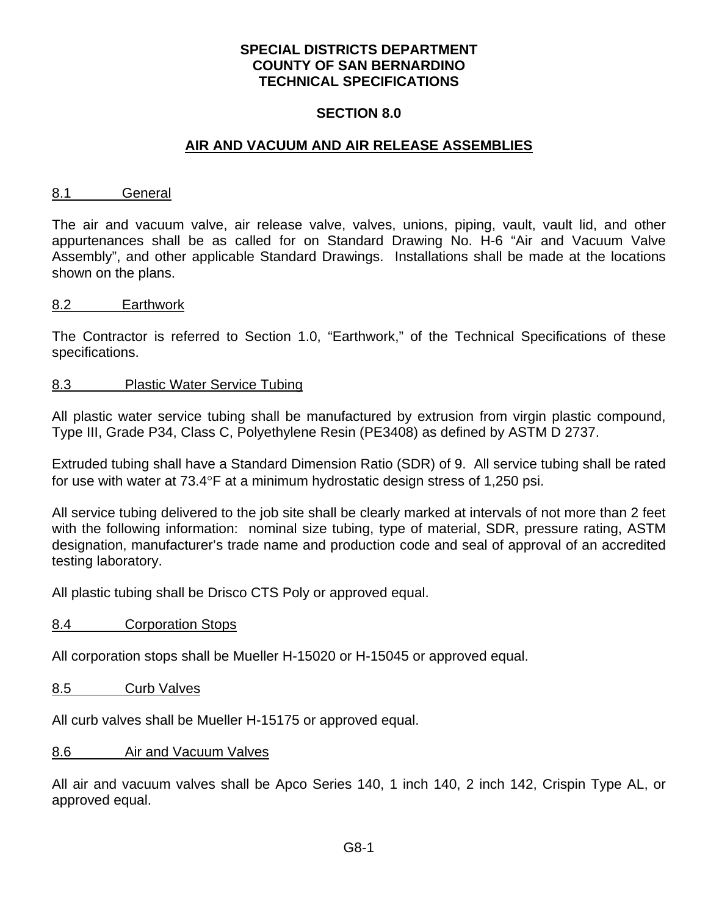**SPECIAL DISTRICTS DEPARTMENT**
**COUNTY OF SAN BERNARDINO**
**TECHNICAL SPECIFICATIONS**

**SECTION 8.0**

## AIR AND VACUUM AND AIR RELEASE ASSEMBLIES

### 8.1 General

The air and vacuum valve, air release valve, valves, unions, piping, vault, vault lid, and other appurtenances shall be as called for on Standard Drawing No. H-6 “Air and Vacuum Valve Assembly”, and other applicable Standard Drawings. Installations shall be made at the locations shown on the plans.

### 8.2 Earthwork

The Contractor is referred to Section 1.0, “Earthwork,” of the Technical Specifications of these specifications.

### 8.3 Plastic Water Service Tubing

All plastic water service tubing shall be manufactured by extrusion from virgin plastic compound, Type III, Grade P34, Class C, Polyethylene Resin (PE3408) as defined by ASTM D 2737.

Extruded tubing shall have a Standard Dimension Ratio (SDR) of 9. All service tubing shall be rated for use with water at 73.4°F at a minimum hydrostatic design stress of 1,250 psi.

All service tubing delivered to the job site shall be clearly marked at intervals of not more than 2 feet with the following information: nominal size tubing, type of material, SDR, pressure rating, ASTM designation, manufacturer’s trade name and production code and seal of approval of an accredited testing laboratory.

All plastic tubing shall be Drisco CTS Poly or approved equal.

### 8.4 Corporation Stops

All corporation stops shall be Mueller H-15020 or H-15045 or approved equal.

### 8.5 Curb Valves

All curb valves shall be Mueller H-15175 or approved equal.

### 8.6 Air and Vacuum Valves

All air and vacuum valves shall be Apco Series 140, 1 inch 140, 2 inch 142, Crispin Type AL, or approved equal.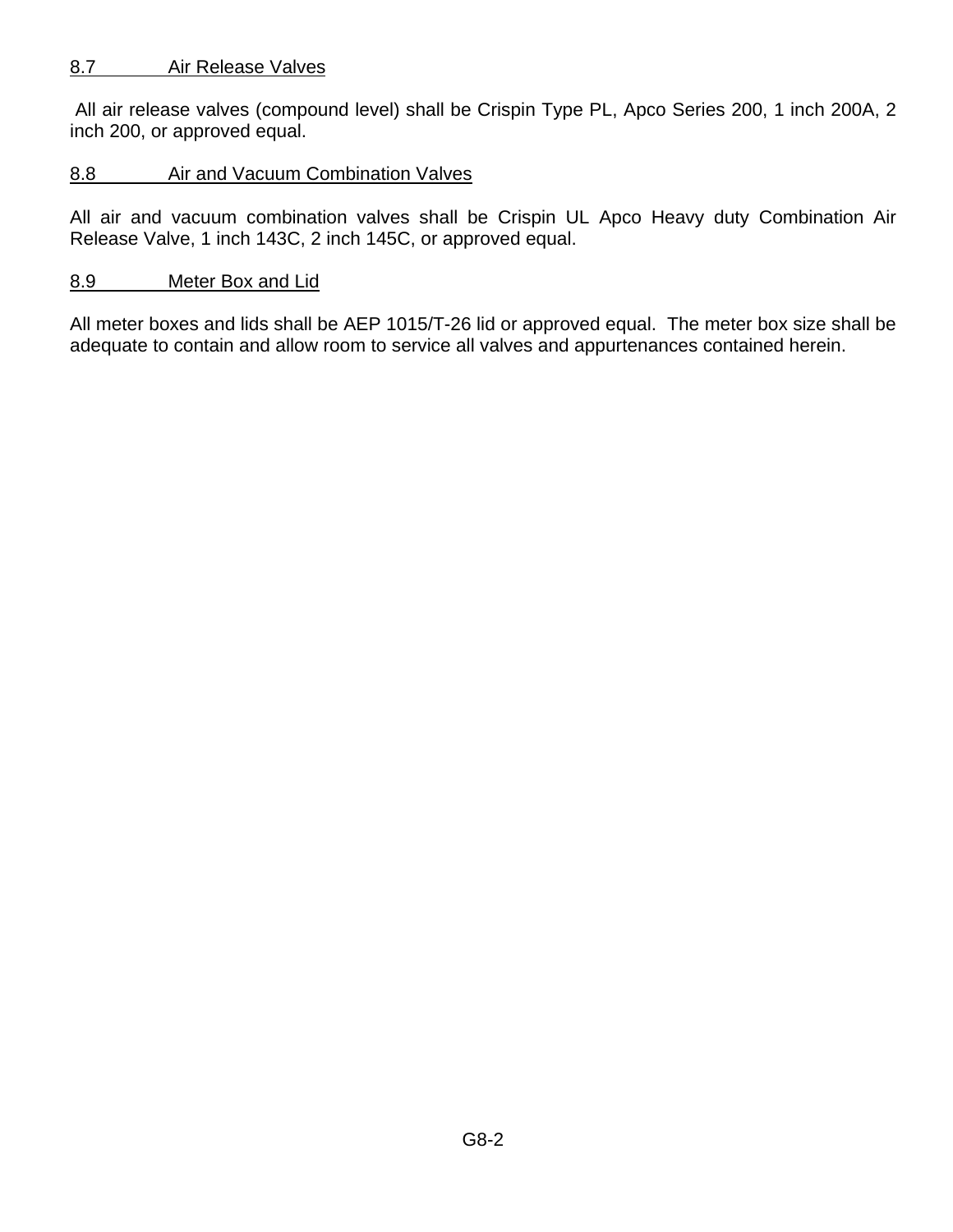### 8.7 Air Release Valves

All air release valves (compound level) shall be Crispin Type PL, Apco Series 200, 1 inch 200A, 2 inch 200, or approved equal.

### 8.8 Air and Vacuum Combination Valves

All air and vacuum combination valves shall be Crispin UL Apco Heavy duty Combination Air Release Valve, 1 inch 143C, 2 inch 145C, or approved equal.

### 8.9 Meter Box and Lid

All meter boxes and lids shall be AEP 1015/T-26 lid or approved equal. The meter box size shall be adequate to contain and allow room to service all valves and appurtenances contained herein.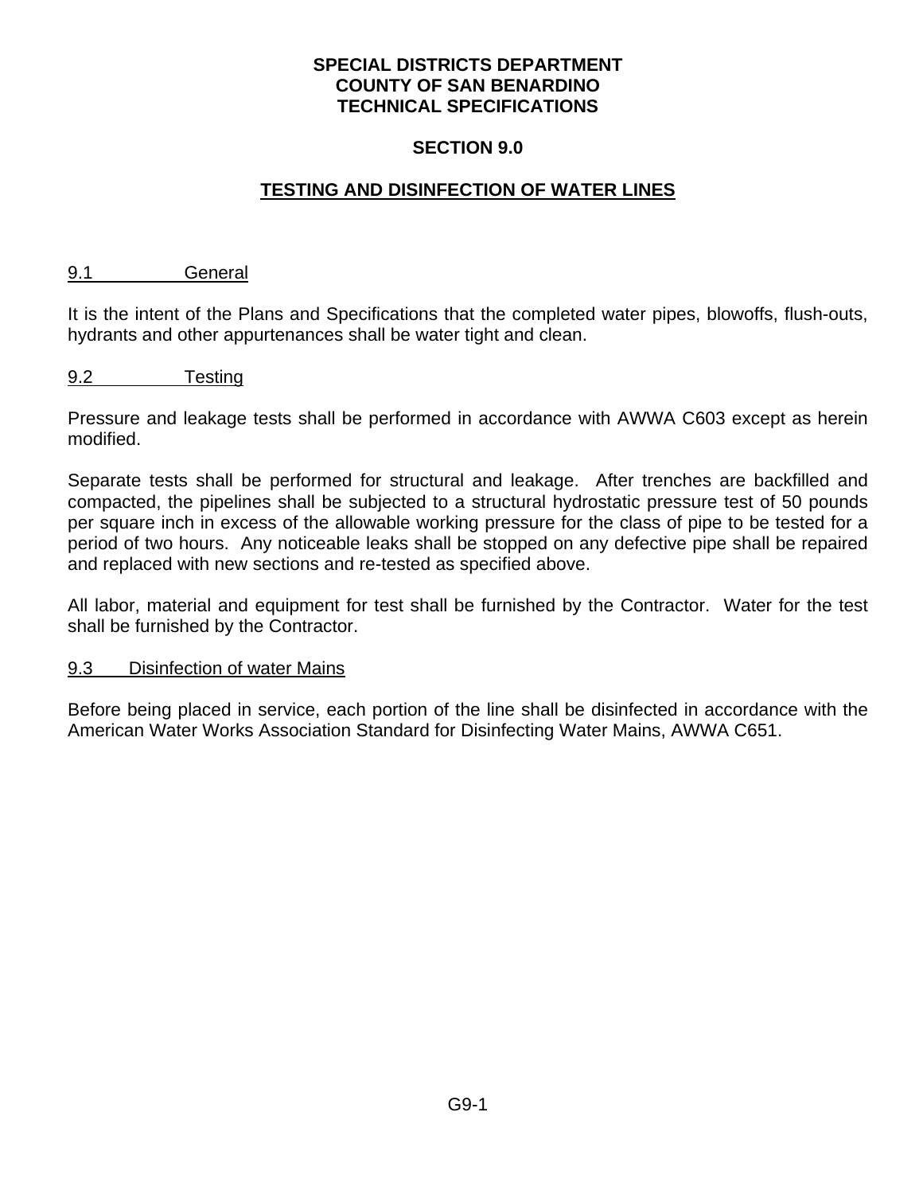**SPECIAL DISTRICTS DEPARTMENT**
**COUNTY OF SAN BENARDINO**
**TECHNICAL SPECIFICATIONS**

# SECTION 9.0

## TESTING AND DISINFECTION OF WATER LINES

### 9.1 General

It is the intent of the Plans and Specifications that the completed water pipes, blowoffs, flush-outs, hydrants and other appurtenances shall be water tight and clean.

### 9.2 Testing

Pressure and leakage tests shall be performed in accordance with AWWA C603 except as herein modified.

Separate tests shall be performed for structural and leakage. After trenches are backfilled and compacted, the pipelines shall be subjected to a structural hydrostatic pressure test of 50 pounds per square inch in excess of the allowable working pressure for the class of pipe to be tested for a period of two hours. Any noticeable leaks shall be stopped on any defective pipe shall be repaired and replaced with new sections and re-tested as specified above.

All labor, material and equipment for test shall be furnished by the Contractor. Water for the test shall be furnished by the Contractor.

### 9.3 Disinfection of water Mains

Before being placed in service, each portion of the line shall be disinfected in accordance with the American Water Works Association Standard for Disinfecting Water Mains, AWWA C651.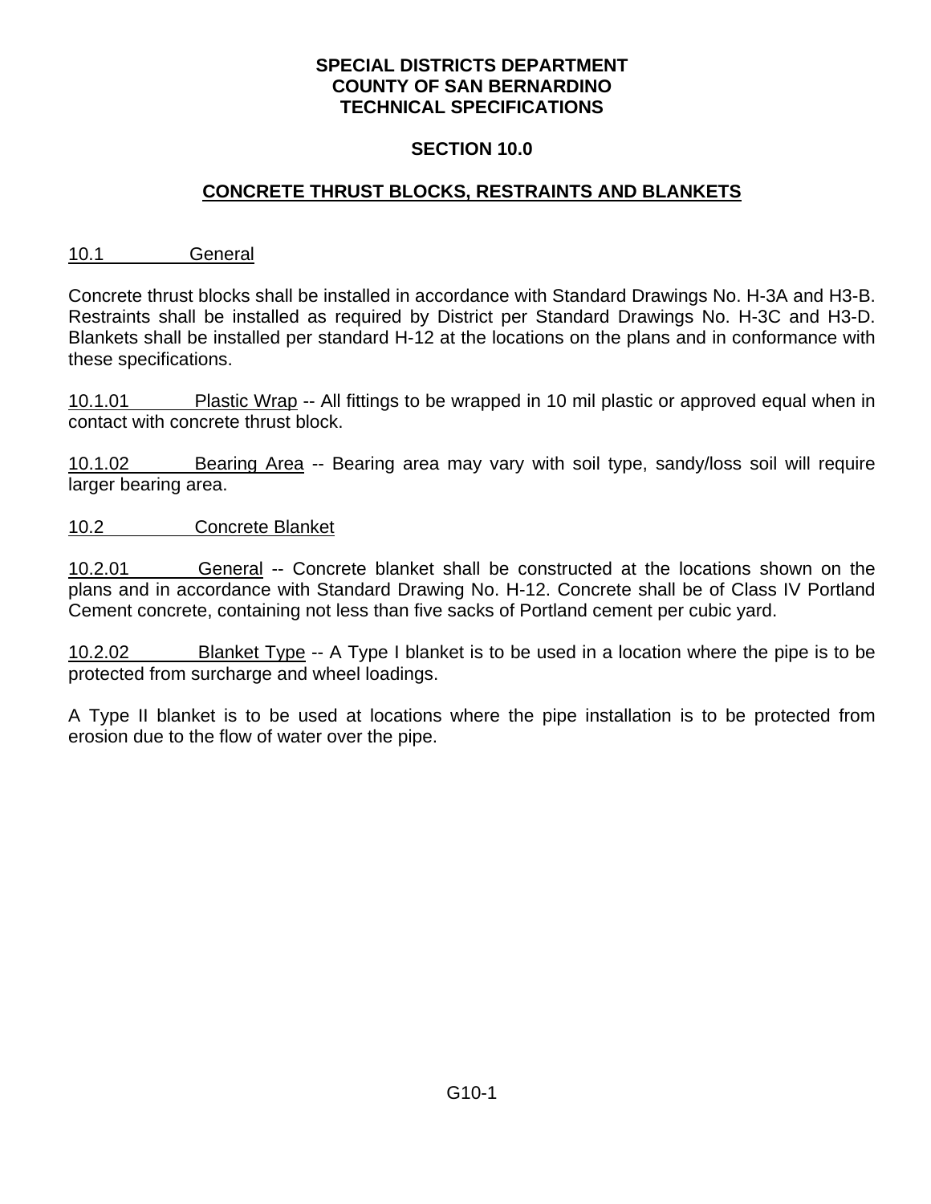**SPECIAL DISTRICTS DEPARTMENT**
**COUNTY OF SAN BERNARDINO**
**TECHNICAL SPECIFICATIONS**

# SECTION 10.0

## CONCRETE THRUST BLOCKS, RESTRAINTS AND BLANKETS

### 10.1 General

Concrete thrust blocks shall be installed in accordance with Standard Drawings No. H-3A and H3-B. Restraints shall be installed as required by District per Standard Drawings No. H-3C and H3-D. Blankets shall be installed per standard H-12 at the locations on the plans and in conformance with these specifications.

10.1.01 Plastic Wrap -- All fittings to be wrapped in 10 mil plastic or approved equal when in contact with concrete thrust block.

10.1.02 Bearing Area -- Bearing area may vary with soil type, sandy/loss soil will require larger bearing area.

### 10.2 Concrete Blanket

10.2.01 General -- Concrete blanket shall be constructed at the locations shown on the plans and in accordance with Standard Drawing No. H-12. Concrete shall be of Class IV Portland Cement concrete, containing not less than five sacks of Portland cement per cubic yard.

10.2.02 Blanket Type -- A Type I blanket is to be used in a location where the pipe is to be protected from surcharge and wheel loadings.

A Type II blanket is to be used at locations where the pipe installation is to be protected from erosion due to the flow of water over the pipe.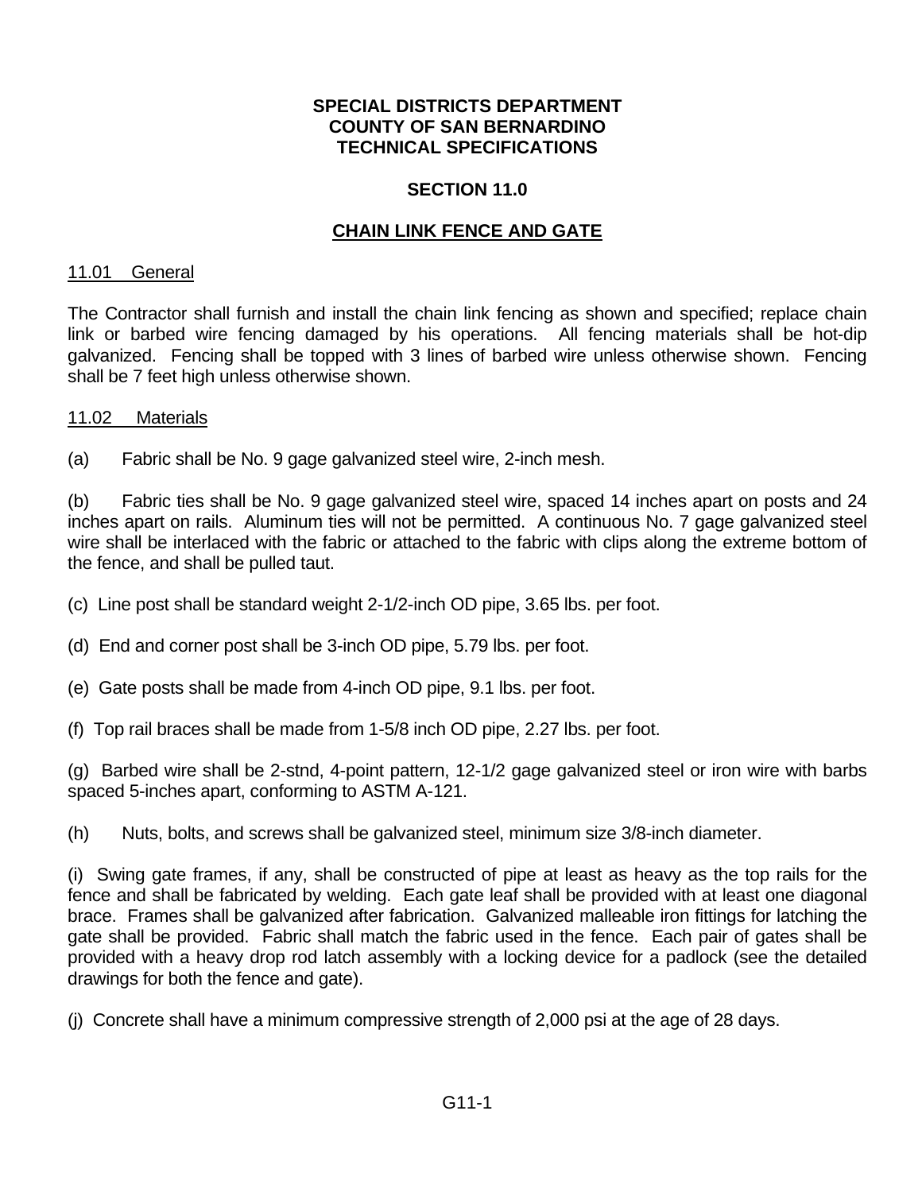**SPECIAL DISTRICTS DEPARTMENT**
**COUNTY OF SAN BERNARDINO**
**TECHNICAL SPECIFICATIONS**

# SECTION 11.0

## CHAIN LINK FENCE AND GATE

### 11.01 General

The Contractor shall furnish and install the chain link fencing as shown and specified; replace chain link or barbed wire fencing damaged by his operations. All fencing materials shall be hot-dip galvanized. Fencing shall be topped with 3 lines of barbed wire unless otherwise shown. Fencing shall be 7 feet high unless otherwise shown.

### 11.02 Materials

(a) Fabric shall be No. 9 gage galvanized steel wire, 2-inch mesh.

(b) Fabric ties shall be No. 9 gage galvanized steel wire, spaced 14 inches apart on posts and 24 inches apart on rails. Aluminum ties will not be permitted. A continuous No. 7 gage galvanized steel wire shall be interlaced with the fabric or attached to the fabric with clips along the extreme bottom of the fence, and shall be pulled taut.

(c) Line post shall be standard weight 2-1/2-inch OD pipe, 3.65 lbs. per foot.

(d) End and corner post shall be 3-inch OD pipe, 5.79 lbs. per foot.

(e) Gate posts shall be made from 4-inch OD pipe, 9.1 lbs. per foot.

(f) Top rail braces shall be made from 1-5/8 inch OD pipe, 2.27 lbs. per foot.

(g) Barbed wire shall be 2-stnd, 4-point pattern, 12-1/2 gage galvanized steel or iron wire with barbs spaced 5-inches apart, conforming to ASTM A-121.

(h) Nuts, bolts, and screws shall be galvanized steel, minimum size 3/8-inch diameter.

(i) Swing gate frames, if any, shall be constructed of pipe at least as heavy as the top rails for the fence and shall be fabricated by welding. Each gate leaf shall be provided with at least one diagonal brace. Frames shall be galvanized after fabrication. Galvanized malleable iron fittings for latching the gate shall be provided. Fabric shall match the fabric used in the fence. Each pair of gates shall be provided with a heavy drop rod latch assembly with a locking device for a padlock (see the detailed drawings for both the fence and gate).

(j) Concrete shall have a minimum compressive strength of 2,000 psi at the age of 28 days.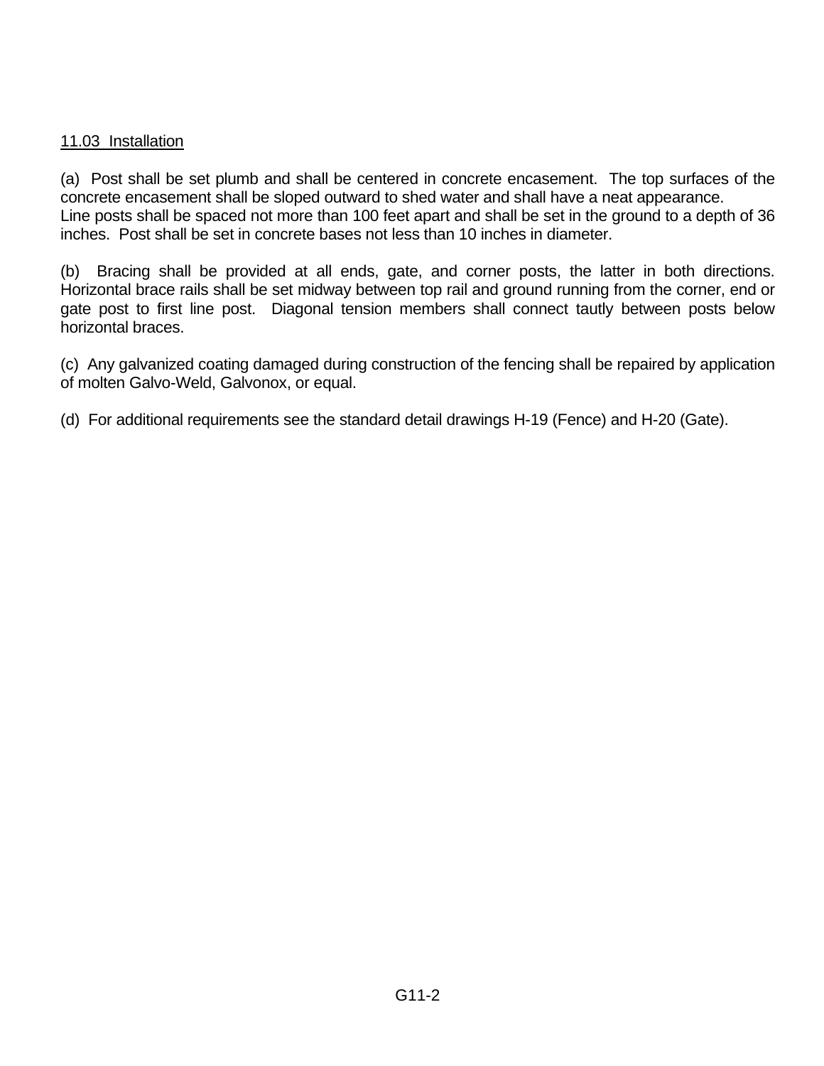11.03 Installation

(a) Post shall be set plumb and shall be centered in concrete encasement. The top surfaces of the concrete encasement shall be sloped outward to shed water and shall have a neat appearance.
Line posts shall be spaced not more than 100 feet apart and shall be set in the ground to a depth of 36 inches. Post shall be set in concrete bases not less than 10 inches in diameter.

(b) Bracing shall be provided at all ends, gate, and corner posts, the latter in both directions. Horizontal brace rails shall be set midway between top rail and ground running from the corner, end or gate post to first line post. Diagonal tension members shall connect tautly between posts below horizontal braces.

(c) Any galvanized coating damaged during construction of the fencing shall be repaired by application of molten Galvo-Weld, Galvonox, or equal.

(d) For additional requirements see the standard detail drawings H-19 (Fence) and H-20 (Gate).